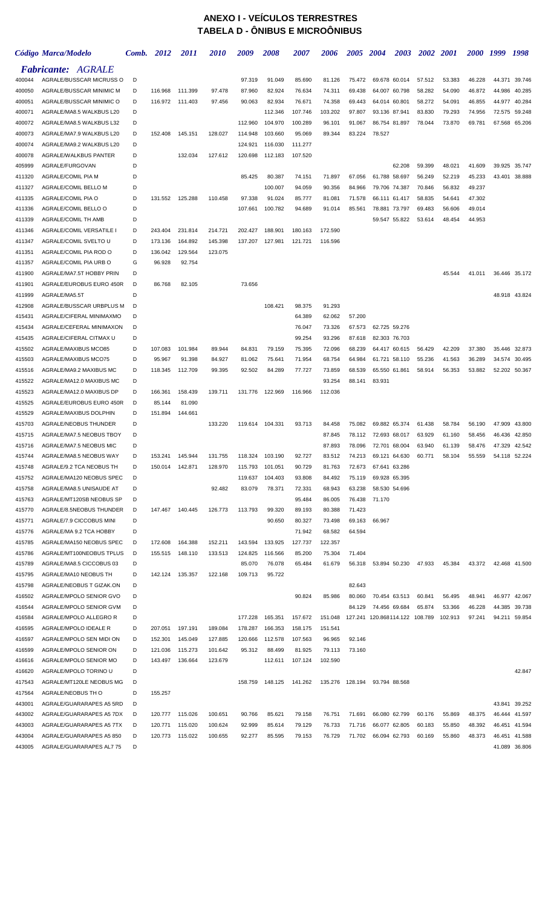# ANEXO I - VEÍCULOS TERRESTRES
## TABELA D - ÔNIBUS E MICROÔNIBUS

| Código | Marca/Modelo | Comb. | 2012 | 2011 | 2010 | 2009 | 2008 | 2007 | 2006 | 2005 | 2004 | 2003 | 2002 | 2001 | 2000 | 1999 | 1998 |
|---|---|---|---|---|---|---|---|---|---|---|---|---|---|---|---|---|---|
| ***Fabricante: AGRALE*** | | | | | | | | | | | | | | | | | |
| 400044 | AGRALE/BUSSCAR MICRUSS O | D | | | | 97.319 | 91.049 | 85.690 | 81.126 | 75.472 | 69.678 | 60.014 | 57.512 | 53.383 | 46.228 | 44.371 | 39.746 |
| 400050 | AGRALE/BUSSCAR MINIMIC M | D | 116.968 | 111.399 | 97.478 | 87.960 | 82.924 | 76.634 | 74.311 | 69.438 | 64.007 | 60.798 | 58.282 | 54.090 | 46.872 | 44.986 | 40.285 |
| 400051 | AGRALE/BUSSCAR MINIMIC O | D | 116.972 | 111.403 | 97.456 | 90.063 | 82.934 | 76.671 | 74.358 | 69.443 | 64.014 | 60.801 | 58.272 | 54.091 | 46.855 | 44.977 | 40.284 |
| 400071 | AGRALE/MA8.5 WALKBUS L20 | D | | | | | 112.346 | 107.746 | 103.202 | 97.807 | 93.136 | 87.941 | 83.830 | 79.293 | 74.956 | 72.575 | 59.248 |
| 400072 | AGRALE/MA8.5 WALKBUS L32 | D | | | | 112.960 | 104.970 | 100.289 | 96.101 | 91.067 | 86.754 | 81.897 | 78.044 | 73.870 | 69.781 | 67.568 | 65.206 |
| 400073 | AGRALE/MA7.9 WALKBUS L20 | D | 152.408 | 145.151 | 128.027 | 114.948 | 103.660 | 95.069 | 89.344 | 83.224 | 78.527 | | | | | | |
| 400074 | AGRALE/MA9.2 WALKBUS L20 | D | | | | 124.921 | 116.030 | 111.277 | | | | | | | | | |
| 400078 | AGRALE/WALKBUS PANTER | D | | 132.034 | 127.612 | 120.698 | 112.183 | 107.520 | | | | | | | | | |
| 405999 | AGRALE/FURGOVAN | D | | | | | | | | | | 62.208 | 59.399 | 48.021 | 41.609 | 39.925 | 35.747 |
| 411320 | AGRALE/COMIL PIA M | D | | | | 85.425 | 80.387 | 74.151 | 71.897 | 67.056 | 61.788 | 58.697 | 56.249 | 52.219 | 45.233 | 43.401 | 38.888 |
| 411327 | AGRALE/COMIL BELLO M | D | | | | | 100.007 | 94.059 | 90.356 | 84.966 | 79.706 | 74.387 | 70.846 | 56.832 | 49.237 | | |
| 411335 | AGRALE/COMIL PIA O | D | 131.552 | 125.288 | 110.458 | 97.338 | 91.024 | 85.777 | 81.081 | 71.578 | 66.111 | 61.417 | 58.835 | 54.641 | 47.302 | | |
| 411336 | AGRALE/COMIL BELLO O | D | | | | 107.661 | 100.782 | 94.689 | 91.014 | 85.561 | 78.881 | 73.797 | 69.483 | 56.606 | 49.014 | | |
| 411339 | AGRALE/COMIL TH AMB | D | | | | | | | | | 59.547 | 55.822 | 53.614 | 48.454 | 44.953 | | |
| 411346 | AGRALE/COMIL VERSATILE I | D | 243.404 | 231.814 | 214.721 | 202.427 | 188.901 | 180.163 | 172.590 | | | | | | | | |
| 411347 | AGRALE/COMIL SVELTO U | D | 173.136 | 164.892 | 145.398 | 137.207 | 127.981 | 121.721 | 116.596 | | | | | | | | |
| 411351 | AGRALE/COMIL PIA ROD O | D | 136.042 | 129.564 | 123.075 | | | | | | | | | | | | |
| 411357 | AGRALE/COMIL PIA URB O | G | 96.928 | 92.754 | | | | | | | | | | | | | |
| 411900 | AGRALE/MA7.5T HOBBY PRIN | D | | | | | | | | | | | | 45.544 | 41.011 | 36.446 | 35.172 |
| 411901 | AGRALE/EUROBUS EURO 450R | D | 86.768 | 82.105 | | 73.656 | | | | | | | | | | | |
| 411999 | AGRALE/MA5.5T | D | | | | | | | | | | | | | | 48.918 | 43.824 |
| 412908 | AGRALE/BUSSCAR URBPLUS M | D | | | | | 108.421 | 98.375 | 91.293 | | | | | | | | |
| 415431 | AGRALE/CIFERAL MINIMAXMO | D | | | | | | 64.389 | 62.062 | 57.200 | | | | | | | |
| 415434 | AGRALE/CEFERAL MINIMAXON | D | | | | | | 76.047 | 73.326 | 67.573 | 62.725 | 59.276 | | | | | |
| 415435 | AGRALE/CIFERAL CITMAX U | D | | | | | | 99.254 | 93.296 | 87.618 | 82.303 | 76.703 | | | | | |
| 415502 | AGRALE/MAXIBUS MCO85 | D | 107.083 | 101.984 | 89.944 | 84.831 | 79.159 | 75.395 | 72.096 | 68.239 | 64.417 | 60.615 | 56.429 | 42.209 | 37.380 | 35.446 | 32.873 |
| 415503 | AGRALE/MAXIBUS MCO75 | D | 95.967 | 91.398 | 84.927 | 81.062 | 75.641 | 71.954 | 68.754 | 64.984 | 61.721 | 58.110 | 55.236 | 41.563 | 36.289 | 34.574 | 30.495 |
| 415516 | AGRALE/MA9.2 MAXIBUS MC | D | 118.345 | 112.709 | 99.395 | 92.502 | 84.289 | 77.727 | 73.859 | 68.539 | 65.550 | 61.861 | 58.914 | 56.353 | 53.882 | 52.202 | 50.367 |
| 415522 | AGRALE/MA12.0 MAXIBUS MC | D | | | | | | | 93.254 | 88.141 | 83.931 | | | | | | |
| 415523 | AGRALE/MA12.0 MAXIBUS DP | D | 166.361 | 158.439 | 139.711 | 131.776 | 122.969 | 116.966 | 112.036 | | | | | | | | |
| 415525 | AGRALE/EUROBUS EURO 450R | D | 85.144 | 81.090 | | | | | | | | | | | | | |
| 415529 | AGRALE/MAXIBUS DOLPHIN | D | 151.894 | 144.661 | | | | | | | | | | | | | |
| 415703 | AGRALE/NEOBUS THUNDER | D | | | 133.220 | 119.614 | 104.331 | 93.713 | 84.458 | 75.082 | 69.882 | 65.374 | 61.438 | 58.784 | 56.190 | 47.909 | 43.800 |
| 415715 | AGRALE/MA7.5 NEOBUS TBOY | D | | | | | | | 87.845 | 78.112 | 72.693 | 68.017 | 63.929 | 61.160 | 58.456 | 46.436 | 42.850 |
| 415716 | AGRALE/MA7.5 NEOBUS MIC | D | | | | | | | 87.893 | 78.096 | 72.701 | 68.004 | 63.940 | 61.139 | 58.476 | 47.329 | 42.542 |
| 415744 | AGRALE/MA8.5 NEOBUS WAY | D | 153.241 | 145.944 | 131.755 | 118.324 | 103.190 | 92.727 | 83.512 | 74.213 | 69.121 | 64.630 | 60.771 | 58.104 | 55.559 | 54.118 | 52.224 |
| 415748 | AGRALE/9.2 TCA NEOBUS TH | D | 150.014 | 142.871 | 128.970 | 115.793 | 101.051 | 90.729 | 81.763 | 72.673 | 67.641 | 63.286 | | | | | |
| 415752 | AGRALE/MA120 NEOBUS SPEC | D | | | | 119.637 | 104.403 | 93.808 | 84.492 | 75.119 | 69.928 | 65.395 | | | | | |
| 415758 | AGRALE/MA8.5 UNISAUDE AT | D | | | 92.482 | 83.079 | 78.371 | 72.331 | 68.943 | 63.238 | 58.530 | 54.696 | | | | | |
| 415763 | AGRALE/MT120SB NEOBUS SP | D | | | | | | 95.484 | 86.005 | 76.438 | 71.170 | | | | | | |
| 415770 | AGRALE/8.5NEOBUS THUNDER | D | 147.467 | 140.445 | 126.773 | 113.793 | 99.320 | 89.193 | 80.388 | 71.423 | | | | | | | |
| 415771 | AGRALE/7.9 CICCOBUS MINI | D | | | | | 90.650 | 80.327 | 73.498 | 69.163 | 66.967 | | | | | | |
| 415776 | AGRALE/MA 9.2 TCA HOBBY | D | | | | | | 71.942 | 68.582 | 64.594 | | | | | | | |
| 415785 | AGRALE/MA150 NEOBUS SPEC | D | 172.608 | 164.388 | 152.211 | 143.594 | 133.925 | 127.737 | 122.357 | | | | | | | | |
| 415786 | AGRALE/MT100NEOBUS TPLUS | D | 155.515 | 148.110 | 133.513 | 124.825 | 116.566 | 85.200 | 75.304 | 71.404 | | | | | | | |
| 415789 | AGRALE/MA8.5 CICCOBUS 03 | D | | | | 85.070 | 76.078 | 65.484 | 61.679 | 56.318 | 53.894 | 50.230 | 47.933 | 45.384 | 43.372 | 42.468 | 41.500 |
| 415795 | AGRALE/MA10 NEOBUS TH | D | 142.124 | 135.357 | 122.168 | 109.713 | 95.722 | | | | | | | | | | |
| 415798 | AGRALE/NEOBUS T GIZAK.ON | D | | | | | | | | 82.643 | | | | | | | |
| 416502 | AGRALE/MPOLO SENIOR GVO | D | | | | | | 90.824 | 85.986 | 80.060 | 70.454 | 63.513 | 60.841 | 56.495 | 48.941 | 46.977 | 42.067 |
| 416544 | AGRALE/MPOLO SENIOR GVM | D | | | | | | | | 84.129 | 74.456 | 69.684 | 65.874 | 53.366 | 46.228 | 44.385 | 39.738 |
| 416584 | AGRALE/MPOLO ALLEGRO R | D | | | | 177.228 | 165.351 | 157.672 | 151.048 | 127.241 | 120.868 | 114.122 | 108.789 | 102.913 | 97.241 | 94.211 | 59.854 |
| 416595 | AGRALE/MPOLO IDEALE R | D | 207.051 | 197.191 | 189.084 | 178.287 | 166.353 | 158.175 | 151.541 | | | | | | | | |
| 416597 | AGRALE/MPOLO SEN MIDI ON | D | 152.301 | 145.049 | 127.885 | 120.666 | 112.578 | 107.563 | 96.965 | 92.146 | | | | | | | |
| 416599 | AGRALE/MPOLO SENIOR ON | D | 121.036 | 115.273 | 101.642 | 95.312 | 88.499 | 81.925 | 79.113 | 73.160 | | | | | | | |
| 416616 | AGRALE/MPOLO SENIOR MO | D | 143.497 | 136.664 | 123.679 | | 112.611 | 107.124 | 102.590 | | | | | | | | |
| 416620 | AGRALE/MPOLO TORINO U | D | | | | | | | | | | | | | | | 42.847 |
| 417543 | AGRALE/MT120LE NEOBUS MG | D | | | | 158.759 | 148.125 | 141.262 | 135.276 | 128.194 | 93.794 | 88.568 | | | | | |
| 417564 | AGRALE/NEOBUS TH O | D | 155.257 | | | | | | | | | | | | | | |
| 443001 | AGRALE/GUARARAPES A5 5RD | D | | | | | | | | | | | | | | 43.841 | 39.252 |
| 443002 | AGRALE/GUARARAPES A5 7DX | D | 120.777 | 115.026 | 100.651 | 90.766 | 85.621 | 79.158 | 76.751 | 71.691 | 66.080 | 62.799 | 60.176 | 55.869 | 48.375 | 46.444 | 41.597 |
| 443003 | AGRALE/GUARARAPES A5 7TX | D | 120.771 | 115.020 | 100.624 | 92.999 | 85.614 | 79.129 | 76.733 | 71.716 | 66.077 | 62.805 | 60.183 | 55.850 | 48.392 | 46.451 | 41.594 |
| 443004 | AGRALE/GUARARAPES A5 850 | D | 120.773 | 115.022 | 100.655 | 92.277 | 85.595 | 79.153 | 76.729 | 71.702 | 66.094 | 62.793 | 60.169 | 55.860 | 48.373 | 46.451 | 41.588 |
| 443005 | AGRALE/GUARARAPES AL7 75 | D | | | | | | | | | | | | | | 41.089 | 36.806 |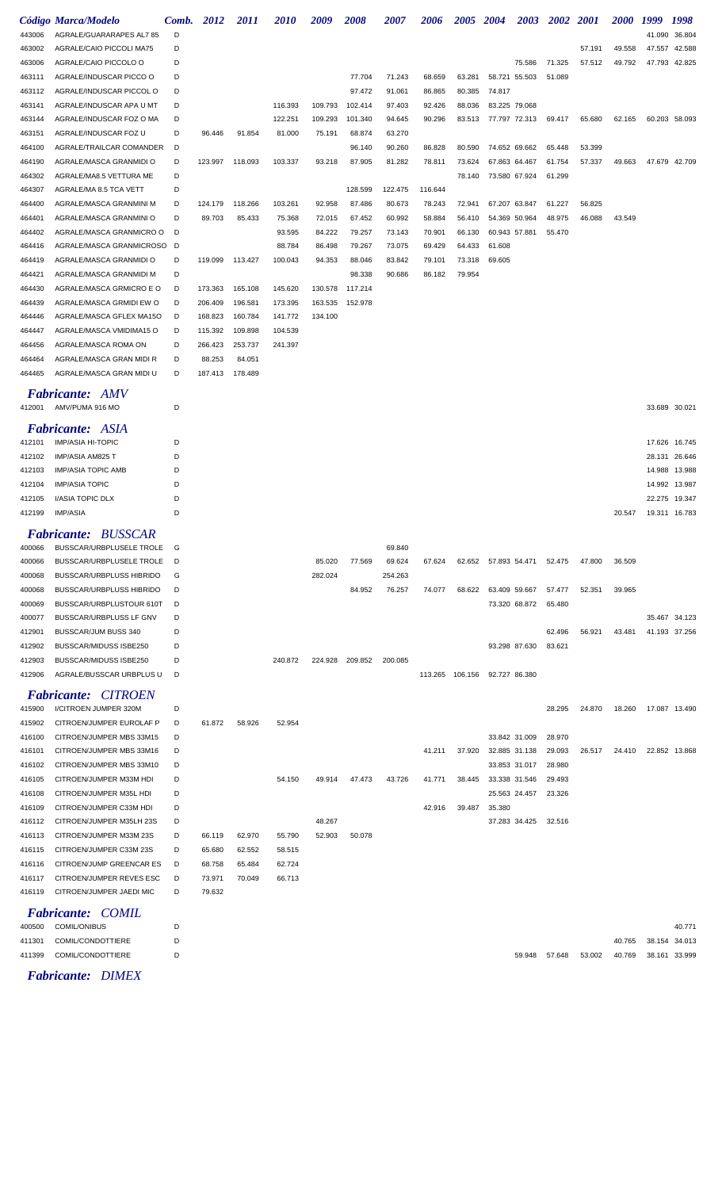| Código | Marca/Modelo | Comb. | 2012 | 2011 | 2010 | 2009 | 2008 | 2007 | 2006 | 2005 | 2004 | 2003 | 2002 | 2001 | 2000 | 1999 | 1998 |
|---|---|---|---|---|---|---|---|---|---|---|---|---|---|---|---|---|---|
| 443006 | AGRALE/GUARARAPES AL7 85 | D | | | | | | | | | | | | | | 41.090 | 36.804 |
| 463002 | AGRALE/CAIO PICCOLI MA75 | D | | | | | | | | | | | | 57.191 | 49.558 | 47.557 | 42.588 |
| 463006 | AGRALE/CAIO PICCOLO O | D | | | | | | | | | | 75.586 | 71.325 | 57.512 | 49.792 | 47.793 | 42.825 |
| 463111 | AGRALE/INDUSCAR PICCO O | D | | | | | 77.704 | 71.243 | 68.659 | 63.281 | 58.721 | 55.503 | 51.089 | | | | |
| 463112 | AGRALE/INDUSCAR PICCOL O | D | | | | | 97.472 | 91.061 | 86.865 | 80.385 | 74.817 | | | | | | |
| 463141 | AGRALE/INDUSCAR APA U MT | D | | | 116.393 | 109.793 | 102.414 | 97.403 | 92.426 | 88.036 | 83.225 | 79.068 | | | | | |
| 463144 | AGRALE/INDUSCAR FOZ O MA | D | | | 122.251 | 109.293 | 101.340 | 94.645 | 90.296 | 83.513 | 77.797 | 72.313 | 69.417 | 65.680 | 62.165 | 60.203 | 58.093 |
| 463151 | AGRALE/INDUSCAR FOZ U | D | 96.446 | 91.854 | 81.000 | 75.191 | 68.874 | 63.270 | | | | | | | | | |
| 464100 | AGRALE/TRAILCAR COMANDER | D | | | | | 96.140 | 90.260 | 86.828 | 80.590 | 74.652 | 69.662 | 65.448 | 53.399 | | | |
| 464190 | AGRALE/MASCA GRANMIDI O | D | 123.997 | 118.093 | 103.337 | 93.218 | 87.905 | 81.282 | 78.811 | 73.624 | 67.863 | 64.467 | 61.754 | 57.337 | 49.663 | 47.679 | 42.709 |
| 464302 | AGRALE/MA8.5 VETTURA ME | D | | | | | | | | 78.140 | 73.580 | 67.924 | 61.299 | | | | |
| 464307 | AGRALE/MA 8.5 TCA VETT | D | | | | | 128.599 | 122.475 | 116.644 | | | | | | | | |
| 464400 | AGRALE/MASCA GRANMINI M | D | 124.179 | 118.266 | 103.261 | 92.958 | 87.486 | 80.673 | 78.243 | 72.941 | 67.207 | 63.847 | 61.227 | 56.825 | | | |
| 464401 | AGRALE/MASCA GRANMINI O | D | 89.703 | 85.433 | 75.368 | 72.015 | 67.452 | 60.992 | 58.884 | 56.410 | 54.369 | 50.964 | 48.975 | 46.088 | 43.549 | | |
| 464402 | AGRALE/MASCA GRANMICRO O | D | | | 93.595 | 84.222 | 79.257 | 73.143 | 70.901 | 66.130 | 60.943 | 57.881 | 55.470 | | | | |
| 464416 | AGRALE/MASCA GRANMICROSO | D | | | 88.784 | 86.498 | 79.267 | 73.075 | 69.429 | 64.433 | 61.608 | | | | | | |
| 464419 | AGRALE/MASCA GRANMIDI O | D | 119.099 | 113.427 | 100.043 | 94.353 | 88.046 | 83.842 | 79.101 | 73.318 | 69.605 | | | | | | |
| 464421 | AGRALE/MASCA GRANMIDI M | D | | | | | 98.338 | 90.686 | 86.182 | 79.954 | | | | | | | |
| 464430 | AGRALE/MASCA GRMICRO E O | D | 173.363 | 165.108 | 145.620 | 130.578 | 117.214 | | | | | | | | | | |
| 464439 | AGRALE/MASCA GRMIDI EW O | D | 206.409 | 196.581 | 173.395 | 163.535 | 152.978 | | | | | | | | | | |
| 464446 | AGRALE/MASCA GFLEX MA15O | D | 168.823 | 160.784 | 141.772 | 134.100 | | | | | | | | | | | |
| 464447 | AGRALE/MASCA VMIDIMA15 O | D | 115.392 | 109.898 | 104.539 | | | | | | | | | | | | |
| 464456 | AGRALE/MASCA ROMA ON | D | 266.423 | 253.737 | 241.397 | | | | | | | | | | | | |
| 464464 | AGRALE/MASCA GRAN MIDI R | D | 88.253 | 84.051 | | | | | | | | | | | | | |
| 464465 | AGRALE/MASCA GRAN MIDI U | D | 187.413 | 178.489 | | | | | | | | | | | | | |

***Fabricante: AMV***

| Código | Marca/Modelo | Comb. | 2012 | 2011 | 2010 | 2009 | 2008 | 2007 | 2006 | 2005 | 2004 | 2003 | 2002 | 2001 | 2000 | 1999 | 1998 |
|---|---|---|---|---|---|---|---|---|---|---|---|---|---|---|---|---|---|
| 412001 | AMV/PUMA 916 MO | D | | | | | | | | | | | | | | 33.689 | 30.021 |

***Fabricante: ASIA***

| Código | Marca/Modelo | Comb. | 2012 | 2011 | 2010 | 2009 | 2008 | 2007 | 2006 | 2005 | 2004 | 2003 | 2002 | 2001 | 2000 | 1999 | 1998 |
|---|---|---|---|---|---|---|---|---|---|---|---|---|---|---|---|---|---|
| 412101 | IMP/ASIA HI-TOPIC | D | | | | | | | | | | | | | | 17.626 | 16.745 |
| 412102 | IMP/ASIA AM825 T | D | | | | | | | | | | | | | | 28.131 | 26.646 |
| 412103 | IMP/ASIA TOPIC AMB | D | | | | | | | | | | | | | | 14.988 | 13.988 |
| 412104 | IMP/ASIA TOPIC | D | | | | | | | | | | | | | | 14.992 | 13.987 |
| 412105 | I/ASIA TOPIC DLX | D | | | | | | | | | | | | | | 22.275 | 19.347 |
| 412199 | IMP/ASIA | D | | | | | | | | | | | | | 20.547 | 19.311 | 16.783 |

***Fabricante: BUSSCAR***

| Código | Marca/Modelo | Comb. | 2012 | 2011 | 2010 | 2009 | 2008 | 2007 | 2006 | 2005 | 2004 | 2003 | 2002 | 2001 | 2000 | 1999 | 1998 |
|---|---|---|---|---|---|---|---|---|---|---|---|---|---|---|---|---|---|
| 400066 | BUSSCAR/URBPLUSELE TROLE | G | | | | | | 69.840 | | | | | | | | | |
| 400066 | BUSSCAR/URBPLUSELE TROLE | D | | | | 85.020 | 77.569 | 69.624 | 67.624 | 62.652 | 57.893 | 54.471 | 52.475 | 47.800 | 36.509 | | |
| 400068 | BUSSCAR/URBPLUSS HIBRIDO | G | | | | 282.024 | | 254.263 | | | | | | | | | |
| 400068 | BUSSCAR/URBPLUSS HIBRIDO | D | | | | | 84.952 | 76.257 | 74.077 | 68.622 | 63.409 | 59.667 | 57.477 | 52.351 | 39.965 | | |
| 400069 | BUSSCAR/URBPLUSTOUR 610T | D | | | | | | | | | 73.320 | 68.872 | 65.480 | | | | |
| 400077 | BUSSCAR/URBPLUSS LF GNV | D | | | | | | | | | | | | | | 35.467 | 34.123 |
| 412901 | BUSSCAR/JUM BUSS 340 | D | | | | | | | | | | | 62.496 | 56.921 | 43.481 | 41.193 | 37.256 |
| 412902 | BUSSCAR/MIDUSS ISBE250 | D | | | | | | | | | 93.298 | 87.630 | 83.621 | | | | |
| 412903 | BUSSCAR/MIDUSS ISBE250 | D | | | 240.872 | 224.928 | 209.852 | 200.085 | | | | | | | | | |
| 412906 | AGRALE/BUSSCAR URBPLUS U | D | | | | | | | 113.265 | 106.156 | 92.727 | 86.380 | | | | | |

***Fabricante: CITROEN***

| Código | Marca/Modelo | Comb. | 2012 | 2011 | 2010 | 2009 | 2008 | 2007 | 2006 | 2005 | 2004 | 2003 | 2002 | 2001 | 2000 | 1999 | 1998 |
|---|---|---|---|---|---|---|---|---|---|---|---|---|---|---|---|---|---|
| 415900 | I/CITROEN JUMPER 320M | D | | | | | | | | | | | 28.295 | 24.870 | 18.260 | 17.087 | 13.490 |
| 415902 | CITROEN/JUMPER EUROLAF P | D | 61.872 | 58.926 | 52.954 | | | | | | | | | | | | |
| 416100 | CITROEN/JUMPER MBS 33M15 | D | | | | | | | | | 33.842 | 31.009 | 28.970 | | | | |
| 416101 | CITROEN/JUMPER MBS 33M16 | D | | | | | | | 41.211 | 37.920 | 32.885 | 31.138 | 29.093 | 26.517 | 24.410 | 22.852 | 13.868 |
| 416102 | CITROEN/JUMPER MBS 33M10 | D | | | | | | | | | 33.853 | 31.017 | 28.980 | | | | |
| 416105 | CITROEN/JUMPER M33M HDI | D | | | 54.150 | 49.914 | 47.473 | 43.726 | 41.771 | 38.445 | 33.338 | 31.546 | 29.493 | | | | |
| 416108 | CITROEN/JUMPER M35L HDI | D | | | | | | | | | 25.563 | 24.457 | 23.326 | | | | |
| 416109 | CITROEN/JUMPER C33M HDI | D | | | | | | | 42.916 | 39.487 | 35.380 | | | | | | |
| 416112 | CITROEN/JUMPER M35LH 23S | D | | | | 48.267 | | | | | 37.283 | 34.425 | 32.516 | | | | |
| 416113 | CITROEN/JUMPER M33M 23S | D | 66.119 | 62.970 | 55.790 | 52.903 | 50.078 | | | | | | | | | | |
| 416115 | CITROEN/JUMPER C33M 23S | D | 65.680 | 62.552 | 58.515 | | | | | | | | | | | | |
| 416116 | CITROEN/JUMP GREENCAR ES | D | 68.758 | 65.484 | 62.724 | | | | | | | | | | | | |
| 416117 | CITROEN/JUMPER REVES ESC | D | 73.971 | 70.049 | 66.713 | | | | | | | | | | | | |
| 416119 | CITROEN/JUMPER JAEDI MIC | D | 79.632 | | | | | | | | | | | | | | |

***Fabricante: COMIL***

| Código | Marca/Modelo | Comb. | 2012 | 2011 | 2010 | 2009 | 2008 | 2007 | 2006 | 2005 | 2004 | 2003 | 2002 | 2001 | 2000 | 1999 | 1998 |
|---|---|---|---|---|---|---|---|---|---|---|---|---|---|---|---|---|---|
| 400500 | COMIL/ONIBUS | D | | | | | | | | | | | | | | | 40.771 |
| 411301 | COMIL/CONDOTTIERE | D | | | | | | | | | | | | | 40.765 | 38.154 | 34.013 |
| 411399 | COMIL/CONDOTTIERE | D | | | | | | | | | | 59.948 | 57.648 | 53.002 | 40.769 | 38.161 | 33.999 |

***Fabricante: DIMEX***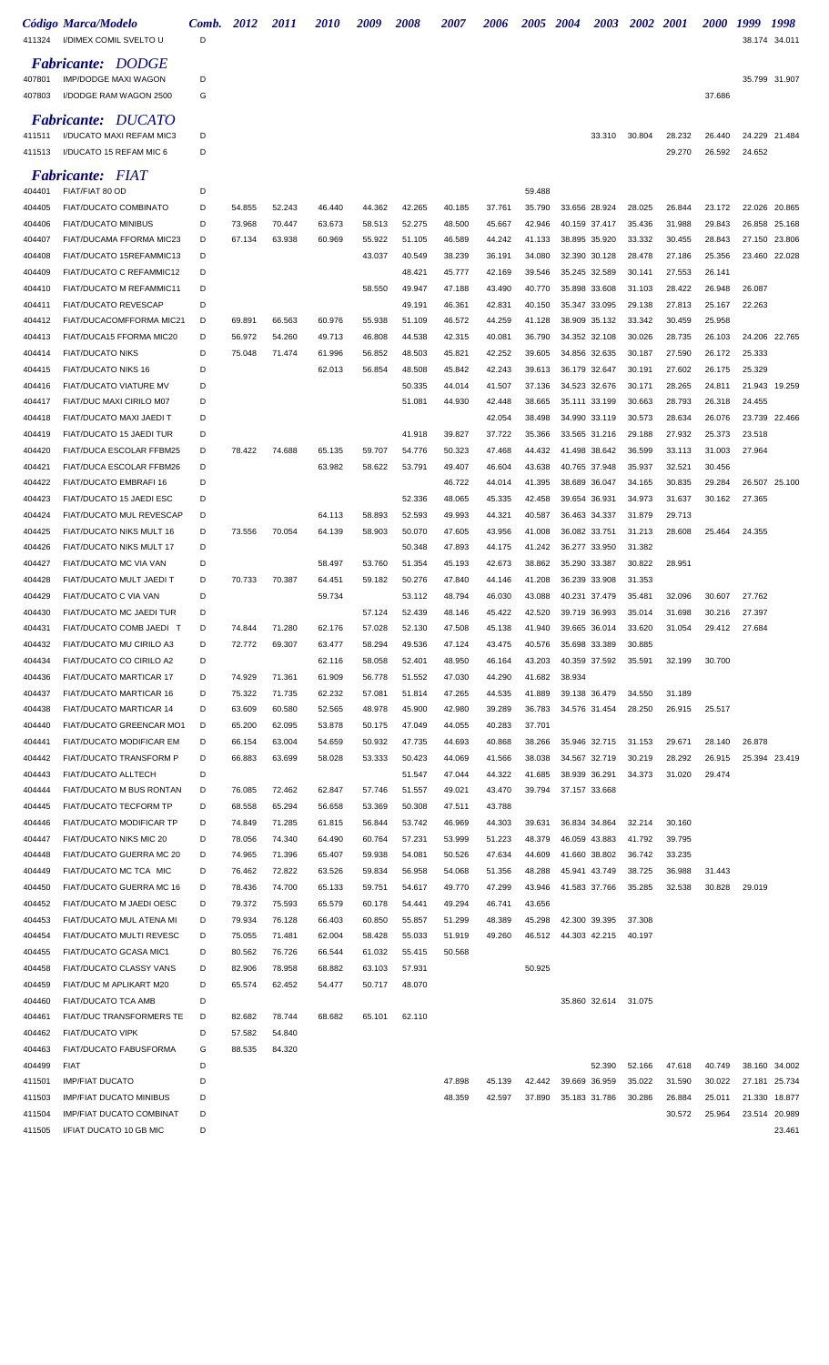| Código | Marca/Modelo | Comb. | 2012 | 2011 | 2010 | 2009 | 2008 | 2007 | 2006 | 2005 | 2004 | 2003 | 2002 | 2001 | 2000 | 1999 | 1998 |
|---|---|---|---|---|---|---|---|---|---|---|---|---|---|---|---|---|---|
| 411324 | I/DIMEX COMIL SVELTO U | D | | | | | | | | | | | | | | 38.174 | 34.011 |

## *Fabricante: DODGE*

| Código | Marca/Modelo | Comb. | 2012 | 2011 | 2010 | 2009 | 2008 | 2007 | 2006 | 2005 | 2004 | 2003 | 2002 | 2001 | 2000 | 1999 | 1998 |
|---|---|---|---|---|---|---|---|---|---|---|---|---|---|---|---|---|---|
| 407801 | IMP/DODGE MAXI WAGON | D | | | | | | | | | | | | | | 35.799 | 31.907 |
| 407803 | I/DODGE RAM WAGON 2500 | G | | | | | | | | | | | | | 37.686 | | |

## *Fabricante: DUCATO*

| Código | Marca/Modelo | Comb. | 2012 | 2011 | 2010 | 2009 | 2008 | 2007 | 2006 | 2005 | 2004 | 2003 | 2002 | 2001 | 2000 | 1999 | 1998 |
|---|---|---|---|---|---|---|---|---|---|---|---|---|---|---|---|---|---|
| 411511 | I/DUCATO MAXI REFAM MIC3 | D | | | | | | | | | | 33.310 | 30.804 | 28.232 | 26.440 | 24.229 | 21.484 |
| 411513 | I/DUCATO 15 REFAM MIC 6 | D | | | | | | | | | | | | 29.270 | 26.592 | 24.652 | |

## *Fabricante: FIAT*

| Código | Marca/Modelo | Comb. | 2012 | 2011 | 2010 | 2009 | 2008 | 2007 | 2006 | 2005 | 2004 | 2003 | 2002 | 2001 | 2000 | 1999 | 1998 |
|---|---|---|---|---|---|---|---|---|---|---|---|---|---|---|---|---|---|
| 404401 | FIAT/FIAT 80 OD | D | | | | | | | | 59.488 | | | | | | | |
| 404405 | FIAT/DUCATO COMBINATO | D | 54.855 | 52.243 | 46.440 | 44.362 | 42.265 | 40.185 | 37.761 | 35.790 | 33.656 | 28.924 | 28.025 | 26.844 | 23.172 | 22.026 | 20.865 |
| 404406 | FIAT/DUCATO MINIBUS | D | 73.968 | 70.447 | 63.673 | 58.513 | 52.275 | 48.500 | 45.667 | 42.946 | 40.159 | 37.417 | 35.436 | 31.988 | 29.843 | 26.858 | 25.168 |
| 404407 | FIAT/DUCAMA FFORMA MIC23 | D | 67.134 | 63.938 | 60.969 | 55.922 | 51.105 | 46.589 | 44.242 | 41.133 | 38.895 | 35.920 | 33.332 | 30.455 | 28.843 | 27.150 | 23.806 |
| 404408 | FIAT/DUCATO 15REFAMMIC13 | D | | | | 43.037 | 40.549 | 38.239 | 36.191 | 34.080 | 32.390 | 30.128 | 28.478 | 27.186 | 25.356 | 23.460 | 22.028 |
| 404409 | FIAT/DUCATO C REFAMMIC12 | D | | | | | 48.421 | 45.777 | 42.169 | 39.546 | 35.245 | 32.589 | 30.141 | 27.553 | 26.141 | | |
| 404410 | FIAT/DUCATO M REFAMMIC11 | D | | | | 58.550 | 49.947 | 47.188 | 43.490 | 40.770 | 35.898 | 33.608 | 31.103 | 28.422 | 26.948 | 26.087 | |
| 404411 | FIAT/DUCATO REVESCAP | D | | | | | 49.191 | 46.361 | 42.831 | 40.150 | 35.347 | 33.095 | 29.138 | 27.813 | 25.167 | 22.263 | |
| 404412 | FIAT/DUCACOMFFORMA MIC21 | D | 69.891 | 66.563 | 60.976 | 55.938 | 51.109 | 46.572 | 44.259 | 41.128 | 38.909 | 35.132 | 33.342 | 30.459 | 25.958 | | |
| 404413 | FIAT/DUCA15 FFORMA MIC20 | D | 56.972 | 54.260 | 49.713 | 46.808 | 44.538 | 42.315 | 40.081 | 36.790 | 34.352 | 32.108 | 30.026 | 28.735 | 26.103 | 24.206 | 22.765 |
| 404414 | FIAT/DUCATO NIKS | D | 75.048 | 71.474 | 61.996 | 56.852 | 48.503 | 45.821 | 42.252 | 39.605 | 34.856 | 32.635 | 30.187 | 27.590 | 26.172 | 25.333 | |
| 404415 | FIAT/DUCATO NIKS 16 | D | | | 62.013 | 56.854 | 48.508 | 45.842 | 42.243 | 39.613 | 36.179 | 32.647 | 30.191 | 27.602 | 26.175 | 25.329 | |
| 404416 | FIAT/DUCATO VIATURE MV | D | | | | | 50.335 | 44.014 | 41.507 | 37.136 | 34.523 | 32.676 | 30.171 | 28.265 | 24.811 | 21.943 | 19.259 |
| 404417 | FIAT/DUC MAXI CIRILO M07 | D | | | | | 51.081 | 44.930 | 42.448 | 38.665 | 35.111 | 33.199 | 30.663 | 28.793 | 26.318 | 24.455 | |
| 404418 | FIAT/DUCATO MAXI JAEDI T | D | | | | | | | 42.054 | 38.498 | 34.990 | 33.119 | 30.573 | 28.634 | 26.076 | 23.739 | 22.466 |
| 404419 | FIAT/DUCATO 15 JAEDI TUR | D | | | | | 41.918 | 39.827 | 37.722 | 35.366 | 33.565 | 31.216 | 29.188 | 27.932 | 25.373 | 23.518 | |
| 404420 | FIAT/DUCA ESCOLAR FFBM25 | D | 78.422 | 74.688 | 65.135 | 59.707 | 54.776 | 50.323 | 47.468 | 44.432 | 41.498 | 38.642 | 36.599 | 33.113 | 31.003 | 27.964 | |
| 404421 | FIAT/DUCA ESCOLAR FFBM26 | D | | | 63.982 | 58.622 | 53.791 | 49.407 | 46.604 | 43.638 | 40.765 | 37.948 | 35.937 | 32.521 | 30.456 | | |
| 404422 | FIAT/DUCATO EMBRAFI 16 | D | | | | | | 46.722 | 44.014 | 41.395 | 38.689 | 36.047 | 34.165 | 30.835 | 29.284 | 26.507 | 25.100 |
| 404423 | FIAT/DUCATO 15 JAEDI ESC | D | | | | | 52.336 | 48.065 | 45.335 | 42.458 | 39.654 | 36.931 | 34.973 | 31.637 | 30.162 | 27.365 | |
| 404424 | FIAT/DUCATO MUL REVESCAP | D | | | 64.113 | 58.893 | 52.593 | 49.993 | 44.321 | 40.587 | 36.463 | 34.337 | 31.879 | 29.713 | | | |
| 404425 | FIAT/DUCATO NIKS MULT 16 | D | 73.556 | 70.054 | 64.139 | 58.903 | 50.070 | 47.605 | 43.956 | 41.008 | 36.082 | 33.751 | 31.213 | 28.608 | 25.464 | 24.355 | |
| 404426 | FIAT/DUCATO NIKS MULT 17 | D | | | | | 50.348 | 47.893 | 44.175 | 41.242 | 36.277 | 33.950 | 31.382 | | | | |
| 404427 | FIAT/DUCATO MC VIA VAN | D | | | 58.497 | 53.760 | 51.354 | 45.193 | 42.673 | 38.862 | 35.290 | 33.387 | 30.822 | 28.951 | | | |
| 404428 | FIAT/DUCATO MULT JAEDI T | D | 70.733 | 70.387 | 64.451 | 59.182 | 50.276 | 47.840 | 44.146 | 41.208 | 36.239 | 33.908 | 31.353 | | | | |
| 404429 | FIAT/DUCATO C VIA VAN | D | | | 59.734 | | 53.112 | 48.794 | 46.030 | 43.088 | 40.231 | 37.479 | 35.481 | 32.096 | 30.607 | 27.762 | |
| 404430 | FIAT/DUCATO MC JAEDI TUR | D | | | | 57.124 | 52.439 | 48.146 | 45.422 | 42.520 | 39.719 | 36.993 | 35.014 | 31.698 | 30.216 | 27.397 | |
| 404431 | FIAT/DUCATO COMB JAEDI T | D | 74.844 | 71.280 | 62.176 | 57.028 | 52.130 | 47.508 | 45.138 | 41.940 | 39.665 | 36.014 | 33.620 | 31.054 | 29.412 | 27.684 | |
| 404432 | FIAT/DUCATO MU CIRILO A3 | D | 72.772 | 69.307 | 63.477 | 58.294 | 49.536 | 47.124 | 43.475 | 40.576 | 35.698 | 33.389 | 30.885 | | | | |
| 404434 | FIAT/DUCATO CO CIRILO A2 | D | | | 62.116 | 58.058 | 52.401 | 48.950 | 46.164 | 43.203 | 40.359 | 37.592 | 35.591 | 32.199 | 30.700 | | |
| 404436 | FIAT/DUCATO MARTICAR 17 | D | 74.929 | 71.361 | 61.909 | 56.778 | 51.552 | 47.030 | 44.290 | 41.682 | 38.934 | | | | | | |
| 404437 | FIAT/DUCATO MARTICAR 16 | D | 75.322 | 71.735 | 62.232 | 57.081 | 51.814 | 47.265 | 44.535 | 41.889 | 39.138 | 36.479 | 34.550 | 31.189 | | | |
| 404438 | FIAT/DUCATO MARTICAR 14 | D | 63.609 | 60.580 | 52.565 | 48.978 | 45.900 | 42.980 | 39.289 | 36.783 | 34.576 | 31.454 | 28.250 | 26.915 | 25.517 | | |
| 404440 | FIAT/DUCATO GREENCAR MO1 | D | 65.200 | 62.095 | 53.878 | 50.175 | 47.049 | 44.055 | 40.283 | 37.701 | | | | | | | |
| 404441 | FIAT/DUCATO MODIFICAR EM | D | 66.154 | 63.004 | 54.659 | 50.932 | 47.735 | 44.693 | 40.868 | 38.266 | 35.946 | 32.715 | 31.153 | 29.671 | 28.140 | 26.878 | |
| 404442 | FIAT/DUCATO TRANSFORM P | D | 66.883 | 63.699 | 58.028 | 53.333 | 50.423 | 44.069 | 41.566 | 38.038 | 34.567 | 32.719 | 30.219 | 28.292 | 26.915 | 25.394 | 23.419 |
| 404443 | FIAT/DUCATO ALLTECH | D | | | | | 51.547 | 47.044 | 44.322 | 41.685 | 38.939 | 36.291 | 34.373 | 31.020 | 29.474 | | |
| 404444 | FIAT/DUCATO M BUS RONTAN | D | 76.085 | 72.462 | 62.847 | 57.746 | 51.557 | 49.021 | 43.470 | 39.794 | 37.157 | 33.668 | | | | | |
| 404445 | FIAT/DUCATO TECFORM TP | D | 68.558 | 65.294 | 56.658 | 53.369 | 50.308 | 47.511 | 43.788 | | | | | | | | |
| 404446 | FIAT/DUCATO MODIFICAR TP | D | 74.849 | 71.285 | 61.815 | 56.844 | 53.742 | 46.969 | 44.303 | 39.631 | 36.834 | 34.864 | 32.214 | 30.160 | | | |
| 404447 | FIAT/DUCATO NIKS MIC 20 | D | 78.056 | 74.340 | 64.490 | 60.764 | 57.231 | 53.999 | 51.223 | 48.379 | 46.059 | 43.883 | 41.792 | 39.795 | | | |
| 404448 | FIAT/DUCATO GUERRA MC 20 | D | 74.965 | 71.396 | 65.407 | 59.938 | 54.081 | 50.526 | 47.634 | 44.609 | 41.660 | 38.802 | 36.742 | 33.235 | | | |
| 404449 | FIAT/DUCATO MC TCA MIC | D | 76.462 | 72.822 | 63.526 | 59.834 | 56.958 | 54.068 | 51.356 | 48.288 | 45.941 | 43.749 | 38.725 | 36.988 | 31.443 | | |
| 404450 | FIAT/DUCATO GUERRA MC 16 | D | 78.436 | 74.700 | 65.133 | 59.751 | 54.617 | 49.770 | 47.299 | 43.946 | 41.583 | 37.766 | 35.285 | 32.538 | 30.828 | 29.019 | |
| 404452 | FIAT/DUCATO M JAEDI OESC | D | 79.372 | 75.593 | 65.579 | 60.178 | 54.441 | 49.294 | 46.741 | 43.656 | | | | | | | |
| 404453 | FIAT/DUCATO MUL ATENA MI | D | 79.934 | 76.128 | 66.403 | 60.850 | 55.857 | 51.299 | 48.389 | 45.298 | 42.300 | 39.395 | 37.308 | | | | |
| 404454 | FIAT/DUCATO MULTI REVESC | D | 75.055 | 71.481 | 62.004 | 58.428 | 55.033 | 51.919 | 49.260 | 46.512 | 44.303 | 42.215 | 40.197 | | | | |
| 404455 | FIAT/DUCATO GCASA MIC1 | D | 80.562 | 76.726 | 66.544 | 61.032 | 55.415 | 50.568 | | | | | | | | | |
| 404458 | FIAT/DUCATO CLASSY VANS | D | 82.906 | 78.958 | 68.882 | 63.103 | 57.931 | | | 50.925 | | | | | | | |
| 404459 | FIAT/DUC M APLIKART M20 | D | 65.574 | 62.452 | 54.477 | 50.717 | 48.070 | | | | | | | | | | |
| 404460 | FIAT/DUCATO TCA AMB | D | | | | | | | | | 35.860 | 32.614 | 31.075 | | | | |
| 404461 | FIAT/DUC TRANSFORMERS TE | D | 82.682 | 78.744 | 68.682 | 65.101 | 62.110 | | | | | | | | | | |
| 404462 | FIAT/DUCATO VIPK | D | 57.582 | 54.840 | | | | | | | | | | | | | |
| 404463 | FIAT/DUCATO FABUSFORMA | G | 88.535 | 84.320 | | | | | | | | | | | | | |
| 404499 | FIAT | D | | | | | | | | | | 52.390 | 52.166 | 47.618 | 40.749 | 38.160 | 34.002 |
| 411501 | IMP/FIAT DUCATO | D | | | | | | 47.898 | 45.139 | 42.442 | 39.669 | 36.959 | 35.022 | 31.590 | 30.022 | 27.181 | 25.734 |
| 411503 | IMP/FIAT DUCATO MINIBUS | D | | | | | | 48.359 | 42.597 | 37.890 | 35.183 | 31.786 | 30.286 | 26.884 | 25.011 | 21.330 | 18.877 |
| 411504 | IMP/FIAT DUCATO COMBINAT | D | | | | | | | | | | | | 30.572 | 25.964 | 23.514 | 20.989 |
| 411505 | I/FIAT DUCATO 10 GB MIC | D | | | | | | | | | | | | | | | 23.461 |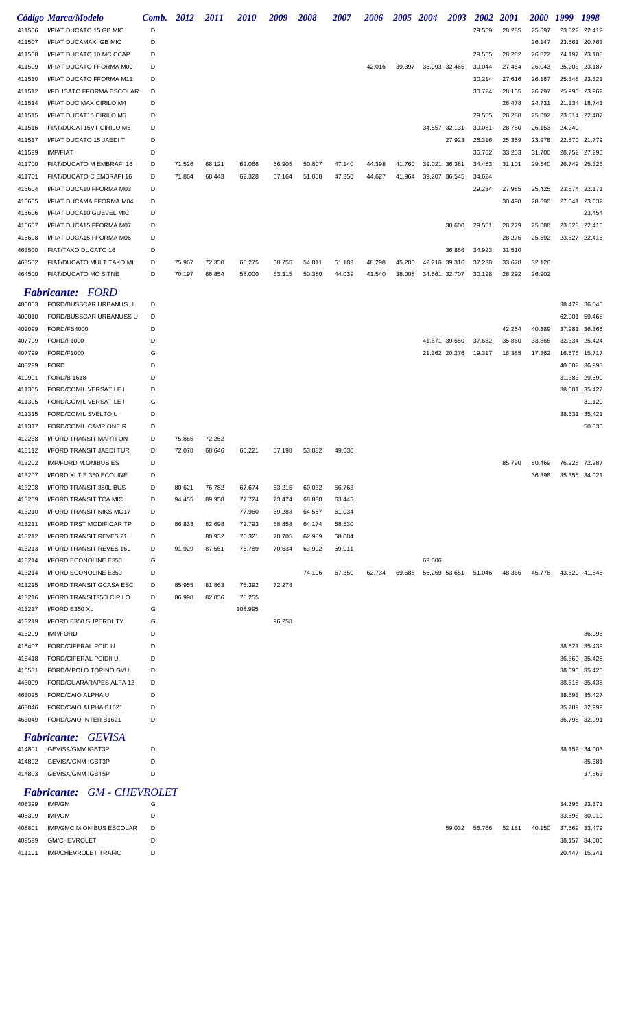| Código | Marca/Modelo | Comb. | 2012 | 2011 | 2010 | 2009 | 2008 | 2007 | 2006 | 2005 | 2004 | 2003 | 2002 | 2001 | 2000 | 1999 | 1998 |
|---|---|---|---|---|---|---|---|---|---|---|---|---|---|---|---|---|---|
| 411506 | I/FIAT DUCATO 15 GB MIC | D | | | | | | | | | | | 29.559 | 28.285 | 25.697 | 23.822 | 22.412 |
| 411507 | I/FIAT DUCAMAXI GB MIC | D | | | | | | | | | | | | | 26.147 | 23.561 | 20.763 |
| 411508 | I/FIAT DUCATO 10 MC CCAP | D | | | | | | | | | | | 29.555 | 28.282 | 26.822 | 24.197 | 23.108 |
| 411509 | I/FIAT DUCATO FFORMA M09 | D | | | | | | | 42.016 | 39.397 | 35.993 | 32.465 | 30.044 | 27.464 | 26.043 | 25.203 | 23.187 |
| 411510 | I/FIAT DUCATO FFORMA M11 | D | | | | | | | | | | | 30.214 | 27.616 | 26.187 | 25.348 | 23.321 |
| 411512 | I/FDUCATO FFORMA ESCOLAR | D | | | | | | | | | | | 30.724 | 28.155 | 26.797 | 25.996 | 23.962 |
| 411514 | I/FIAT DUC MAX CIRILO M4 | D | | | | | | | | | | | | 26.478 | 24.731 | 21.134 | 18.741 |
| 411515 | I/FIAT DUCAT15 CIRILO M5 | D | | | | | | | | | | | 29.555 | 28.288 | 25.692 | 23.814 | 22.407 |
| 411516 | FIAT/DUCAT15VT CIRILO M6 | D | | | | | | | | | 34.557 | 32.131 | 30.081 | 28.780 | 26.153 | 24.240 | |
| 411517 | I/FIAT DUCATO 15 JAEDI T | D | | | | | | | | | | 27.923 | 26.316 | 25.359 | 23.978 | 22.870 | 21.779 |
| 411599 | IMP/FIAT | D | | | | | | | | | | | 36.752 | 33.253 | 31.700 | 28.752 | 27.295 |
| 411700 | FIAT/DUCATO M EMBRAFI 16 | D | 71.526 | 68.121 | 62.066 | 56.905 | 50.807 | 47.140 | 44.398 | 41.760 | 39.021 | 36.381 | 34.453 | 31.101 | 29.540 | 26.749 | 25.326 |
| 411701 | FIAT/DUCATO C EMBRAFI 16 | D | 71.864 | 68.443 | 62.328 | 57.164 | 51.058 | 47.350 | 44.627 | 41.964 | 39.207 | 36.545 | 34.624 | | | | |
| 415604 | I/FIAT DUCA10 FFORMA M03 | D | | | | | | | | | | | 29.234 | 27.985 | 25.425 | 23.574 | 22.171 |
| 415605 | I/FIAT DUCAMA FFORMA M04 | D | | | | | | | | | | | | 30.498 | 28.690 | 27.041 | 23.632 |
| 415606 | I/FIAT DUCA10 GUEVEL MIC | D | | | | | | | | | | | | | | | 23.454 |
| 415607 | I/FIAT DUCA15 FFORMA M07 | D | | | | | | | | | | 30.600 | 29.551 | 28.279 | 25.688 | 23.823 | 22.415 |
| 415608 | I/FIAT DUCA15 FFORMA M06 | D | | | | | | | | | | | | 28.276 | 25.692 | 23.827 | 22.416 |
| 463500 | FIAT/TAKO DUCATO 16 | D | | | | | | | | | | 36.866 | 34.923 | 31.510 | | | |
| 463502 | FIAT/DUCATO MULT TAKO MI | D | 75.967 | 72.350 | 66.275 | 60.755 | 54.811 | 51.183 | 48.298 | 45.206 | 42.216 | 39.316 | 37.238 | 33.678 | 32.126 | | |
| 464500 | FIAT/DUCATO MC SITNE | D | 70.197 | 66.854 | 58.000 | 53.315 | 50.380 | 44.039 | 41.540 | 38.008 | 34.561 | 32.707 | 30.198 | 28.292 | 26.902 | | |

## *Fabricante: FORD*

| Código | Marca/Modelo | Comb. | 2012 | 2011 | 2010 | 2009 | 2008 | 2007 | 2006 | 2005 | 2004 | 2003 | 2002 | 2001 | 2000 | 1999 | 1998 |
|---|---|---|---|---|---|---|---|---|---|---|---|---|---|---|---|---|---|
| 400003 | FORD/BUSSCAR URBANUS U | D | | | | | | | | | | | | | | 38.479 | 36.045 |
| 400010 | FORD/BUSSCAR URBANUSS U | D | | | | | | | | | | | | | | 62.901 | 59.468 |
| 402099 | FORD/FB4000 | D | | | | | | | | | | | | 42.254 | 40.389 | 37.981 | 36.366 |
| 407799 | FORD/F1000 | D | | | | | | | | | 41.671 | 39.550 | 37.682 | 35.860 | 33.865 | 32.334 | 25.424 |
| 407799 | FORD/F1000 | G | | | | | | | | | 21.362 | 20.276 | 19.317 | 18.385 | 17.362 | 16.576 | 15.717 |
| 408299 | FORD | D | | | | | | | | | | | | | | 40.002 | 36.993 |
| 410901 | FORD/B 1618 | D | | | | | | | | | | | | | | 31.383 | 29.690 |
| 411305 | FORD/COMIL VERSATILE I | D | | | | | | | | | | | | | | 38.601 | 35.427 |
| 411305 | FORD/COMIL VERSATILE I | G | | | | | | | | | | | | | | | 31.129 |
| 411315 | FORD/COMIL SVELTO U | D | | | | | | | | | | | | | | 38.631 | 35.421 |
| 411317 | FORD/COMIL CAMPIONE R | D | | | | | | | | | | | | | | | 50.038 |
| 412268 | I/FORD TRANSIT MARTI ON | D | 75.865 | 72.252 | | | | | | | | | | | | | |
| 413112 | I/FORD TRANSIT JAEDI TUR | D | 72.078 | 68.646 | 60.221 | 57.198 | 53.832 | 49.630 | | | | | | | | | |
| 413202 | IMP/FORD M.ONIBUS ES | D | | | | | | | | | | | | 85.790 | 80.469 | 76.225 | 72.287 |
| 413207 | I/FORD XLT E 350 ECOLINE | D | | | | | | | | | | | | | 36.398 | 35.355 | 34.021 |
| 413208 | I/FORD TRANSIT 350L BUS | D | 80.621 | 76.782 | 67.674 | 63.215 | 60.032 | 56.763 | | | | | | | | | |
| 413209 | I/FORD TRANSIT TCA MIC | D | 94.455 | 89.958 | 77.724 | 73.474 | 68.830 | 63.445 | | | | | | | | | |
| 413210 | I/FORD TRANSIT NIKS MO17 | D | | | 77.960 | 69.283 | 64.557 | 61.034 | | | | | | | | | |
| 413211 | I/FORD TRST MODIFICAR TP | D | 86.833 | 82.698 | 72.793 | 68.858 | 64.174 | 58.530 | | | | | | | | | |
| 413212 | I/FORD TRANSIT REVES 21L | D | | 80.932 | 75.321 | 70.705 | 62.989 | 58.084 | | | | | | | | | |
| 413213 | I/FORD TRANSIT REVES 16L | D | 91.929 | 87.551 | 76.789 | 70.634 | 63.992 | 59.011 | | | | | | | | | |
| 413214 | I/FORD ECONOLINE E350 | G | | | | | | | | | 69.606 | | | | | | |
| 413214 | I/FORD ECONOLINE E350 | D | | | | | 74.106 | 67.350 | 62.734 | 59.685 | 56.269 | 53.651 | 51.046 | 48.366 | 45.778 | 43.820 | 41.546 |
| 413215 | I/FORD TRANSIT GCASA ESC | D | 85.955 | 81.863 | 75.392 | 72.278 | | | | | | | | | | | |
| 413216 | I/FORD TRANSIT350LCIRILO | D | 86.998 | 82.856 | 78.255 | | | | | | | | | | | | |
| 413217 | I/FORD E350 XL | G | | | 108.995 | | | | | | | | | | | | |
| 413219 | I/FORD E350 SUPERDUTY | G | | | | 96.258 | | | | | | | | | | | |
| 413299 | IMP/FORD | D | | | | | | | | | | | | | | | 36.996 |
| 415407 | FORD/CIFERAL PCID U | D | | | | | | | | | | | | | | 38.521 | 35.439 |
| 415418 | FORD/CIFERAL PCIDII U | D | | | | | | | | | | | | | | 36.860 | 35.428 |
| 416531 | FORD/MPOLO TORINO GVU | D | | | | | | | | | | | | | | 38.596 | 35.426 |
| 443009 | FORD/GUARARAPES ALFA 12 | D | | | | | | | | | | | | | | 38.315 | 35.435 |
| 463025 | FORD/CAIO ALPHA U | D | | | | | | | | | | | | | | 38.693 | 35.427 |
| 463046 | FORD/CAIO ALPHA B1621 | D | | | | | | | | | | | | | | 35.789 | 32.999 |
| 463049 | FORD/CAIO INTER B1621 | D | | | | | | | | | | | | | | 35.798 | 32.991 |

## *Fabricante: GEVISA*

| Código | Marca/Modelo | Comb. | 2012 | 2011 | 2010 | 2009 | 2008 | 2007 | 2006 | 2005 | 2004 | 2003 | 2002 | 2001 | 2000 | 1999 | 1998 |
|---|---|---|---|---|---|---|---|---|---|---|---|---|---|---|---|---|---|
| 414801 | GEVISA/GMV IGBT3P | D | | | | | | | | | | | | | | 38.152 | 34.003 |
| 414802 | GEVISA/GNM IGBT3P | D | | | | | | | | | | | | | | | 35.681 |
| 414803 | GEVISA/GNM IGBT5P | D | | | | | | | | | | | | | | | 37.563 |

## *Fabricante: GM - CHEVROLET*

| Código | Marca/Modelo | Comb. | 2012 | 2011 | 2010 | 2009 | 2008 | 2007 | 2006 | 2005 | 2004 | 2003 | 2002 | 2001 | 2000 | 1999 | 1998 |
|---|---|---|---|---|---|---|---|---|---|---|---|---|---|---|---|---|---|
| 408399 | IMP/GM | G | | | | | | | | | | | | | | 34.396 | 23.371 |
| 408399 | IMP/GM | D | | | | | | | | | | | | | | 33.698 | 30.019 |
| 408801 | IMP/GMC M.ONIBUS ESCOLAR | D | | | | | | | | | | 59.032 | 56.766 | 52.181 | 40.150 | 37.569 | 33.479 |
| 409599 | GM/CHEVROLET | D | | | | | | | | | | | | | | 38.157 | 34.005 |
| 411101 | IMP/CHEVROLET TRAFIC | D | | | | | | | | | | | | | | 20.447 | 15.241 |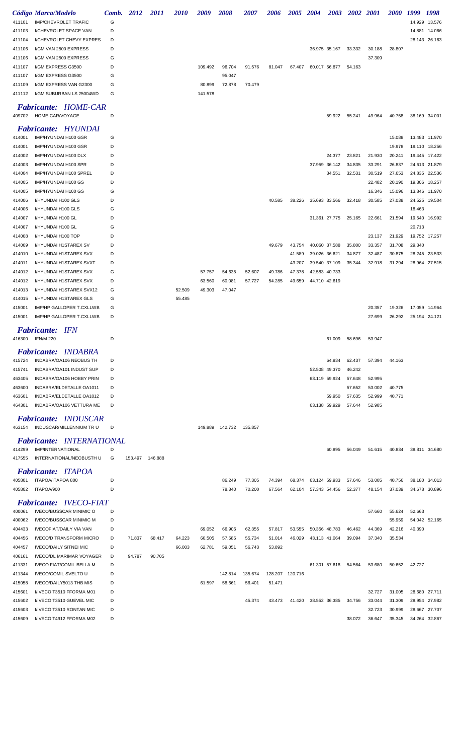| Código | Marca/Modelo | Comb. | 2012 | 2011 | 2010 | 2009 | 2008 | 2007 | 2006 | 2005 | 2004 | 2003 | 2002 | 2001 | 2000 | 1999 | 1998 |
|---|---|---|---|---|---|---|---|---|---|---|---|---|---|---|---|---|---|
| 411101 | IMP/CHEVROLET TRAFIC | G | | | | | | | | | | | | | | 14.929 | 13.576 |
| 411103 | I/CHEVROLET SPACE VAN | D | | | | | | | | | | | | | | 14.881 | 14.066 |
| 411104 | I/CHEVROLET CHEVY EXPRES | D | | | | | | | | | | | | | | 28.143 | 26.163 |
| 411106 | I/GM VAN 2500 EXPRESS | D | | | | | | | | | 36.975 | 35.167 | 33.332 | 30.188 | 28.807 | | |
| 411106 | I/GM VAN 2500 EXPRESS | G | | | | | | | | | | | | 37.309 | | | |
| 411107 | I/GM EXPRESS G3500 | D | | | | 109.492 | 96.704 | 91.576 | 81.047 | 67.407 | 60.017 | 56.877 | 54.163 | | | | |
| 411107 | I/GM EXPRESS G3500 | G | | | | | 95.047 | | | | | | | | | | |
| 411109 | I/GM EXPRESS VAN G2300 | G | | | | 80.899 | 72.878 | 70.479 | | | | | | | | | |
| 411112 | I/GM SUBURBAN LS 25004WD | G | | | | 141.578 | | | | | | | | | | | |
| | ***Fabricante: HOME-CAR*** | | | | | | | | | | | | | | | | |
| 409702 | HOME-CAR/VOYAGE | D | | | | | | | | | | 59.922 | 55.241 | 49.964 | 40.758 | 38.169 | 34.001 |
| | ***Fabricante: HYUNDAI*** | | | | | | | | | | | | | | | | |
| 414001 | IMP/HYUNDAI H100 GSR | G | | | | | | | | | | | | | 15.088 | 13.483 | 11.970 |
| 414001 | IMP/HYUNDAI H100 GSR | D | | | | | | | | | | | | | 19.978 | 19.110 | 18.256 |
| 414002 | IMP/HYUNDAI H100 DLX | D | | | | | | | | | | 24.377 | 23.821 | 21.930 | 20.241 | 19.445 | 17.422 |
| 414003 | IMP/HYUNDAI H100 SPR | D | | | | | | | | | 37.959 | 36.142 | 34.835 | 33.291 | 26.837 | 24.613 | 21.879 |
| 414004 | IMP/HYUNDAI H100 SPREL | D | | | | | | | | | | 34.551 | 32.531 | 30.519 | 27.653 | 24.835 | 22.536 |
| 414005 | IMP/HYUNDAI H100 GS | D | | | | | | | | | | | | 22.482 | 20.190 | 19.306 | 18.257 |
| 414005 | IMP/HYUNDAI H100 GS | G | | | | | | | | | | | | 16.346 | 15.096 | 13.846 | 11.970 |
| 414006 | I/HYUNDAI H100 GLS | D | | | | | | | 40.585 | 38.226 | 35.693 | 33.566 | 32.418 | 30.585 | 27.038 | 24.525 | 19.504 |
| 414006 | I/HYUNDAI H100 GLS | G | | | | | | | | | | | | | | 18.463 | |
| 414007 | I/HYUNDAI H100 GL | D | | | | | | | | | 31.361 | 27.775 | 25.165 | 22.661 | 21.594 | 19.540 | 16.992 |
| 414007 | I/HYUNDAI H100 GL | G | | | | | | | | | | | | | | 20.713 | |
| 414008 | I/HYUNDAI H100 TOP | D | | | | | | | | | | | | 23.137 | 21.929 | 19.752 | 17.257 |
| 414009 | I/HYUNDAI H1STAREX SV | D | | | | | | | 49.679 | 43.754 | 40.060 | 37.588 | 35.800 | 33.357 | 31.708 | 29.340 | |
| 414010 | I/HYUNDAI H1STAREX SVX | D | | | | | | | | 41.589 | 39.026 | 36.621 | 34.877 | 32.487 | 30.875 | 28.245 | 23.533 |
| 414011 | I/HYUNDAI H1STAREX SVXT | D | | | | | | | | 43.207 | 39.540 | 37.109 | 35.344 | 32.918 | 31.294 | 28.964 | 27.515 |
| 414012 | I/HYUNDAI H1STAREX SVX | G | | | | 57.757 | 54.635 | 52.607 | 49.786 | 47.378 | 42.583 | 40.733 | | | | | |
| 414012 | I/HYUNDAI H1STAREX SVX | D | | | | 63.560 | 60.081 | 57.727 | 54.285 | 49.659 | 44.710 | 42.619 | | | | | |
| 414013 | I/HYUNDAI H1STAREX SVX12 | G | | | 52.509 | 49.303 | 47.047 | | | | | | | | | | |
| 414015 | I/HYUNDAI H1STAREX GLS | G | | | 55.485 | | | | | | | | | | | | |
| 415001 | IMP/HP GALLOPER T.CXLLWB | G | | | | | | | | | | | | 20.357 | 19.326 | 17.059 | 14.964 |
| 415001 | IMP/HP GALLOPER T.CXLLWB | D | | | | | | | | | | | | 27.699 | 26.292 | 25.194 | 24.121 |
| | ***Fabricante: IFN*** | | | | | | | | | | | | | | | | |
| 416300 | IFN/M 220 | D | | | | | | | | | | 61.009 | 58.696 | 53.947 | | | |
| | ***Fabricante: INDABRA*** | | | | | | | | | | | | | | | | |
| 415724 | INDABRA/OA106 NEOBUS TH | D | | | | | | | | | | 64.934 | 62.437 | 57.394 | 44.163 | | |
| 415741 | INDABRA/OA101 INDUST SUP | D | | | | | | | | | 52.508 | 49.370 | 46.242 | | | | |
| 463405 | INDABRA/OA106 HOBBY PRIN | D | | | | | | | | | 63.119 | 59.924 | 57.648 | 52.995 | | | |
| 463600 | INDABRA/ELDETALLE OA1011 | D | | | | | | | | | | | 57.652 | 53.002 | 40.775 | | |
| 463601 | INDABRA/ELDETALLE OA1012 | D | | | | | | | | | | 59.950 | 57.635 | 52.999 | 40.771 | | |
| 464301 | INDABRA/OA106 VETTURA ME | D | | | | | | | | | 63.138 | 59.929 | 57.644 | 52.985 | | | |
| | ***Fabricante: INDUSCAR*** | | | | | | | | | | | | | | | | |
| 463154 | INDUSCAR/MILLENNIUM TR U | D | | | | 149.889 | 142.732 | 135.857 | | | | | | | | | |
| | ***Fabricante: INTERNATIONAL*** | | | | | | | | | | | | | | | | |
| 414299 | IMP/INTERNATIONAL | D | | | | | | | | | | 60.895 | 56.049 | 51.615 | 40.834 | 38.811 | 34.680 |
| 417555 | INTERNATIONAL/NEOBUSTH U | G | 153.497 | 146.888 | | | | | | | | | | | | | |
| | ***Fabricante: ITAPOA*** | | | | | | | | | | | | | | | | |
| 405801 | ITAPOA/ITAPOA 800 | D | | | | | 86.249 | 77.305 | 74.394 | 68.374 | 63.124 | 59.933 | 57.646 | 53.005 | 40.756 | 38.180 | 34.013 |
| 405802 | ITAPOA/900 | D | | | | | 78.340 | 70.200 | 67.564 | 62.104 | 57.343 | 54.456 | 52.377 | 48.154 | 37.039 | 34.678 | 30.896 |
| | ***Fabricante: IVECO-FIAT*** | | | | | | | | | | | | | | | | |
| 400061 | IVECO/BUSSCAR MINIMIC O | D | | | | | | | | | | | | 57.660 | 55.624 | 52.663 | |
| 400062 | IVECO/BUSSCAR MINIMIC M | D | | | | | | | | | | | | | 55.959 | 54.042 | 52.165 |
| 404433 | IVECOFIAT/DAILY VIA VAN | D | | | | 69.052 | 66.906 | 62.355 | 57.817 | 53.555 | 50.356 | 48.783 | 46.462 | 44.369 | 42.216 | 40.390 | |
| 404456 | IVECO/D TRANSFORM MICRO | D | 71.837 | 68.417 | 64.223 | 60.505 | 57.585 | 55.734 | 51.014 | 46.029 | 43.113 | 41.064 | 39.094 | 37.340 | 35.534 | | |
| 404457 | IVECO/DAILY SITNEI MIC | D | | | 66.003 | 62.781 | 59.051 | 56.743 | 53.892 | | | | | | | | |
| 406161 | IVECO/DL MARIMAR VOYAGER | D | 94.787 | 90.705 | | | | | | | | | | | | | |
| 411331 | IVECO FIAT/COMIL BELLA M | D | | | | | | | | | 61.301 | 57.618 | 54.564 | 53.680 | 50.652 | 42.727 | |
| 411344 | IVECO/COMIL SVELTO U | D | | | | | 142.814 | 135.674 | 128.207 | 120.716 | | | | | | | |
| 415058 | IVECO/DAILY5013 THB MIS | D | | | | 61.597 | 58.661 | 56.401 | 51.471 | | | | | | | | |
| 415601 | I/IVECO T3510 FFORMA M01 | D | | | | | | | | | | | | 32.727 | 31.005 | 28.680 | 27.711 |
| 415602 | I/IVECO T3510 GUEVEL MIC | D | | | | | | 45.374 | 43.473 | 41.420 | 38.552 | 36.385 | 34.756 | 33.044 | 31.309 | 28.954 | 27.982 |
| 415603 | I/IVECO T3510 RONTAN MIC | D | | | | | | | | | | | | 32.723 | 30.999 | 28.667 | 27.707 |
| 415609 | I/IVECO T4912 FFORMA M02 | D | | | | | | | | | | | 38.072 | 36.647 | 35.345 | 34.264 | 32.867 |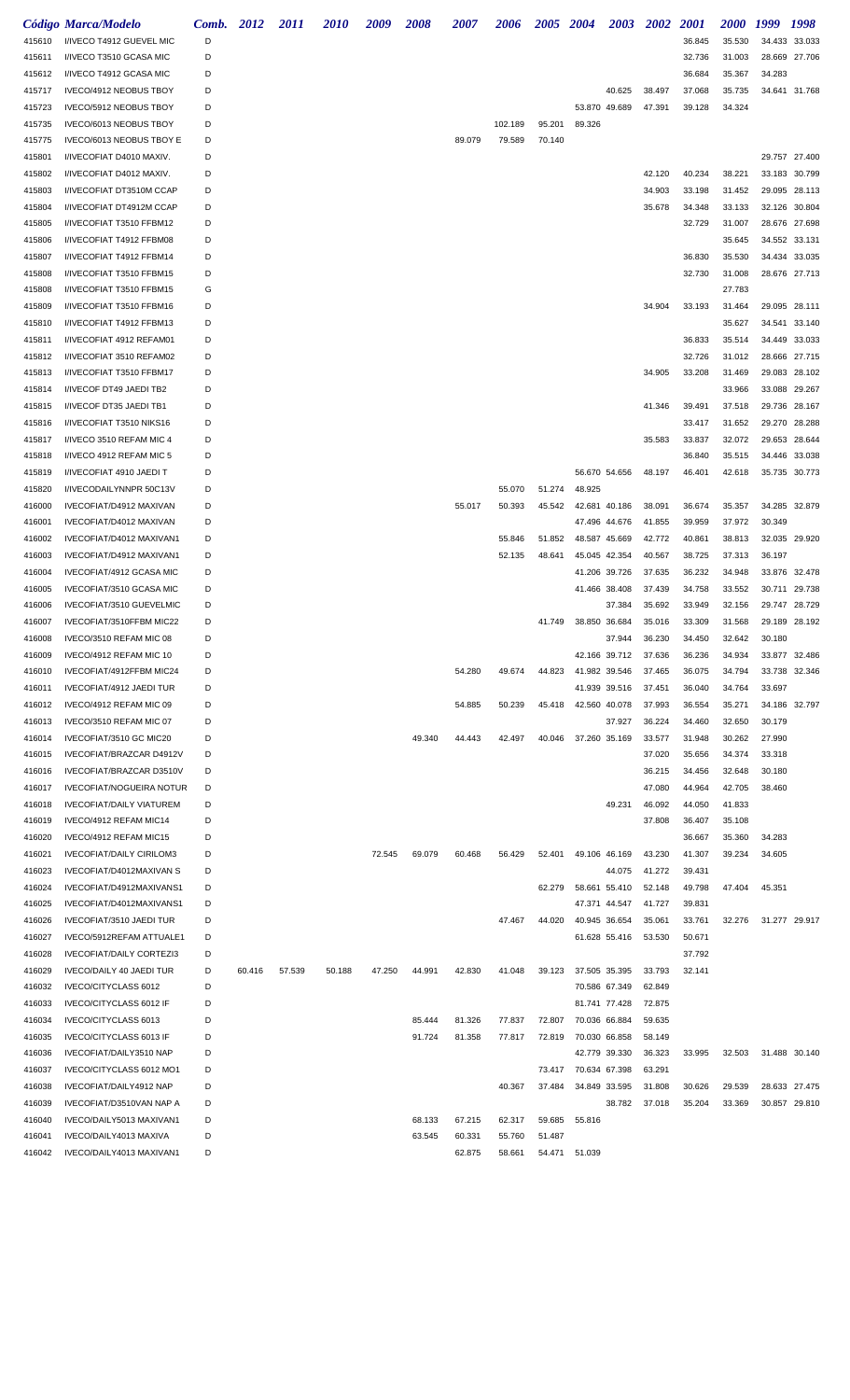| Código | Marca/Modelo | Comb. | 2012 | 2011 | 2010 | 2009 | 2008 | 2007 | 2006 | 2005 | 2004 | 2003 | 2002 | 2001 | 2000 | 1999 | 1998 |
|---|---|---|---|---|---|---|---|---|---|---|---|---|---|---|---|---|---|
| 415610 | I/IVECO T4912 GUEVEL MIC | D | | | | | | | | | | | | 36.845 | 35.530 | 34.433 | 33.033 |
| 415611 | I/IVECO T3510 GCASA MIC | D | | | | | | | | | | | | 32.736 | 31.003 | 28.669 | 27.706 |
| 415612 | I/IVECO T4912 GCASA MIC | D | | | | | | | | | | | | 36.684 | 35.367 | 34.283 | |
| 415717 | IVECO/4912 NEOBUS TBOY | D | | | | | | | | | | 40.625 | 38.497 | 37.068 | 35.735 | 34.641 | 31.768 |
| 415723 | IVECO/5912 NEOBUS TBOY | D | | | | | | | | | 53.870 | 49.689 | 47.391 | 39.128 | 34.324 | | |
| 415735 | IVECO/6013 NEOBUS TBOY | D | | | | | | | 102.189 | 95.201 | 89.326 | | | | | | |
| 415775 | IVECO/6013 NEOBUS TBOY E | D | | | | | | 89.079 | 79.589 | 70.140 | | | | | | | |
| 415801 | I/IVECOFIAT D4010 MAXIV. | D | | | | | | | | | | | | | | 29.757 | 27.400 |
| 415802 | I/IVECOFIAT D4012 MAXIV. | D | | | | | | | | | | | 42.120 | 40.234 | 38.221 | 33.183 | 30.799 |
| 415803 | I/IVECOFIAT DT3510M CCAP | D | | | | | | | | | | | 34.903 | 33.198 | 31.452 | 29.095 | 28.113 |
| 415804 | I/IVECOFIAT DT4912M CCAP | D | | | | | | | | | | | 35.678 | 34.348 | 33.133 | 32.126 | 30.804 |
| 415805 | I/IVECOFIAT T3510 FFBM12 | D | | | | | | | | | | | | 32.729 | 31.007 | 28.676 | 27.698 |
| 415806 | I/IVECOFIAT T4912 FFBM08 | D | | | | | | | | | | | | | 35.645 | 34.552 | 33.131 |
| 415807 | I/IVECOFIAT T4912 FFBM14 | D | | | | | | | | | | | | 36.830 | 35.530 | 34.434 | 33.035 |
| 415808 | I/IVECOFIAT T3510 FFBM15 | D | | | | | | | | | | | | 32.730 | 31.008 | 28.676 | 27.713 |
| 415808 | I/IVECOFIAT T3510 FFBM15 | G | | | | | | | | | | | | | 27.783 | | |
| 415809 | I/IVECOFIAT T3510 FFBM16 | D | | | | | | | | | | | 34.904 | 33.193 | 31.464 | 29.095 | 28.111 |
| 415810 | I/IVECOFIAT T4912 FFBM13 | D | | | | | | | | | | | | | 35.627 | 34.541 | 33.140 |
| 415811 | I/IVECOFIAT 4912 REFAM01 | D | | | | | | | | | | | | 36.833 | 35.514 | 34.449 | 33.033 |
| 415812 | I/IVECOFIAT 3510 REFAM02 | D | | | | | | | | | | | | 32.726 | 31.012 | 28.666 | 27.715 |
| 415813 | I/IVECOFIAT T3510 FFBM17 | D | | | | | | | | | | | 34.905 | 33.208 | 31.469 | 29.083 | 28.102 |
| 415814 | I/IVECOF DT49 JAEDI TB2 | D | | | | | | | | | | | | | 33.966 | 33.088 | 29.267 |
| 415815 | I/IVECOF DT35 JAEDI TB1 | D | | | | | | | | | | | 41.346 | 39.491 | 37.518 | 29.736 | 28.167 |
| 415816 | I/IVECOFIAT T3510 NIKS16 | D | | | | | | | | | | | | 33.417 | 31.652 | 29.270 | 28.288 |
| 415817 | I/IVECO 3510 REFAM MIC 4 | D | | | | | | | | | | | 35.583 | 33.837 | 32.072 | 29.653 | 28.644 |
| 415818 | I/IVECO 4912 REFAM MIC 5 | D | | | | | | | | | | | | 36.840 | 35.515 | 34.446 | 33.038 |
| 415819 | I/IVECOFIAT 4910 JAEDI T | D | | | | | | | | | 56.670 | 54.656 | 48.197 | 46.401 | 42.618 | 35.735 | 30.773 |
| 415820 | I/IVECODAILYNNPR 50C13V | D | | | | | | | 55.070 | 51.274 | 48.925 | | | | | | |
| 416000 | IVECOFIAT/D4912 MAXIVAN | D | | | | | | 55.017 | 50.393 | 45.542 | 42.681 | 40.186 | 38.091 | 36.674 | 35.357 | 34.285 | 32.879 |
| 416001 | IVECOFIAT/D4012 MAXIVAN | D | | | | | | | | | 47.496 | 44.676 | 41.855 | 39.959 | 37.972 | 30.349 | |
| 416002 | IVECOFIAT/D4012 MAXIVAN1 | D | | | | | | | 55.846 | 51.852 | 48.587 | 45.669 | 42.772 | 40.861 | 38.813 | 32.035 | 29.920 |
| 416003 | IVECOFIAT/D4912 MAXIVAN1 | D | | | | | | | 52.135 | 48.641 | 45.045 | 42.354 | 40.567 | 38.725 | 37.313 | 36.197 | |
| 416004 | IVECOFIAT/4912 GCASA MIC | D | | | | | | | | | 41.206 | 39.726 | 37.635 | 36.232 | 34.948 | 33.876 | 32.478 |
| 416005 | IVECOFIAT/3510 GCASA MIC | D | | | | | | | | | 41.466 | 38.408 | 37.439 | 34.758 | 33.552 | 30.711 | 29.738 |
| 416006 | IVECOFIAT/3510 GUEVELMIC | D | | | | | | | | | | 37.384 | 35.692 | 33.949 | 32.156 | 29.747 | 28.729 |
| 416007 | IVECOFIAT/3510FFBM MIC22 | D | | | | | | | | 41.749 | 38.850 | 36.684 | 35.016 | 33.309 | 31.568 | 29.189 | 28.192 |
| 416008 | IVECO/3510 REFAM MIC 08 | D | | | | | | | | | | 37.944 | 36.230 | 34.450 | 32.642 | 30.180 | |
| 416009 | IVECO/4912 REFAM MIC 10 | D | | | | | | | | | 42.166 | 39.712 | 37.636 | 36.236 | 34.934 | 33.877 | 32.486 |
| 416010 | IVECOFIAT/4912FFBM MIC24 | D | | | | | | 54.280 | 49.674 | 44.823 | 41.982 | 39.546 | 37.465 | 36.075 | 34.794 | 33.738 | 32.346 |
| 416011 | IVECOFIAT/4912 JAEDI TUR | D | | | | | | | | | 41.939 | 39.516 | 37.451 | 36.040 | 34.764 | 33.697 | |
| 416012 | IVECO/4912 REFAM MIC 09 | D | | | | | | 54.885 | 50.239 | 45.418 | 42.560 | 40.078 | 37.993 | 36.554 | 35.271 | 34.186 | 32.797 |
| 416013 | IVECO/3510 REFAM MIC 07 | D | | | | | | | | | | 37.927 | 36.224 | 34.460 | 32.650 | 30.179 | |
| 416014 | IVECOFIAT/3510 GC MIC20 | D | | | | | 49.340 | 44.443 | 42.497 | 40.046 | 37.260 | 35.169 | 33.577 | 31.948 | 30.262 | 27.990 | |
| 416015 | IVECOFIAT/BRAZCAR D4912V | D | | | | | | | | | | | 37.020 | 35.656 | 34.374 | 33.318 | |
| 416016 | IVECOFIAT/BRAZCAR D3510V | D | | | | | | | | | | | 36.215 | 34.456 | 32.648 | 30.180 | |
| 416017 | IVECOFIAT/NOGUEIRA NOTUR | D | | | | | | | | | | | 47.080 | 44.964 | 42.705 | 38.460 | |
| 416018 | IVECOFIAT/DAILY VIATUREM | D | | | | | | | | | | 49.231 | 46.092 | 44.050 | 41.833 | | |
| 416019 | IVECO/4912 REFAM MIC14 | D | | | | | | | | | | | 37.808 | 36.407 | 35.108 | | |
| 416020 | IVECO/4912 REFAM MIC15 | D | | | | | | | | | | | | 36.667 | 35.360 | 34.283 | |
| 416021 | IVECOFIAT/DAILY CIRILOM3 | D | | | | 72.545 | 69.079 | 60.468 | 56.429 | 52.401 | 49.106 | 46.169 | 43.230 | 41.307 | 39.234 | 34.605 | |
| 416023 | IVECOFIAT/D4012MAXIVAN S | D | | | | | | | | | | 44.075 | 41.272 | 39.431 | | | |
| 416024 | IVECOFIAT/D4912MAXIVANS1 | D | | | | | | | | 62.279 | 58.661 | 55.410 | 52.148 | 49.798 | 47.404 | 45.351 | |
| 416025 | IVECOFIAT/D4012MAXIVANS1 | D | | | | | | | | | 47.371 | 44.547 | 41.727 | 39.831 | | | |
| 416026 | IVECOFIAT/3510 JAEDI TUR | D | | | | | | | 47.467 | 44.020 | 40.945 | 36.654 | 35.061 | 33.761 | 32.276 | 31.277 | 29.917 |
| 416027 | IVECO/5912REFAM ATTUALE1 | D | | | | | | | | | 61.628 | 55.416 | 53.530 | 50.671 | | | |
| 416028 | IVECOFIAT/DAILY CORTEZI3 | D | | | | | | | | | | | | 37.792 | | | |
| 416029 | IVECO/DAILY 40 JAEDI TUR | D | 60.416 | 57.539 | 50.188 | 47.250 | 44.991 | 42.830 | 41.048 | 39.123 | 37.505 | 35.395 | 33.793 | 32.141 | | | |
| 416032 | IVECO/CITYCLASS 6012 | D | | | | | | | | | 70.586 | 67.349 | 62.849 | | | | |
| 416033 | IVECO/CITYCLASS 6012 IF | D | | | | | | | | | 81.741 | 77.428 | 72.875 | | | | |
| 416034 | IVECO/CITYCLASS 6013 | D | | | | | 85.444 | 81.326 | 77.837 | 72.807 | 70.036 | 66.884 | 59.635 | | | | |
| 416035 | IVECO/CITYCLASS 6013 IF | D | | | | | 91.724 | 81.358 | 77.817 | 72.819 | 70.030 | 66.858 | 58.149 | | | | |
| 416036 | IVECOFIAT/DAILY3510 NAP | D | | | | | | | | | 42.779 | 39.330 | 36.323 | 33.995 | 32.503 | 31.488 | 30.140 |
| 416037 | IVECO/CITYCLASS 6012 MO1 | D | | | | | | | | 73.417 | 70.634 | 67.398 | 63.291 | | | | |
| 416038 | IVECOFIAT/DAILY4912 NAP | D | | | | | | | 40.367 | 37.484 | 34.849 | 33.595 | 31.808 | 30.626 | 29.539 | 28.633 | 27.475 |
| 416039 | IVECOFIAT/D3510VAN NAP A | D | | | | | | | | | | 38.782 | 37.018 | 35.204 | 33.369 | 30.857 | 29.810 |
| 416040 | IVECO/DAILY5013 MAXIVAN1 | D | | | | | 68.133 | 67.215 | 62.317 | 59.685 | 55.816 | | | | | | |
| 416041 | IVECO/DAILY4013 MAXIVA | D | | | | | 63.545 | 60.331 | 55.760 | 51.487 | | | | | | | |
| 416042 | IVECO/DAILY4013 MAXIVAN1 | D | | | | | | 62.875 | 58.661 | 54.471 | 51.039 | | | | | | |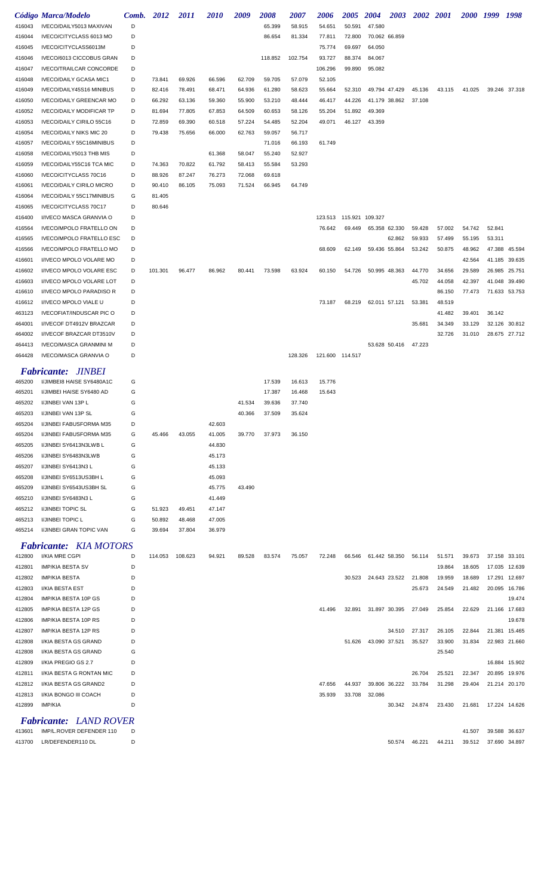| Código | Marca/Modelo | Comb. | 2012 | 2011 | 2010 | 2009 | 2008 | 2007 | 2006 | 2005 | 2004 | 2003 | 2002 | 2001 | 2000 | 1999 | 1998 |
|---|---|---|---|---|---|---|---|---|---|---|---|---|---|---|---|---|---|
| 416043 | IVECO/DAILY5013 MAXIVAN | D | | | | | 65.399 | 58.915 | 54.651 | 50.591 | 47.580 | | | | | | |
| 416044 | IVECO/CITYCLASS 6013 MO | D | | | | | 86.654 | 81.334 | 77.811 | 72.800 | 70.062 | 66.859 | | | | | |
| 416045 | IVECO/CITYCLASS6013M | D | | | | | | | 75.774 | 69.697 | 64.050 | | | | | | |
| 416046 | IVECO/6013 CICCOBUS GRAN | D | | | | | 118.852 | 102.754 | 93.727 | 88.374 | 84.067 | | | | | | |
| 416047 | IVECO/TRAILCAR CONCORDE | D | | | | | | | 106.296 | 99.890 | 95.082 | | | | | | |
| 416048 | IVECO/DAILY GCASA MIC1 | D | 73.841 | 69.926 | 66.596 | 62.709 | 59.705 | 57.079 | 52.105 | | | | | | | | |
| 416049 | IVECO/DAILY45S16 MINIBUS | D | 82.416 | 78.491 | 68.471 | 64.936 | 61.280 | 58.623 | 55.664 | 52.310 | 49.794 | 47.429 | 45.136 | 43.115 | 41.025 | 39.246 | 37.318 |
| 416050 | IVECO/DAILY GREENCAR MO | D | 66.292 | 63.136 | 59.360 | 55.900 | 53.210 | 48.444 | 46.417 | 44.226 | 41.179 | 38.862 | 37.108 | | | | |
| 416052 | IVECO/DAILY MODIFICAR TP | D | 81.694 | 77.805 | 67.853 | 64.509 | 60.653 | 58.126 | 55.204 | 51.892 | 49.369 | | | | | | |
| 416053 | IVECO/DAILY CIRILO 55C16 | D | 72.859 | 69.390 | 60.518 | 57.224 | 54.485 | 52.204 | 49.071 | 46.127 | 43.359 | | | | | | |
| 416054 | IVECO/DAILY NIKS MIC 20 | D | 79.438 | 75.656 | 66.000 | 62.763 | 59.057 | 56.717 | | | | | | | | | |
| 416057 | IVECO/DAILY 55C16MINIBUS | D | | | | | 71.016 | 66.193 | 61.749 | | | | | | | | |
| 416058 | IVECO/DAILY5013 THB MIS | D | | | 61.368 | 58.047 | 55.240 | 52.927 | | | | | | | | | |
| 416059 | IVECO/DAILY55C16 TCA MIC | D | 74.363 | 70.822 | 61.792 | 58.413 | 55.584 | 53.293 | | | | | | | | | |
| 416060 | IVECO/CITYCLASS 70C16 | D | 88.926 | 87.247 | 76.273 | 72.068 | 69.618 | | | | | | | | | | |
| 416061 | IVECO/DAILY CIRILO MICRO | D | 90.410 | 86.105 | 75.093 | 71.524 | 66.945 | 64.749 | | | | | | | | | |
| 416064 | IVECO/DAILY 55C17MINIBUS | G | 81.405 | | | | | | | | | | | | | | |
| 416065 | IVECO/CITYCLASS 70C17 | D | 80.646 | | | | | | | | | | | | | | |
| 416400 | I/IVECO MASCA GRANVIA O | D | | | | | | | 123.513 | 115.921 | 109.327 | | | | | | |
| 416564 | IVECO/MPOLO FRATELLO ON | D | | | | | | | 76.642 | 69.449 | 65.358 | 62.330 | 59.428 | 57.002 | 54.742 | 52.841 | |
| 416565 | IVECO/MPOLO FRATELLO ESC | D | | | | | | | | | | 62.862 | 59.933 | 57.499 | 55.195 | 53.311 | |
| 416566 | IVECO/MPOLO FRATELLO MO | D | | | | | | | 68.609 | 62.149 | 59.436 | 55.864 | 53.242 | 50.875 | 48.962 | 47.388 | 45.594 |
| 416601 | I/IVECO MPOLO VOLARE MO | D | | | | | | | | | | | | | 42.564 | 41.185 | 39.635 |
| 416602 | I/IVECO MPOLO VOLARE ESC | D | 101.301 | 96.477 | 86.962 | 80.441 | 73.598 | 63.924 | 60.150 | 54.726 | 50.995 | 48.363 | 44.770 | 34.656 | 29.589 | 26.985 | 25.751 |
| 416603 | I/IVECO MPOLO VOLARE LOT | D | | | | | | | | | | | 45.702 | 44.058 | 42.397 | 41.048 | 39.490 |
| 416610 | I/IVECO MPOLO PARADISO R | D | | | | | | | | | | | | 86.150 | 77.473 | 71.633 | 53.753 |
| 416612 | I/IVECO MPOLO VIALE U | D | | | | | | | 73.187 | 68.219 | 62.011 | 57.121 | 53.381 | 48.519 | | | |
| 463123 | IVECOFIAT/INDUSCAR PIC O | D | | | | | | | | | | | | 41.482 | 39.401 | 36.142 | |
| 464001 | I/IVECOF DT4912V BRAZCAR | D | | | | | | | | | | | 35.681 | 34.349 | 33.129 | 32.126 | 30.812 |
| 464002 | I/IVECOF BRAZCAR DT3510V | D | | | | | | | | | | | | 32.726 | 31.010 | 28.675 | 27.712 |
| 464413 | IVECO/MASCA GRANMINI M | D | | | | | | | | | 53.628 | 50.416 | 47.223 | | | | |
| 464428 | IVECO/MASCA GRANVIA O | D | | | | | | 128.326 | 121.600 | 114.517 | | | | | | | |

## *Fabricante: JINBEI*

| Código | Marca/Modelo | Comb. | 2012 | 2011 | 2010 | 2009 | 2008 | 2007 | 2006 |
|---|---|---|---|---|---|---|---|---|---|
| 465200 | I/JIMBEI8 HAISE SY6480A1C | G | | | | | 17.539 | 16.613 | 15.776 |
| 465201 | I/JIMBEI HAISE SY6480 AD | G | | | | | 17.387 | 16.468 | 15.643 |
| 465202 | I/JINBEI VAN 13P L | G | | | | 41.534 | 39.636 | 37.740 | |
| 465203 | I/JINBEI VAN 13P SL | G | | | | 40.366 | 37.509 | 35.624 | |
| 465204 | I/JINBEI FABUSFORMA M35 | D | | | 42.603 | | | | |
| 465204 | I/JINBEI FABUSFORMA M35 | G | 45.466 | 43.055 | 41.005 | 39.770 | 37.973 | 36.150 | |
| 465205 | I/JINBEI SY6413N3LWB L | G | | | 44.830 | | | | |
| 465206 | I/JINBEI SY6483N3LWB | G | | | 45.173 | | | | |
| 465207 | I/JINBEI SY6413N3 L | G | | | 45.133 | | | | |
| 465208 | I/JINBEI SY6513US3BH L | G | | | 45.093 | | | | |
| 465209 | I/JINBEI SY6543US3BH SL | G | | | 45.775 | 43.490 | | | |
| 465210 | I/JINBEI SY6483N3 L | G | | | 41.449 | | | | |
| 465212 | I/JINBEI TOPIC SL | G | 51.923 | 49.451 | 47.147 | | | | |
| 465213 | I/JINBEI TOPIC L | G | 50.892 | 48.468 | 47.005 | | | | |
| 465214 | I/JINBEI GRAN TOPIC VAN | G | 39.694 | 37.804 | 36.979 | | | | |

## *Fabricante: KIA MOTORS*

| Código | Marca/Modelo | Comb. | 2012 | 2011 | 2010 | 2009 | 2008 | 2007 | 2006 | 2005 | 2004 | 2003 | 2002 | 2001 | 2000 | 1999 | 1998 |
|---|---|---|---|---|---|---|---|---|---|---|---|---|---|---|---|---|---|
| 412800 | I/KIA MRE CGPI | D | 114.053 | 108.623 | 94.921 | 89.528 | 83.574 | 75.057 | 72.248 | 66.546 | 61.442 | 58.350 | 56.114 | 51.571 | 39.673 | 37.158 | 33.101 |
| 412801 | IMP/KIA BESTA SV | D | | | | | | | | | | | | 19.864 | 18.605 | 17.035 | 12.639 |
| 412802 | IMP/KIA BESTA | D | | | | | | | | 30.523 | 24.643 | 23.522 | 21.808 | 19.959 | 18.689 | 17.291 | 12.697 |
| 412803 | I/KIA BESTA EST | D | | | | | | | | | | | 25.673 | 24.549 | 21.482 | 20.095 | 16.786 |
| 412804 | IMP/KIA BESTA 10P GS | D | | | | | | | | | | | | | | | 19.474 |
| 412805 | IMP/KIA BESTA 12P GS | D | | | | | | | 41.496 | 32.891 | 31.897 | 30.395 | 27.049 | 25.854 | 22.629 | 21.166 | 17.683 |
| 412806 | IMP/KIA BESTA 10P RS | D | | | | | | | | | | | | | | | 19.678 |
| 412807 | IMP/KIA BESTA 12P RS | D | | | | | | | | | | 34.510 | 27.317 | 26.105 | 22.844 | 21.381 | 15.465 |
| 412808 | I/KIA BESTA GS GRAND | D | | | | | | | | 51.626 | 43.090 | 37.521 | 35.527 | 33.900 | 31.834 | 22.983 | 21.660 |
| 412808 | I/KIA BESTA GS GRAND | G | | | | | | | | | | | | 25.540 | | | |
| 412809 | I/KIA PREGIO GS 2.7 | D | | | | | | | | | | | | | | 16.884 | 15.902 |
| 412811 | I/KIA BESTA G RONTAN MIC | D | | | | | | | | | | | 26.704 | 25.521 | 22.347 | 20.895 | 19.976 |
| 412812 | I/KIA BESTA GS GRAND2 | D | | | | | | | 47.656 | 44.937 | 39.806 | 36.222 | 33.784 | 31.298 | 29.404 | 21.214 | 20.170 |
| 412813 | I/KIA BONGO III COACH | D | | | | | | | 35.939 | 33.708 | 32.086 | | | | | | |
| 412899 | IMP/KIA | D | | | | | | | | | | 30.342 | 24.874 | 23.430 | 21.681 | 17.224 | 14.626 |

## *Fabricante: LAND ROVER*

| Código | Marca/Modelo | Comb. | 2003 | 2002 | 2001 | 2000 | 1999 | 1998 |
|---|---|---|---|---|---|---|---|---|
| 413601 | IMP/L.ROVER DEFENDER 110 | D | | | | 41.507 | 39.588 | 36.637 |
| 413700 | LR/DEFENDER110 DL | D | 50.574 | 46.221 | 44.211 | 39.512 | 37.690 | 34.897 |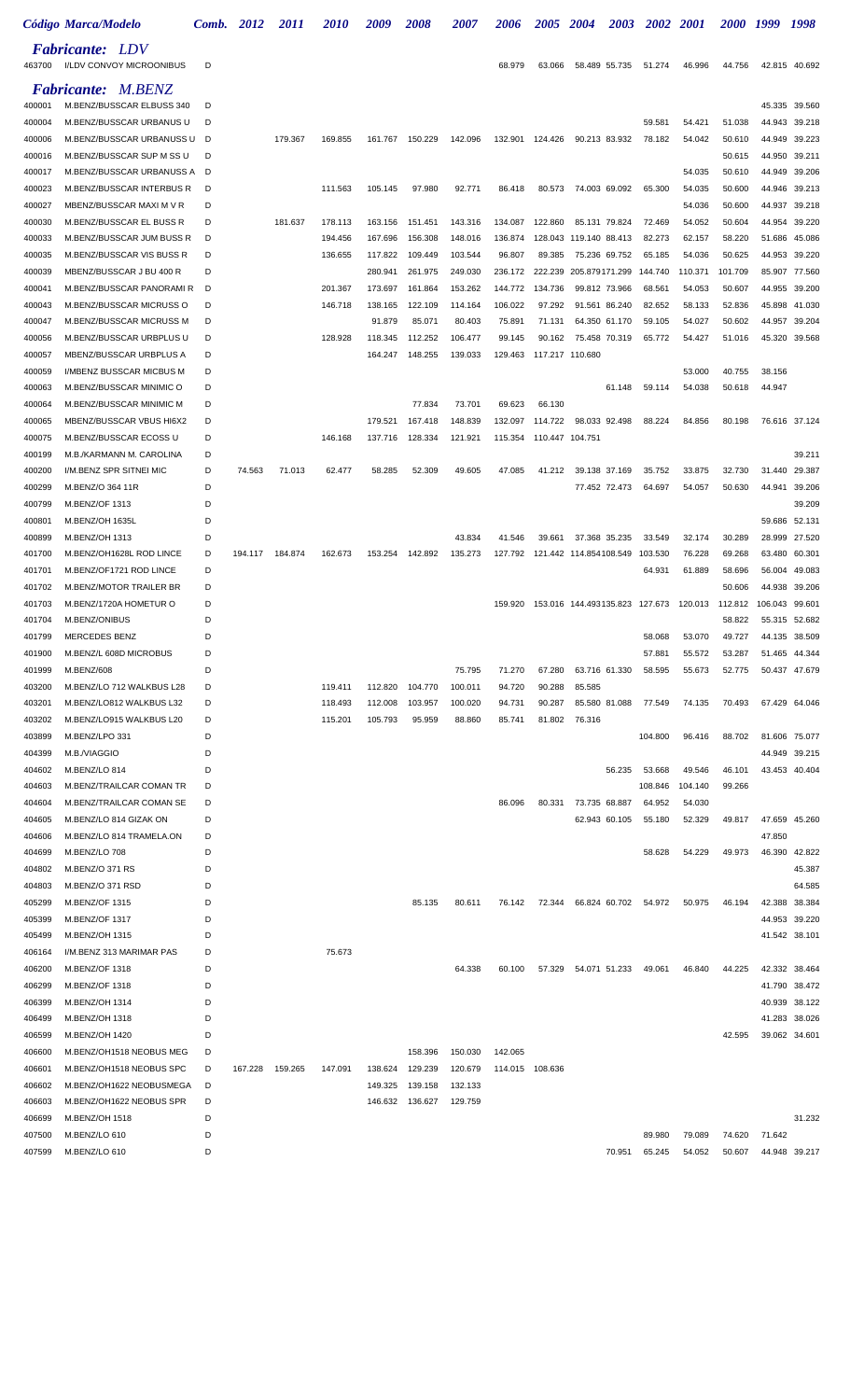| Código | Marca/Modelo | Comb. | 2012 | 2011 | 2010 | 2009 | 2008 | 2007 | 2006 | 2005 | 2004 | 2003 | 2002 | 2001 | 2000 | 1999 | 1998 |
|---|---|---|---|---|---|---|---|---|---|---|---|---|---|---|---|---|---|
| | ***Fabricante: LDV*** | | | | | | | | | | | | | | | | |
| 463700 | I/LDV CONVOY MICROONIBUS | D | | | | | | | 68.979 | 63.066 | 58.489 | 55.735 | 51.274 | 46.996 | 44.756 | 42.815 | 40.692 |
| | ***Fabricante: M.BENZ*** | | | | | | | | | | | | | | | | |
| 400001 | M.BENZ/BUSSCAR ELBUSS 340 | D | | | | | | | | | | | | | | 45.335 | 39.560 |
| 400004 | M.BENZ/BUSSCAR URBANUS U | D | | | | | | | | | | | 59.581 | 54.421 | 51.038 | 44.943 | 39.218 |
| 400006 | M.BENZ/BUSSCAR URBANUSS U | D | | 179.367 | 169.855 | 161.767 | 150.229 | 142.096 | 132.901 | 124.426 | 90.213 | 83.932 | 78.182 | 54.042 | 50.610 | 44.949 | 39.223 |
| 400016 | M.BENZ/BUSSCAR SUP M SS U | D | | | | | | | | | | | | | 50.615 | 44.950 | 39.211 |
| 400017 | M.BENZ/BUSSCAR URBANUSS A | D | | | | | | | | | | | | 54.035 | 50.610 | 44.949 | 39.206 |
| 400023 | M.BENZ/BUSSCAR INTERBUS R | D | | | 111.563 | 105.145 | 97.980 | 92.771 | 86.418 | 80.573 | 74.003 | 69.092 | 65.300 | 54.035 | 50.600 | 44.946 | 39.213 |
| 400027 | MBENZ/BUSSCAR MAXI M V R | D | | | | | | | | | | | | 54.036 | 50.600 | 44.937 | 39.218 |
| 400030 | M.BENZ/BUSSCAR EL BUSS R | D | | 181.637 | 178.113 | 163.156 | 151.451 | 143.316 | 134.087 | 122.860 | 85.131 | 79.824 | 72.469 | 54.052 | 50.604 | 44.954 | 39.220 |
| 400033 | M.BENZ/BUSSCAR JUM BUSS R | D | | | 194.456 | 167.696 | 156.308 | 148.016 | 136.874 | 128.043 | 119.140 | 88.413 | 82.273 | 62.157 | 58.220 | 51.686 | 45.086 |
| 400035 | M.BENZ/BUSSCAR VIS BUSS R | D | | | 136.655 | 117.822 | 109.449 | 103.544 | 96.807 | 89.385 | 75.236 | 69.752 | 65.185 | 54.036 | 50.625 | 44.953 | 39.220 |
| 400039 | MBENZ/BUSSCAR J BU 400 R | D | | | | 280.941 | 261.975 | 249.030 | 236.172 | 222.239 | 205.879 | 171.299 | 144.740 | 110.371 | 101.709 | 85.907 | 77.560 |
| 400041 | M.BENZ/BUSSCAR PANORAMI R | D | | | 201.367 | 173.697 | 161.864 | 153.262 | 144.772 | 134.736 | 99.812 | 73.966 | 68.561 | 54.053 | 50.607 | 44.955 | 39.200 |
| 400043 | M.BENZ/BUSSCAR MICRUSS O | D | | | 146.718 | 138.165 | 122.109 | 114.164 | 106.022 | 97.292 | 91.561 | 86.240 | 82.652 | 58.133 | 52.836 | 45.898 | 41.030 |
| 400047 | M.BENZ/BUSSCAR MICRUSS M | D | | | | 91.879 | 85.071 | 80.403 | 75.891 | 71.131 | 64.350 | 61.170 | 59.105 | 54.027 | 50.602 | 44.957 | 39.204 |
| 400056 | M.BENZ/BUSSCAR URBPLUS U | D | | | 128.928 | 118.345 | 112.252 | 106.477 | 99.145 | 90.162 | 75.458 | 70.319 | 65.772 | 54.427 | 51.016 | 45.320 | 39.568 |
| 400057 | MBENZ/BUSSCAR URBPLUS A | D | | | | 164.247 | 148.255 | 139.033 | 129.463 | 117.217 | 110.680 | | | | | | |
| 400059 | I/MBENZ BUSSCAR MICBUS M | D | | | | | | | | | | | | 53.000 | 40.755 | 38.156 | |
| 400063 | M.BENZ/BUSSCAR MINIMIC O | D | | | | | | | | | | 61.148 | 59.114 | 54.038 | 50.618 | 44.947 | |
| 400064 | M.BENZ/BUSSCAR MINIMIC M | D | | | | | 77.834 | 73.701 | 69.623 | 66.130 | | | | | | | |
| 400065 | MBENZ/BUSSCAR VBUS HI6X2 | D | | | | 179.521 | 167.418 | 148.839 | 132.097 | 114.722 | 98.033 | 92.498 | 88.224 | 84.856 | 80.198 | 76.616 | 37.124 |
| 400075 | M.BENZ/BUSSCAR ECOSS U | D | | | 146.168 | 137.716 | 128.334 | 121.921 | 115.354 | 110.447 | 104.751 | | | | | | |
| 400199 | M.B./KARMANN M. CAROLINA | D | | | | | | | | | | | | | | | 39.211 |
| 400200 | I/M.BENZ SPR SITNEI MIC | D | 74.563 | 71.013 | 62.477 | 58.285 | 52.309 | 49.605 | 47.085 | 41.212 | 39.138 | 37.169 | 35.752 | 33.875 | 32.730 | 31.440 | 29.387 |
| 400299 | M.BENZ/O 364 11R | D | | | | | | | | | 77.452 | 72.473 | 64.697 | 54.057 | 50.630 | 44.941 | 39.206 |
| 400799 | M.BENZ/OF 1313 | D | | | | | | | | | | | | | | | 39.209 |
| 400801 | M.BENZ/OH 1635L | D | | | | | | | | | | | | | | 59.686 | 52.131 |
| 400899 | M.BENZ/OH 1313 | D | | | | | | 43.834 | 41.546 | 39.661 | 37.368 | 35.235 | 33.549 | 32.174 | 30.289 | 28.999 | 27.520 |
| 401700 | M.BENZ/OH1628L ROD LINCE | D | 194.117 | 184.874 | 162.673 | 153.254 | 142.892 | 135.273 | 127.792 | 121.442 | 114.854 | 108.549 | 103.530 | 76.228 | 69.268 | 63.480 | 60.301 |
| 401701 | M.BENZ/OF1721 ROD LINCE | D | | | | | | | | | | | 64.931 | 61.889 | 58.696 | 56.004 | 49.083 |
| 401702 | M.BENZ/MOTOR TRAILER BR | D | | | | | | | | | | | | | 50.606 | 44.938 | 39.206 |
| 401703 | M.BENZ/1720A HOMETUR O | D | | | | | | | 159.920 | 153.016 | 144.493 | 135.823 | 127.673 | 120.013 | 112.812 | 106.043 | 99.601 |
| 401704 | M.BENZ/ONIBUS | D | | | | | | | | | | | | | 58.822 | 55.315 | 52.682 |
| 401799 | MERCEDES BENZ | D | | | | | | | | | | | 58.068 | 53.070 | 49.727 | 44.135 | 38.509 |
| 401900 | M.BENZ/L 608D MICROBUS | D | | | | | | | | | | | 57.881 | 55.572 | 53.287 | 51.465 | 44.344 |
| 401999 | M.BENZ/608 | D | | | | | | 75.795 | 71.270 | 67.280 | 63.716 | 61.330 | 58.595 | 55.673 | 52.775 | 50.437 | 47.679 |
| 403200 | M.BENZ/LO 712 WALKBUS L28 | D | | | 119.411 | 112.820 | 104.770 | 100.011 | 94.720 | 90.288 | 85.585 | | | | | | |
| 403201 | M.BENZ/LO812 WALKBUS L32 | D | | | 118.493 | 112.008 | 103.957 | 100.020 | 94.731 | 90.287 | 85.580 | 81.088 | 77.549 | 74.135 | 70.493 | 67.429 | 64.046 |
| 403202 | M.BENZ/LO915 WALKBUS L20 | D | | | 115.201 | 105.793 | 95.959 | 88.860 | 85.741 | 81.802 | 76.316 | | | | | | |
| 403899 | M.BENZ/LPO 331 | D | | | | | | | | | | | 104.800 | 96.416 | 88.702 | 81.606 | 75.077 |
| 404399 | M.B./VIAGGIO | D | | | | | | | | | | | | | | 44.949 | 39.215 |
| 404602 | M.BENZ/LO 814 | D | | | | | | | | | | 56.235 | 53.668 | 49.546 | 46.101 | 43.453 | 40.404 |
| 404603 | M.BENZ/TRAILCAR COMAN TR | D | | | | | | | | | | | 108.846 | 104.140 | 99.266 | | |
| 404604 | M.BENZ/TRAILCAR COMAN SE | D | | | | | | | 86.096 | 80.331 | 73.735 | 68.887 | 64.952 | 54.030 | | | |
| 404605 | M.BENZ/LO 814 GIZAK ON | D | | | | | | | | | 62.943 | 60.105 | 55.180 | 52.329 | 49.817 | 47.659 | 45.260 |
| 404606 | M.BENZ/LO 814 TRAMELA.ON | D | | | | | | | | | | | | | | 47.850 | |
| 404699 | M.BENZ/LO 708 | D | | | | | | | | | | | 58.628 | 54.229 | 49.973 | 46.390 | 42.822 |
| 404802 | M.BENZ/O 371 RS | D | | | | | | | | | | | | | | | 45.387 |
| 404803 | M.BENZ/O 371 RSD | D | | | | | | | | | | | | | | | 64.585 |
| 405299 | M.BENZ/OF 1315 | D | | | | | 85.135 | 80.611 | 76.142 | 72.344 | 66.824 | 60.702 | 54.972 | 50.975 | 46.194 | 42.388 | 38.384 |
| 405399 | M.BENZ/OF 1317 | D | | | | | | | | | | | | | | 44.953 | 39.220 |
| 405499 | M.BENZ/OH 1315 | D | | | | | | | | | | | | | | 41.542 | 38.101 |
| 406164 | I/M.BENZ 313 MARIMAR PAS | D | | | 75.673 | | | | | | | | | | | | |
| 406200 | M.BENZ/OF 1318 | D | | | | | | 64.338 | 60.100 | 57.329 | 54.071 | 51.233 | 49.061 | 46.840 | 44.225 | 42.332 | 38.464 |
| 406299 | M.BENZ/OF 1318 | D | | | | | | | | | | | | | | 41.790 | 38.472 |
| 406399 | M.BENZ/OH 1314 | D | | | | | | | | | | | | | | 40.939 | 38.122 |
| 406499 | M.BENZ/OH 1318 | D | | | | | | | | | | | | | | 41.283 | 38.026 |
| 406599 | M.BENZ/OH 1420 | D | | | | | | | | | | | | | 42.595 | 39.062 | 34.601 |
| 406600 | M.BENZ/OH1518 NEOBUS MEG | D | | | | | 158.396 | 150.030 | 142.065 | | | | | | | | |
| 406601 | M.BENZ/OH1518 NEOBUS SPC | D | 167.228 | 159.265 | 147.091 | 138.624 | 129.239 | 120.679 | 114.015 | 108.636 | | | | | | | |
| 406602 | M.BENZ/OH1622 NEOBUSMEGA | D | | | | 149.325 | 139.158 | 132.133 | | | | | | | | | |
| 406603 | M.BENZ/OH1622 NEOBUS SPR | D | | | | 146.632 | 136.627 | 129.759 | | | | | | | | | |
| 406699 | M.BENZ/OH 1518 | D | | | | | | | | | | | | | | | 31.232 |
| 407500 | M.BENZ/LO 610 | D | | | | | | | | | | | 89.980 | 79.089 | 74.620 | 71.642 | |
| 407599 | M.BENZ/LO 610 | D | | | | | | | | | | 70.951 | 65.245 | 54.052 | 50.607 | 44.948 | 39.217 |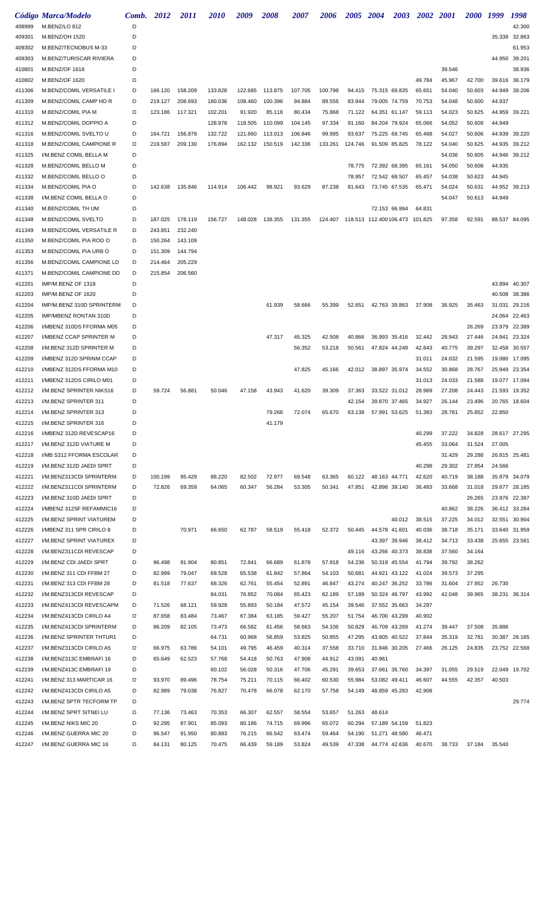| Código | Marca/Modelo | Comb. | 2012 | 2011 | 2010 | 2009 | 2008 | 2007 | 2006 | 2005 | 2004 | 2003 | 2002 | 2001 | 2000 | 1999 | 1998 |
|---|---|---|---|---|---|---|---|---|---|---|---|---|---|---|---|---|---|
| 408999 | M.BENZ/LO 812 | D | | | | | | | | | | | | | | | 42.300 |
| 409301 | M.BENZ/OH 1520 | D | | | | | | | | | | | | | | 35.338 | 32.863 |
| 409302 | M.BENZ/TECNOBUS M-33 | D | | | | | | | | | | | | | | | 61.953 |
| 409303 | M.BENZ/TURISCAR RIVIERA | D | | | | | | | | | | | | | | 44.950 | 39.201 |
| 410801 | M.BENZ/OF 1618 | D | | | | | | | | | | | | 39.546 | | | 38.936 |
| 410802 | M.BENZ/OF 1620 | D | | | | | | | | | | | 49.784 | 45.967 | 42.700 | 39.616 | 36.179 |
| 411306 | M.BENZ/COMIL VERSATILE I | D | 166.120 | 158.209 | 133.828 | 122.685 | 113.875 | 107.705 | 100.798 | 94.415 | 75.315 | 69.835 | 65.651 | 54.040 | 50.603 | 44.949 | 39.206 |
| 411309 | M.BENZ/COMIL CAMP HD R | D | 219.127 | 208.693 | 180.036 | 108.460 | 100.396 | 94.884 | 89.556 | 83.944 | 79.005 | 74.759 | 70.753 | 54.048 | 50.600 | 44.937 | |
| 411310 | M.BENZ/COMIL PIA M | D | 123.186 | 117.321 | 102.201 | 91.920 | 85.116 | 80.434 | 75.868 | 71.122 | 64.351 | 61.147 | 59.113 | 54.023 | 50.625 | 44.959 | 39.221 |
| 411312 | M.BENZ/COMIL DOPPIO A | D | | | 128.978 | 118.505 | 110.099 | 104.145 | 97.334 | 91.160 | 84.204 | 79.924 | 65.066 | 54.052 | 50.609 | 44.949 | |
| 411316 | M.BENZ/COMIL SVELTO U | D | 164.721 | 156.878 | 132.722 | 121.660 | 113.013 | 106.846 | 99.995 | 93.637 | 75.225 | 69.745 | 65.468 | 54.027 | 50.606 | 44.939 | 39.220 |
| 411318 | M.BENZ/COMIL CAMPIONE R | D | 219.587 | 209.130 | 176.894 | 162.132 | 150.519 | 142.336 | 133.261 | 124.746 | 91.509 | 85.825 | 78.122 | 54.040 | 50.625 | 44.935 | 39.212 |
| 411325 | I/M.BENZ COMIL BELLA M | D | | | | | | | | | | | | 54.036 | 50.605 | 44.946 | 39.212 |
| 411328 | M.BENZ/COMIL BELLO M | D | | | | | | | | 78.775 | 72.392 | 68.395 | 65.161 | 54.050 | 50.608 | 44.935 | |
| 411332 | M.BENZ/COMIL BELLO O | D | | | | | | | | 78.957 | 72.542 | 68.507 | 65.457 | 54.038 | 50.623 | 44.945 | |
| 411334 | M.BENZ/COMIL PIA O | D | 142.638 | 135.846 | 114.914 | 106.442 | 98.921 | 93.629 | 87.238 | 81.643 | 73.745 | 67.535 | 65.471 | 54.024 | 50.631 | 44.952 | 39.213 |
| 411338 | I/M.BENZ COMIL BELLA O | D | | | | | | | | | | | | 54.047 | 50.613 | 44.949 | |
| 411340 | M.BENZ/COMIL TH UM | D | | | | | | | | | 72.153 | 66.994 | 64.831 | | | | |
| 411348 | M.BENZ/COMIL SVELTO | D | 187.025 | 178.119 | 156.727 | 148.028 | 138.355 | 131.355 | 124.407 | 118.513 | 112.400 | 106.473 | 101.825 | 97.358 | 92.591 | 88.537 | 84.095 |
| 411349 | M.BENZ/COMIL VERSATILE R | D | 243.851 | 232.240 | | | | | | | | | | | | | |
| 411350 | M.BENZ/COMIL PIA ROD O | D | 150.264 | 143.109 | | | | | | | | | | | | | |
| 411353 | M.BENZ/COMIL PIA URB O | D | 151.309 | 144.794 | | | | | | | | | | | | | |
| 411356 | M.BENZ/COMIL CAMPIONE LD | D | 214.464 | 205.229 | | | | | | | | | | | | | |
| 411371 | M.BENZ/COMIL CAMPIONE DD | D | 215.854 | 206.560 | | | | | | | | | | | | | |
| 412201 | IMP/M.BENZ OF 1318 | D | | | | | | | | | | | | | | 43.894 | 40.307 |
| 412203 | IMP/M.BENZ OF 1620 | D | | | | | | | | | | | | | | 40.508 | 38.386 |
| 412204 | IMP/M.BENZ 310D SPRINTERM | D | | | | | 61.939 | 58.666 | 55.399 | 52.651 | 42.763 | 39.863 | 37.908 | 36.925 | 35.463 | 31.031 | 29.216 |
| 412205 | IMP/MBENZ RONTAN 310D | D | | | | | | | | | | | | | | 24.064 | 22.463 |
| 412206 | I/MBENZ 310DS FFORMA M05 | D | | | | | | | | | | | | | 26.269 | 23.979 | 22.389 |
| 412207 | I/MBENZ CCAP SPRINTER M | D | | | | | 47.317 | 45.325 | 42.508 | 40.866 | 36.993 | 35.416 | 32.442 | 28.943 | 27.446 | 24.941 | 23.324 |
| 412208 | I/M.BENZ 312D SPRINTER M | D | | | | | | 56.352 | 53.218 | 50.561 | 47.824 | 44.248 | 42.843 | 40.775 | 39.297 | 32.458 | 30.557 |
| 412209 | I/MBENZ 312D SPRINM CCAP | D | | | | | | | | | | | 31.011 | 24.032 | 21.595 | 19.080 | 17.095 |
| 412210 | I/MBENZ 312DS FFORMA M10 | D | | | | | | 47.825 | 45.166 | 42.012 | 38.897 | 35.974 | 34.552 | 30.868 | 28.767 | 25.949 | 23.354 |
| 412211 | I/MBENZ 312DS CIRILO M01 | D | | | | | | | | | | | 31.013 | 24.033 | 21.588 | 19.077 | 17.094 |
| 412212 | I/M.BENZ SPRINTER NIKS16 | D | 59.724 | 56.881 | 50.046 | 47.158 | 43.943 | 41.620 | 39.309 | 37.363 | 33.522 | 31.012 | 28.969 | 27.208 | 24.443 | 21.593 | 19.352 |
| 412213 | I/M.BENZ SPRINTER 311 | D | | | | | | | | 42.154 | 39.870 | 37.465 | 34.927 | 26.144 | 23.496 | 20.765 | 18.604 |
| 412214 | I/M.BENZ SPRINTER 313 | D | | | | | 79.266 | 72.074 | 65.670 | 63.138 | 57.991 | 53.625 | 51.383 | 28.781 | 25.852 | 22.850 | |
| 412215 | I/M.BENZ SPRINTER 316 | D | | | | | 41.179 | | | | | | | | | | |
| 412216 | I/MBENZ 312D REVESCAP16 | D | | | | | | | | | | | 40.299 | 37.222 | 34.828 | 28.617 | 27.295 |
| 412217 | I/M.BENZ 312D VIATURE M | D | | | | | | | | | | | 45.455 | 33.064 | 31.524 | 27.005 | |
| 412218 | I/MB S312 FFORMA ESCOLAR | D | | | | | | | | | | | | 31.429 | 29.288 | 26.815 | 25.481 |
| 412219 | I/M.BENZ 312D JAEDI SPRT | D | | | | | | | | | | | 40.298 | 29.302 | 27.954 | 24.566 | |
| 412221 | I/M.BENZ313CDI SPRINTERM | D | 100.199 | 95.429 | 88.220 | 82.502 | 72.977 | 69.548 | 63.365 | 60.122 | 48.163 | 44.771 | 42.620 | 40.719 | 38.188 | 35.879 | 34.079 |
| 412222 | I/M.BENZ311CDI SPRINTERM | D | 72.826 | 69.359 | 64.065 | 60.347 | 56.284 | 53.305 | 50.341 | 47.851 | 42.898 | 39.140 | 36.483 | 33.668 | 31.018 | 29.677 | 28.185 |
| 412223 | I/M.BENZ 310D JAEDI SPRT | D | | | | | | | | | | | | | 26.265 | 23.976 | 22.387 |
| 412224 | I/MBENZ 312SF REFAMMIC16 | D | | | | | | | | | | | | 40.862 | 38.226 | 36.412 | 33.284 |
| 412225 | I/M.BENZ SPRINT VIATUREM | D | | | | | | | | | | 40.012 | 38.515 | 37.225 | 34.012 | 32.551 | 30.904 |
| 412226 | I/MBENZ 311 SPR CIRILO 8 | D | | 70.971 | 66.650 | 62.787 | 58.519 | 55.418 | 52.372 | 50.445 | 44.578 | 41.601 | 40.036 | 38.718 | 35.171 | 33.640 | 31.959 |
| 412227 | I/M.BENZ SPRINT VIATUREX | D | | | | | | | | | 43.397 | 39.946 | 38.412 | 34.713 | 33.438 | 25.655 | 23.581 |
| 412228 | I/M.BENZ311CDI REVESCAP | D | | | | | | | | 49.116 | 43.266 | 40.373 | 38.838 | 37.560 | 34.164 | | |
| 412229 | I/M.BENZ CDI JAEDI SPRT | D | 96.498 | 91.904 | 80.851 | 72.841 | 66.689 | 61.878 | 57.918 | 54.236 | 50.319 | 45.554 | 41.794 | 39.792 | 38.262 | | |
| 412230 | I/M.BENZ 311 CDI FFBM 27 | D | 82.999 | 79.047 | 69.528 | 65.538 | 61.842 | 57.864 | 54.103 | 50.681 | 44.921 | 43.122 | 41.024 | 39.573 | 37.295 | | |
| 412231 | I/M.BENZ 313 CDI FFBM 28 | D | 81.518 | 77.637 | 68.326 | 62.761 | 55.454 | 52.891 | 46.847 | 43.274 | 40.247 | 36.252 | 33.786 | 31.604 | 27.952 | 26.730 | |
| 412232 | I/M.BENZ313CDI REVESCAP | D | | | 84.031 | 76.852 | 70.084 | 65.423 | 62.189 | 57.189 | 50.324 | 46.797 | 43.992 | 42.048 | 39.965 | 38.231 | 36.314 |
| 412233 | I/M.BENZ413CDI REVESCAPM | D | 71.526 | 68.121 | 59.928 | 55.893 | 50.184 | 47.572 | 45.154 | 39.546 | 37.552 | 35.663 | 34.297 | | | | |
| 412234 | I/M.BENZ413CDI CIRILO A4 | D | 87.658 | 83.484 | 73.467 | 67.384 | 63.185 | 59.427 | 55.207 | 51.754 | 46.700 | 43.299 | 40.902 | | | | |
| 412235 | I/M.BENZ413CDI SPRINTERM | D | 86.209 | 82.105 | 73.473 | 66.582 | 61.456 | 58.663 | 54.106 | 50.829 | 46.709 | 43.269 | 41.274 | 39.447 | 37.508 | 35.886 | |
| 412236 | I/M.BENZ SPRINTER THTUR1 | D | | | 64.731 | 60.968 | 56.859 | 53.825 | 50.855 | 47.295 | 43.805 | 40.522 | 37.844 | 35.319 | 32.781 | 30.387 | 28.165 |
| 412237 | I/M.BENZ313CDI CIRILO A5 | D | 66.975 | 63.786 | 54.101 | 49.795 | 46.459 | 40.314 | 37.558 | 33.710 | 31.846 | 30.205 | 27.466 | 26.125 | 24.835 | 23.752 | 22.568 |
| 412238 | I/M.BENZ313C EMBRAFI 16 | D | 65.649 | 62.523 | 57.768 | 54.418 | 50.763 | 47.908 | 44.912 | 43.091 | 40.961 | | | | | | |
| 412239 | I/M.BENZ413C EMBRAFI 19 | D | | | 60.102 | 56.028 | 50.316 | 47.706 | 45.291 | 39.653 | 37.661 | 35.760 | 34.397 | 31.055 | 29.519 | 22.049 | 19.702 |
| 412241 | I/M.BENZ 313 MARTICAR 16 | D | 93.970 | 89.496 | 78.754 | 75.211 | 70.115 | 66.402 | 60.530 | 55.984 | 53.082 | 49.411 | 46.607 | 44.555 | 42.357 | 40.503 | |
| 412242 | I/M.BENZ413CDI CIRILO A5 | D | 82.989 | 79.038 | 76.827 | 70.478 | 66.078 | 62.170 | 57.758 | 54.149 | 48.859 | 45.283 | 42.908 | | | | |
| 412243 | I/M.BENZ SPTR TECFORM TP | D | | | | | | | | | | | | | | | 29.774 |
| 412244 | I/M.BENZ SPRT SITNEI LU | D | 77.136 | 73.463 | 70.353 | 66.307 | 62.557 | 58.554 | 53.657 | 51.263 | 48.614 | | | | | | |
| 412245 | I/M.BENZ NIKS MIC 20 | D | 92.295 | 87.901 | 85.093 | 80.186 | 74.715 | 69.996 | 65.072 | 60.294 | 57.189 | 54.159 | 51.823 | | | | |
| 412246 | I/M.BENZ GUERRA MIC 20 | D | 96.547 | 91.950 | 80.883 | 76.215 | 66.542 | 63.474 | 59.464 | 54.190 | 51.271 | 48.580 | 46.471 | | | | |
| 412247 | I/M.BENZ GUERRA MIC 16 | D | 84.131 | 80.125 | 70.475 | 66.439 | 59.189 | 53.824 | 49.539 | 47.338 | 44.774 | 42.636 | 40.670 | 38.733 | 37.184 | 35.540 | |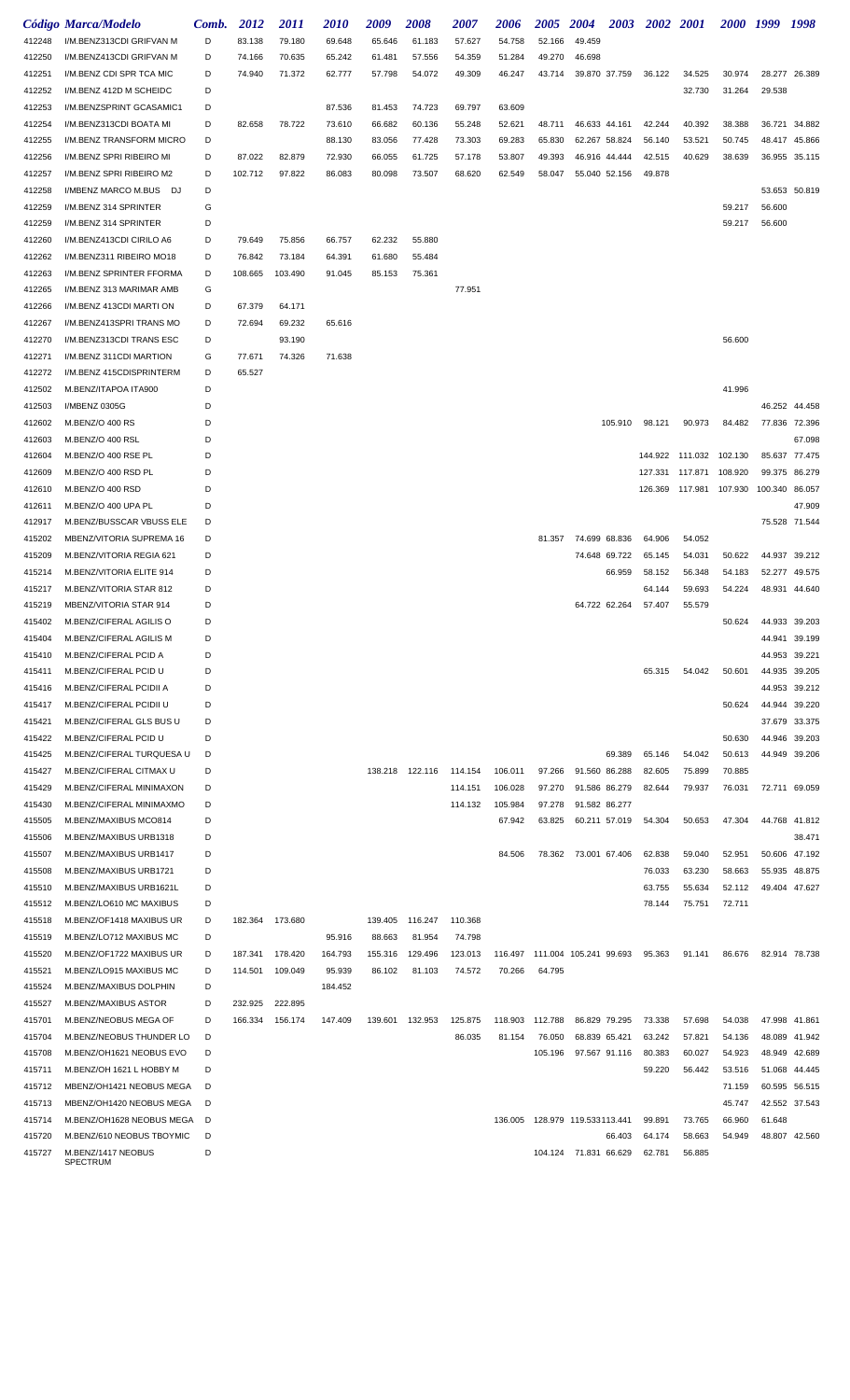| Código | Marca/Modelo | Comb. | 2012 | 2011 | 2010 | 2009 | 2008 | 2007 | 2006 | 2005 | 2004 | 2003 | 2002 | 2001 | 2000 | 1999 | 1998 |
|---|---|---|---|---|---|---|---|---|---|---|---|---|---|---|---|---|---|
| 412248 | I/M.BENZ313CDI GRIFVAN M | D | 83.138 | 79.180 | 69.648 | 65.646 | 61.183 | 57.627 | 54.758 | 52.166 | 49.459 | | | | | | |
| 412250 | I/M.BENZ413CDI GRIFVAN M | D | 74.166 | 70.635 | 65.242 | 61.481 | 57.556 | 54.359 | 51.284 | 49.270 | 46.698 | | | | | | |
| 412251 | I/M.BENZ CDI SPR TCA MIC | D | 74.940 | 71.372 | 62.777 | 57.798 | 54.072 | 49.309 | 46.247 | 43.714 | 39.870 | 37.759 | 36.122 | 34.525 | 30.974 | 28.277 | 26.389 |
| 412252 | I/M.BENZ 412D M SCHEIDC | D | | | | | | | | | | | | 32.730 | 31.264 | 29.538 | |
| 412253 | I/M.BENZSPRINT GCASAMIC1 | D | | | 87.536 | 81.453 | 74.723 | 69.797 | 63.609 | | | | | | | | |
| 412254 | I/M.BENZ313CDI BOATA MI | D | 82.658 | 78.722 | 73.610 | 66.682 | 60.136 | 55.248 | 52.621 | 48.711 | 46.633 | 44.161 | 42.244 | 40.392 | 38.388 | 36.721 | 34.882 |
| 412255 | I/M.BENZ TRANSFORM MICRO | D | | | 88.130 | 83.056 | 77.428 | 73.303 | 69.283 | 65.830 | 62.267 | 58.824 | 56.140 | 53.521 | 50.745 | 48.417 | 45.866 |
| 412256 | I/M.BENZ SPRI RIBEIRO MI | D | 87.022 | 82.879 | 72.930 | 66.055 | 61.725 | 57.178 | 53.807 | 49.393 | 46.916 | 44.444 | 42.515 | 40.629 | 38.639 | 36.955 | 35.115 |
| 412257 | I/M.BENZ SPRI RIBEIRO M2 | D | 102.712 | 97.822 | 86.083 | 80.098 | 73.507 | 68.620 | 62.549 | 58.047 | 55.040 | 52.156 | 49.878 | | | | |
| 412258 | I/MBENZ MARCO M.BUS DJ | D | | | | | | | | | | | | | | 53.653 | 50.819 |
| 412259 | I/M.BENZ 314 SPRINTER | G | | | | | | | | | | | | | 59.217 | 56.600 | |
| 412259 | I/M.BENZ 314 SPRINTER | D | | | | | | | | | | | | | 59.217 | 56.600 | |
| 412260 | I/M.BENZ413CDI CIRILO A6 | D | 79.649 | 75.856 | 66.757 | 62.232 | 55.880 | | | | | | | | | | |
| 412262 | I/M.BENZ311 RIBEIRO MO18 | D | 76.842 | 73.184 | 64.391 | 61.680 | 55.484 | | | | | | | | | | |
| 412263 | I/M.BENZ SPRINTER FFORMA | D | 108.665 | 103.490 | 91.045 | 85.153 | 75.361 | | | | | | | | | | |
| 412265 | I/M.BENZ 313 MARIMAR AMB | G | | | | | | 77.951 | | | | | | | | | |
| 412266 | I/M.BENZ 413CDI MARTI ON | D | 67.379 | 64.171 | | | | | | | | | | | | | |
| 412267 | I/M.BENZ413SPRI TRANS MO | D | 72.694 | 69.232 | 65.616 | | | | | | | | | | | | |
| 412270 | I/M.BENZ313CDI TRANS ESC | D | | 93.190 | | | | | | | | | | | 56.600 | | |
| 412271 | I/M.BENZ 311CDI MARTION | G | 77.671 | 74.326 | 71.638 | | | | | | | | | | | | |
| 412272 | I/M.BENZ 415CDISPRINTERM | D | 65.527 | | | | | | | | | | | | | | |
| 412502 | M.BENZ/ITAPOA ITA900 | D | | | | | | | | | | | | | 41.996 | | |
| 412503 | I/MBENZ 0305G | D | | | | | | | | | | | | | | 46.252 | 44.458 |
| 412602 | M.BENZ/O 400 RS | D | | | | | | | | | | 105.910 | 98.121 | 90.973 | 84.482 | 77.836 | 72.396 |
| 412603 | M.BENZ/O 400 RSL | D | | | | | | | | | | | | | | | 67.098 |
| 412604 | M.BENZ/O 400 RSE PL | D | | | | | | | | | | | 144.922 | 111.032 | 102.130 | 85.637 | 77.475 |
| 412609 | M.BENZ/O 400 RSD PL | D | | | | | | | | | | | 127.331 | 117.871 | 108.920 | 99.375 | 86.279 |
| 412610 | M.BENZ/O 400 RSD | D | | | | | | | | | | | 126.369 | 117.981 | 107.930 | 100.340 | 86.057 |
| 412611 | M.BENZ/O 400 UPA PL | D | | | | | | | | | | | | | | | 47.909 |
| 412917 | M.BENZ/BUSSCAR VBUSS ELE | D | | | | | | | | | | | | | | 75.528 | 71.544 |
| 415202 | MBENZ/VITORIA SUPREMA 16 | D | | | | | | | | 81.357 | 74.699 | 68.836 | 64.906 | 54.052 | | | |
| 415209 | M.BENZ/VITORIA REGIA 621 | D | | | | | | | | | 74.648 | 69.722 | 65.145 | 54.031 | 50.622 | 44.937 | 39.212 |
| 415214 | M.BENZ/VITORIA ELITE 914 | D | | | | | | | | | | 66.959 | 58.152 | 56.348 | 54.183 | 52.277 | 49.575 |
| 415217 | M.BENZ/VITORIA STAR 812 | D | | | | | | | | | | | 64.144 | 59.693 | 54.224 | 48.931 | 44.640 |
| 415219 | MBENZ/VITORIA STAR 914 | D | | | | | | | | | 64.722 | 62.264 | 57.407 | 55.579 | | | |
| 415402 | M.BENZ/CIFERAL AGILIS O | D | | | | | | | | | | | | | 50.624 | 44.933 | 39.203 |
| 415404 | M.BENZ/CIFERAL AGILIS M | D | | | | | | | | | | | | | | 44.941 | 39.199 |
| 415410 | M.BENZ/CIFERAL PCID A | D | | | | | | | | | | | | | | 44.953 | 39.221 |
| 415411 | M.BENZ/CIFERAL PCID U | D | | | | | | | | | | | 65.315 | 54.042 | 50.601 | 44.935 | 39.205 |
| 415416 | M.BENZ/CIFERAL PCIDII A | D | | | | | | | | | | | | | | 44.953 | 39.212 |
| 415417 | M.BENZ/CIFERAL PCIDII U | D | | | | | | | | | | | | | 50.624 | 44.944 | 39.220 |
| 415421 | M.BENZ/CIFERAL GLS BUS U | D | | | | | | | | | | | | | | 37.679 | 33.375 |
| 415422 | M.BENZ/CIFERAL PCID U | D | | | | | | | | | | | | | 50.630 | 44.946 | 39.203 |
| 415425 | M.BENZ/CIFERAL TURQUESA U | D | | | | | | | | | | 69.389 | 65.146 | 54.042 | 50.613 | 44.949 | 39.206 |
| 415427 | M.BENZ/CIFERAL CITMAX U | D | | | | 138.218 | 122.116 | 114.154 | 106.011 | 97.266 | 91.560 | 86.288 | 82.605 | 75.899 | 70.885 | | |
| 415429 | M.BENZ/CIFERAL MINIMAXON | D | | | | | | 114.151 | 106.028 | 97.270 | 91.586 | 86.279 | 82.644 | 79.937 | 76.031 | 72.711 | 69.059 |
| 415430 | M.BENZ/CIFERAL MINIMAXMO | D | | | | | | 114.132 | 105.984 | 97.278 | 91.582 | 86.277 | | | | | |
| 415505 | M.BENZ/MAXIBUS MCO814 | D | | | | | | | 67.942 | 63.825 | 60.211 | 57.019 | 54.304 | 50.653 | 47.304 | 44.768 | 41.812 |
| 415506 | M.BENZ/MAXIBUS URB1318 | D | | | | | | | | | | | | | | | 38.471 |
| 415507 | M.BENZ/MAXIBUS URB1417 | D | | | | | | | 84.506 | 78.362 | 73.001 | 67.406 | 62.838 | 59.040 | 52.951 | 50.606 | 47.192 |
| 415508 | M.BENZ/MAXIBUS URB1721 | D | | | | | | | | | | | 76.033 | 63.230 | 58.663 | 55.935 | 48.875 |
| 415510 | M.BENZ/MAXIBUS URB1621L | D | | | | | | | | | | | 63.755 | 55.634 | 52.112 | 49.404 | 47.627 |
| 415512 | M.BENZ/LO610 MC MAXIBUS | D | | | | | | | | | | | 78.144 | 75.751 | 72.711 | | |
| 415518 | M.BENZ/OF1418 MAXIBUS UR | D | 182.364 | 173.680 | | 139.405 | 116.247 | 110.368 | | | | | | | | | |
| 415519 | M.BENZ/LO712 MAXIBUS MC | D | | | 95.916 | 88.663 | 81.954 | 74.798 | | | | | | | | | |
| 415520 | M.BENZ/OF1722 MAXIBUS UR | D | 187.341 | 178.420 | 164.793 | 155.316 | 129.496 | 123.013 | 116.497 | 111.004 | 105.241 | 99.693 | 95.363 | 91.141 | 86.676 | 82.914 | 78.738 |
| 415521 | M.BENZ/LO915 MAXIBUS MC | D | 114.501 | 109.049 | 95.939 | 86.102 | 81.103 | 74.572 | 70.266 | 64.795 | | | | | | | |
| 415524 | M.BENZ/MAXIBUS DOLPHIN | D | | | 184.452 | | | | | | | | | | | | |
| 415527 | M.BENZ/MAXIBUS ASTOR | D | 232.925 | 222.895 | | | | | | | | | | | | | |
| 415701 | M.BENZ/NEOBUS MEGA OF | D | 166.334 | 156.174 | 147.409 | 139.601 | 132.953 | 125.875 | 118.903 | 112.788 | 86.829 | 79.295 | 73.338 | 57.698 | 54.038 | 47.998 | 41.861 |
| 415704 | M.BENZ/NEOBUS THUNDER LO | D | | | | | | 86.035 | 81.154 | 76.050 | 68.839 | 65.421 | 63.242 | 57.821 | 54.136 | 48.089 | 41.942 |
| 415708 | M.BENZ/OH1621 NEOBUS EVO | D | | | | | | | | 105.196 | 97.567 | 91.116 | 80.383 | 60.027 | 54.923 | 48.949 | 42.689 |
| 415711 | M.BENZ/OH 1621 L HOBBY M | D | | | | | | | | | | | 59.220 | 56.442 | 53.516 | 51.068 | 44.445 |
| 415712 | MBENZ/OH1421 NEOBUS MEGA | D | | | | | | | | | | | | | 71.159 | 60.595 | 56.515 |
| 415713 | MBENZ/OH1420 NEOBUS MEGA | D | | | | | | | | | | | | | 45.747 | 42.552 | 37.543 |
| 415714 | M.BENZ/OH1628 NEOBUS MEGA | D | | | | | | | 136.005 | 128.979 | 119.533 | 113.441 | 99.891 | 73.765 | 66.960 | 61.648 | |
| 415720 | M.BENZ/610 NEOBUS TBOYMIC | D | | | | | | | | | | 66.403 | 64.174 | 58.663 | 54.949 | 48.807 | 42.560 |
| 415727 | M.BENZ/1417 NEOBUS SPECTRUM | D | | | | | | | | 104.124 | 71.831 | 66.629 | 62.781 | 56.885 | | | |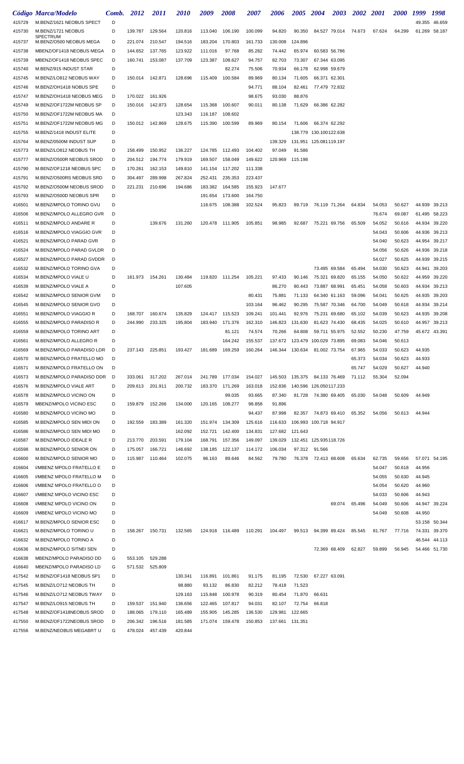| Código | Marca/Modelo | Comb. | 2012 | 2011 | 2010 | 2009 | 2008 | 2007 | 2006 | 2005 | 2004 | 2003 | 2002 | 2001 | 2000 | 1999 | 1998 |
|---|---|---|---|---|---|---|---|---|---|---|---|---|---|---|---|---|---|
| 415729 | M.BENZ/1621 NEOBUS SPECT | D | | | | | | | | | | | | | | 49.355 | 46.659 |
| 415730 | M.BENZ/1721 NEOBUS SPECTRUM | D | 139.787 | 129.564 | 120.816 | 113.040 | 106.190 | 100.099 | 94.820 | 90.350 | 84.527 | 79.014 | 74.673 | 67.624 | 64.299 | 61.269 | 58.187 |
| 415737 | M.BENZ/O500 NEOBUS MEGA | D | 221.074 | 210.547 | 194.516 | 183.204 | 170.803 | 161.733 | 130.008 | 124.896 | | | | | | | |
| 415738 | MBENZ/OF1418 NEOBUS MEGA | D | 144.652 | 137.765 | 123.922 | 111.016 | 97.768 | 85.282 | 74.442 | 65.974 | 60.583 | 56.786 | | | | | |
| 415739 | MBENZ/OF1418 NEOBUS SPEC | D | 160.741 | 153.087 | 137.709 | 123.387 | 108.627 | 94.757 | 82.703 | 73.307 | 67.344 | 63.095 | | | | | |
| 415740 | M.BENZ/915 INDUST STAR | D | | | | | 82.274 | 75.506 | 70.934 | 66.178 | 62.998 | 59.679 | | | | | |
| 415745 | M.BENZ/LO812 NEOBUS WAY | D | 150.014 | 142.871 | 128.696 | 115.409 | 100.584 | 89.969 | 80.134 | 71.605 | 66.371 | 62.301 | | | | | |
| 415746 | M.BENZ/OH1418 NOBUS SPE | D | | | | | | 94.771 | 88.104 | 82.461 | 77.479 | 72.832 | | | | | |
| 415747 | M.BENZ/OH1418 NEOBUS MEG | D | 170.022 | 161.926 | | | | 98.675 | 93.030 | 88.876 | | | | | | | |
| 415749 | M.BENZ/OF1722M NEOBUS SP | D | 150.016 | 142.873 | 128.654 | 115.368 | 100.607 | 90.011 | 80.138 | 71.629 | 66.386 | 62.282 | | | | | |
| 415750 | M.BENZ/OF1722M NEOBUS MA | D | | | 123.343 | 116.187 | 108.602 | | | | | | | | | | |
| 415751 | M.BENZ/OF1722M NEOBUS MG | D | 150.012 | 142.869 | 128.675 | 115.390 | 100.599 | 89.969 | 80.154 | 71.606 | 66.374 | 62.292 | | | | | |
| 415755 | M.BENZ/1418 INDUST ELITE | D | | | | | | | | 138.779 | 130.100 | 122.638 | | | | | |
| 415764 | M.BENZ/0500M INDUST SUP | D | | | | | | | 139.329 | 131.951 | 125.081 | 119.197 | | | | | |
| 415773 | M.BENZ/LO812 NEOBUS TH | D | 158.499 | 150.952 | 136.227 | 124.785 | 112.493 | 104.402 | 97.049 | 91.586 | | | | | | | |
| 415777 | M.BENZ/O500R NEOBUS SROD | D | 204.512 | 194.774 | 179.919 | 169.507 | 158.049 | 149.622 | 120.969 | 115.198 | | | | | | | |
| 415790 | M.BENZ/OF1218 NEOBUS SPC | D | 170.261 | 162.153 | 149.810 | 141.154 | 117.202 | 111.338 | | | | | | | | | |
| 415791 | M.BENZ/O500RS NEOBUS SRD | D | 304.497 | 289.998 | 267.824 | 252.431 | 235.353 | 223.437 | | | | | | | | | |
| 415792 | M.BENZ/O500M NEOBUS SROD | D | 221.231 | 210.696 | 194.686 | 183.382 | 164.585 | 155.923 | 147.677 | | | | | | | | |
| 415793 | M.BENZ/O500D NEOBUS SPR | D | | | | 191.654 | 173.600 | 164.750 | | | | | | | | | |
| 416501 | M.BENZ/MPOLO TORINO GVU | D | | | | 116.675 | 108.388 | 102.524 | 95.823 | 89.719 | 76.119 | 71.264 | 64.834 | 54.053 | 50.627 | 44.939 | 39.213 |
| 416506 | M.BENZ/MPOLO ALLEGRO GVR | D | | | | | | | | | | | | 76.674 | 69.087 | 61.495 | 58.223 |
| 416511 | M.BENZ/MPOLO ANDARE R | D | | 139.676 | 131.260 | 120.478 | 111.905 | 105.851 | 98.985 | 92.687 | 75.221 | 69.756 | 65.509 | 54.052 | 50.616 | 44.934 | 39.220 |
| 416516 | M.BENZ/MPOLO VIAGGIO GVR | D | | | | | | | | | | | | 54.043 | 50.606 | 44.936 | 39.213 |
| 416521 | M.BENZ/MPOLO PARAD GVR | D | | | | | | | | | | | | 54.040 | 50.623 | 44.954 | 39.217 |
| 416524 | M.BENZ/MPOLO PARAD GVLDR | D | | | | | | | | | | | | 54.056 | 50.626 | 44.936 | 39.218 |
| 416527 | M.BENZ/MPOLO PARAD GVDDR | D | | | | | | | | | | | | 54.027 | 50.625 | 44.939 | 39.215 |
| 416532 | M.BENZ/MPOLO TORINO GVA | D | | | | | | | | | 73.495 | 69.584 | 65.494 | 54.030 | 50.623 | 44.941 | 39.203 |
| 416534 | M.BENZ/MPOLO VIALE U | D | 161.973 | 154.261 | 130.484 | 119.820 | 111.254 | 105.221 | 97.433 | 90.146 | 75.321 | 69.820 | 65.155 | 54.050 | 50.622 | 44.959 | 39.220 |
| 416539 | M.BENZ/MPOLO VIALE A | D | | | 107.605 | | | | 86.270 | 80.443 | 73.887 | 68.991 | 65.451 | 54.058 | 50.603 | 44.934 | 39.213 |
| 416542 | M.BENZ/MPOLO SENIOR GVM | D | | | | | | 80.431 | 75.881 | 71.133 | 64.340 | 61.163 | 59.096 | 54.041 | 50.625 | 44.935 | 39.203 |
| 416545 | M.BENZ/MPOLO SENIOR GVO | D | | | | | | 103.164 | 96.462 | 90.295 | 75.587 | 70.346 | 64.700 | 54.049 | 50.618 | 44.934 | 39.214 |
| 416551 | M.BENZ/MPOLO VIAGGIO R | D | 168.707 | 160.674 | 135.829 | 124.417 | 115.523 | 109.241 | 101.441 | 92.976 | 75.231 | 69.680 | 65.102 | 54.039 | 50.623 | 44.935 | 39.208 |
| 416555 | M.BENZ/MPOLO PARADISO R | D | 244.990 | 233.325 | 195.804 | 183.940 | 171.376 | 162.310 | 146.823 | 131.630 | 81.623 | 74.430 | 68.435 | 54.025 | 50.610 | 44.957 | 39.213 |
| 416559 | M.BENZ/MPOLO TORINO ART | D | | | | | 81.121 | 74.574 | 70.266 | 64.808 | 59.711 | 55.975 | 52.552 | 50.230 | 47.759 | 45.672 | 43.391 |
| 416561 | M.BENZ/MPOLO ALLEGRO R | D | | | | | 164.242 | 155.537 | 137.672 | 123.479 | 100.029 | 73.895 | 69.083 | 54.046 | 50.613 | | |
| 416569 | M.BENZ/MPOLO PARADISO LDR | D | 237.143 | 225.851 | 193.427 | 181.689 | 169.259 | 160.264 | 146.344 | 130.634 | 81.002 | 73.754 | 67.965 | 54.033 | 50.623 | 44.935 | |
| 416570 | M.BENZ/MPOLO FRATELLO MO | D | | | | | | | | | | | 65.373 | 54.034 | 50.623 | 44.933 | |
| 416571 | M.BENZ/MPOLO FRATELLO ON | D | | | | | | | | | | | 65.747 | 54.029 | 50.627 | 44.940 | |
| 416573 | M.BENZ/MPOLO PARADISO DDR | D | 333.061 | 317.202 | 267.014 | 241.789 | 177.034 | 154.027 | 145.503 | 135.375 | 84.133 | 76.469 | 71.112 | 55.304 | 52.094 | | |
| 416576 | M.BENZ/MPOLO VIALE ART | D | 209.613 | 201.911 | 200.732 | 183.370 | 171.269 | 163.018 | 152.836 | 140.596 | 126.050 | 117.233 | | | | | |
| 416578 | M.BENZ/MPOLO VICINO ON | D | | | | | 99.035 | 93.665 | 87.340 | 81.728 | 74.380 | 69.405 | 65.030 | 54.048 | 50.609 | 44.949 | |
| 416579 | MBENZ/MPOLO VICINO ESC | D | 159.879 | 152.266 | 134.000 | 120.165 | 108.277 | 98.858 | 91.896 | | | | | | | | |
| 416580 | M.BENZ/MPOLO VICINO MO | D | | | | | | 94.437 | 87.998 | 82.357 | 74.873 | 69.410 | 65.352 | 54.056 | 50.613 | 44.944 | |
| 416585 | M.BENZ/MPOLO SEN MIDI ON | D | 192.559 | 183.389 | 161.320 | 151.974 | 134.309 | 125.616 | 116.633 | 106.993 | 100.718 | 94.917 | | | | | |
| 416586 | M.BENZ/MPOLO SEN MIDI MO | D | | | 162.092 | 152.721 | 142.400 | 134.831 | 127.682 | 121.643 | | | | | | | |
| 416587 | M.BENZ/MPOLO IDEALE R | D | 213.770 | 203.591 | 179.104 | 168.791 | 157.356 | 149.097 | 139.029 | 132.451 | 125.935 | 118.726 | | | | | |
| 416598 | M.BENZ/MPOLO SENIOR ON | D | 175.057 | 166.721 | 146.692 | 138.185 | 122.137 | 114.172 | 106.034 | 97.312 | 91.566 | | | | | | |
| 416600 | M.BENZ/MPOLO SENIOR MO | D | 115.987 | 110.464 | 102.075 | 96.163 | 89.646 | 84.562 | 79.780 | 76.378 | 72.413 | 68.608 | 65.634 | 62.735 | 59.656 | 57.071 | 54.195 |
| 416604 | I/MBENZ MPOLO FRATELLO E | D | | | | | | | | | | | | 54.047 | 50.618 | 44.956 | |
| 416605 | I/MBENZ MPOLO FRATELLO M | D | | | | | | | | | | | | 54.055 | 50.630 | 44.945 | |
| 416606 | I/MBENZ MPOLO FRATELLO O | D | | | | | | | | | | | | 54.054 | 50.620 | 44.960 | |
| 416607 | I/MBENZ MPOLO VICINO ESC | D | | | | | | | | | | | | 54.033 | 50.606 | 44.943 | |
| 416608 | I/MBENZ MPOLO VICINO ON | D | | | | | | | | | | 69.074 | 65.496 | 54.049 | 50.606 | 44.947 | 39.224 |
| 416609 | I/MBENZ MPOLO VICINO MO | D | | | | | | | | | | | | 54.049 | 50.608 | 44.950 | |
| 416617 | M.BENZ/MPOLO SENIOR ESC | D | | | | | | | | | | | | | | 53.158 | 50.344 |
| 416621 | M.BENZ/MPOLO TORINO U | D | 158.267 | 150.731 | 132.565 | 124.918 | 116.489 | 110.291 | 104.497 | 99.513 | 94.399 | 89.424 | 85.545 | 81.767 | 77.716 | 74.331 | 39.370 |
| 416632 | M.BENZ/MPOLO TORINO A | D | | | | | | | | | | | | | | 46.544 | 44.113 |
| 416636 | M.BENZ/MPOLO SITNEI SEN | D | | | | | | | | | 72.369 | 68.409 | 62.827 | 59.899 | 56.945 | 54.466 | 51.730 |
| 416638 | MBENZ/MPOLO PARADISO DD | G | 553.105 | 529.288 | | | | | | | | | | | | | |
| 416640 | MBENZ/MPOLO PARADISO LD | G | 571.532 | 525.809 | | | | | | | | | | | | | |
| 417542 | M.BENZ/OF1418 NEOBUS SP1 | D | | | 130.341 | 116.891 | 101.861 | 91.175 | 81.195 | 72.530 | 67.227 | 63.091 | | | | | |
| 417545 | M.BENZ/LO712 NEOBUS TH | D | | | 98.880 | 93.132 | 86.830 | 82.212 | 78.418 | 71.523 | | | | | | | |
| 417546 | M.BENZ/LO712 NEOBUS TWAY | D | | | 129.163 | 115.848 | 100.978 | 90.319 | 80.454 | 71.870 | 66.631 | | | | | | |
| 417547 | M.BENZ/LO915 NEOBUS TH | D | 159.537 | 151.940 | 136.656 | 122.465 | 107.817 | 94.031 | 82.107 | 72.754 | 66.818 | | | | | | |
| 417548 | M.BENZ/OF1418NEOBUS SROD | D | 188.065 | 179.110 | 165.489 | 155.905 | 145.285 | 136.530 | 129.981 | 122.665 | | | | | | | |
| 417550 | M.BENZ/OF1722NEOBUS SROD | D | 206.342 | 196.516 | 181.585 | 171.074 | 159.478 | 150.853 | 137.661 | 131.351 | | | | | | | |
| 417556 | M.BENZ/NEOBUS MEGABRT U | G | 478.024 | 457.439 | 420.844 | | | | | | | | | | | | |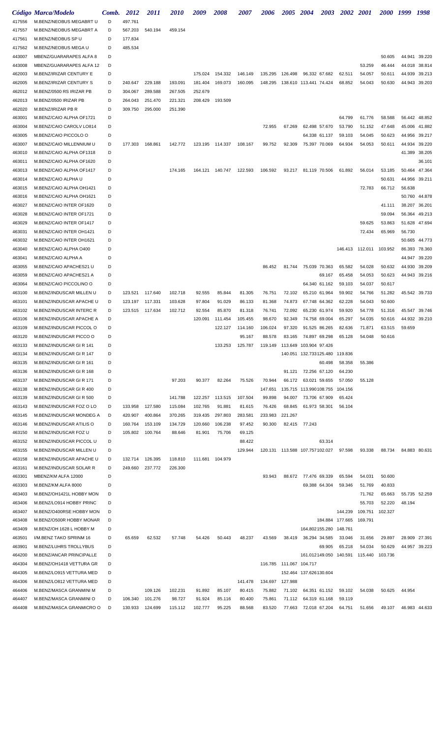| Código | Marca/Modelo | Comb. | 2012 | 2011 | 2010 | 2009 | 2008 | 2007 | 2006 | 2005 | 2004 | 2003 | 2002 | 2001 | 2000 | 1999 | 1998 |
|---|---|---|---|---|---|---|---|---|---|---|---|---|---|---|---|---|---|
| 417556 | M.BENZ/NEOBUS MEGABRT U | D | 497.761 | | | | | | | | | | | | | | |
| 417557 | M.BENZ/NEOBUS MEGABRT A | D | 567.203 | 540.194 | 459.154 | | | | | | | | | | | | |
| 417561 | M.BENZ/NEOBUS SP U | D | 177.834 | | | | | | | | | | | | | | |
| 417562 | M.BENZ/NEOBUS MEGA U | D | 485.534 | | | | | | | | | | | | | | |
| 443007 | MBENZ/GUARARAPES ALFA 8 | D | | | | | | | | | | | | | 50.605 | 44.941 | 39.220 |
| 443008 | MBENZ/GUARARAPES ALFA 12 | D | | | | | | | | | | | | 53.259 | 46.444 | 44.018 | 38.814 |
| 462003 | M.BENZ/IRIZAR CENTURY E | D | | | | 175.024 | 154.332 | 146.149 | 135.295 | 126.498 | 96.332 | 67.682 | 62.511 | 54.057 | 50.611 | 44.939 | 39.213 |
| 462005 | M.BENZ/IRIZAR CENTURY S | D | 240.647 | 229.188 | 193.091 | 181.404 | 169.073 | 160.095 | 148.295 | 138.610 | 113.441 | 74.424 | 68.852 | 54.043 | 50.630 | 44.943 | 39.203 |
| 462012 | M.BENZ/0500 RS IRIZAR PB | D | 304.067 | 289.588 | 267.505 | 252.679 | | | | | | | | | | | |
| 462013 | M.BENZ/0500 IRIZAR PB | D | 264.043 | 251.470 | 221.321 | 208.429 | 193.509 | | | | | | | | | | |
| 462020 | M.BENZ/IRIZAR PB R | D | 309.750 | 295.000 | 251.390 | | | | | | | | | | | | |
| 463001 | M.BENZ/CAIO ALPHA OF1721 | D | | | | | | | | | | | 64.799 | 61.776 | 58.588 | 56.442 | 48.852 |
| 463004 | M.BENZ/CAIO CAROLV LO814 | D | | | | | | | 72.955 | 67.269 | 62.498 | 57.670 | 53.790 | 51.152 | 47.648 | 45.006 | 41.882 |
| 463005 | M.BENZ/CAIO PICCOLO O | D | | | | | | | | | 64.338 | 61.137 | 59.103 | 54.045 | 50.623 | 44.956 | 39.217 |
| 463007 | M.BENZ/CAIO MILLENNIUM U | D | 177.303 | 168.861 | 142.772 | 123.195 | 114.337 | 108.167 | 99.752 | 92.309 | 75.397 | 70.069 | 64.934 | 54.053 | 50.611 | 44.934 | 39.220 |
| 463010 | M.BENZ/CAIO ALPHA OF1318 | D | | | | | | | | | | | | | | 41.389 | 38.205 |
| 463011 | M.BENZ/CAIO ALPHA OF1620 | D | | | | | | | | | | | | | | | 36.101 |
| 463013 | M.BENZ/CAIO ALPHA OF1417 | D | | | 174.165 | 164.121 | 140.747 | 122.593 | 106.592 | 93.217 | 81.119 | 70.506 | 61.892 | 56.014 | 53.185 | 50.464 | 47.364 |
| 463014 | M.BENZ/CAIO ALPHA U | D | | | | | | | | | | | | | 50.631 | 44.956 | 39.211 |
| 463015 | M.BENZ/CAIO ALPHA OH1421 | D | | | | | | | | | | | | 72.783 | 66.712 | 56.638 | |
| 463016 | M.BENZ/CAIO ALPHA OH1621 | D | | | | | | | | | | | | | | 50.760 | 44.878 |
| 463027 | M.BENZ/CAIO INTER OF1620 | D | | | | | | | | | | | | | 41.111 | 38.207 | 36.201 |
| 463028 | M.BENZ/CAIO INTER OF1721 | D | | | | | | | | | | | | | 59.094 | 56.364 | 49.213 |
| 463029 | M.BENZ/CAIO INTER OF1417 | D | | | | | | | | | | | | 59.625 | 53.863 | 51.628 | 47.694 |
| 463031 | M.BENZ/CAIO INTER OH1421 | D | | | | | | | | | | | | 72.434 | 65.969 | 56.730 | |
| 463032 | M.BENZ/CAIO INTER OH1621 | D | | | | | | | | | | | | | | 50.665 | 44.773 |
| 463040 | M.BENZ/CAIO ALPHA O400 | D | | | | | | | | | | | 146.413 | 112.011 | 103.952 | 86.393 | 78.360 |
| 463041 | M.BENZ/CAIO ALPHA A | D | | | | | | | | | | | | | | 44.947 | 39.220 |
| 463055 | M.BENZ/CAIO APACHES21 U | D | | | | | | | 86.452 | 81.744 | 75.039 | 70.363 | 65.582 | 54.028 | 50.632 | 44.930 | 39.209 |
| 463059 | M.BENZ/CAIO APACHES21 A | D | | | | | | | | | | 69.167 | 65.458 | 54.053 | 50.623 | 44.943 | 39.216 |
| 463064 | M.BENZ/CAIO PICCOLINO O | D | | | | | | | | | 64.340 | 61.162 | 59.103 | 54.037 | 50.617 | | |
| 463100 | M.BENZ/INDUSCAR MILLEN U | D | 123.521 | 117.640 | 102.718 | 92.555 | 85.844 | 81.305 | 76.751 | 72.102 | 65.210 | 61.964 | 59.902 | 54.766 | 51.282 | 45.542 | 39.733 |
| 463101 | M.BENZ/INDUSCAR APACHE U | D | 123.197 | 117.331 | 103.628 | 97.804 | 91.029 | 86.133 | 81.368 | 74.873 | 67.748 | 64.362 | 62.228 | 54.043 | 50.600 | | |
| 463102 | M.BENZ/INDUSCAR INTERC R | D | 123.515 | 117.634 | 102.712 | 92.554 | 85.870 | 81.318 | 76.741 | 72.092 | 65.230 | 61.974 | 59.920 | 54.778 | 51.316 | 45.547 | 39.746 |
| 463106 | M.BENZ/INDUSCAR APACHE A | D | | | | 120.091 | 111.454 | 105.455 | 98.670 | 92.349 | 74.758 | 69.004 | 65.297 | 54.035 | 50.616 | 44.932 | 39.210 |
| 463109 | M.BENZ/INDUSCAR PICCOL O | D | | | | | 122.127 | 114.160 | 106.024 | 97.320 | 91.525 | 86.265 | 82.636 | 71.871 | 63.515 | 59.659 | |
| 463120 | M.BENZ/INDUSCAR PICCO O | D | | | | | | 95.167 | 88.578 | 83.165 | 74.897 | 69.298 | 65.128 | 54.048 | 50.616 | | |
| 463133 | M.BENZ/INDUSCAR GI R 141 | D | | | | | 133.253 | 125.787 | 119.149 | 113.649 | 103.904 | 97.426 | | | | | |
| 463134 | M.BENZ/INDUSCAR GI R 147 | D | | | | | | | | 140.051 | 132.733 | 125.480 | 119.836 | | | | |
| 463135 | M.BENZ/INDUSCAR GI R 161 | D | | | | | | | | | | 60.498 | 58.358 | 55.386 | | | |
| 463136 | M.BENZ/INDUSCAR GI R 168 | D | | | | | | | | 91.121 | 72.256 | 67.120 | 64.230 | | | | |
| 463137 | M.BENZ/INDUSCAR GI R 171 | D | | | 97.203 | 90.377 | 82.264 | 75.526 | 70.944 | 66.172 | 63.021 | 59.655 | 57.050 | 55.128 | | | |
| 463138 | M.BENZ/INDUSCAR GI R 400 | D | | | | | | | 147.651 | 135.715 | 113.990 | 108.755 | 104.156 | | | | |
| 463139 | M.BENZ/INDUSCAR GI R 500 | D | | | 141.788 | 122.257 | 113.515 | 107.504 | 99.898 | 94.007 | 73.706 | 67.909 | 65.424 | | | | |
| 463143 | M.BENZ/INDUSCAR FOZ O LO | D | 133.958 | 127.580 | 115.084 | 102.765 | 91.881 | 81.615 | 76.426 | 68.845 | 61.973 | 58.301 | 56.104 | | | | |
| 463145 | M.BENZ/INDUSCAR MONDEG A | D | 420.907 | 400.864 | 370.265 | 319.435 | 297.803 | 283.581 | 233.983 | 221.267 | | | | | | | |
| 463146 | M.BENZ/INDUSCAR ATILIS O | D | 160.764 | 153.109 | 134.729 | 120.660 | 106.238 | 97.452 | 90.300 | 82.415 | 77.243 | | | | | | |
| 463150 | M.BENZ/INDUSCAR FOZ U | D | 105.802 | 100.764 | 88.646 | 81.901 | 75.706 | 69.125 | | | | | | | | | |
| 463152 | M.BENZ/INDUSCAR PICCOL U | D | | | | | | 88.422 | | | | 63.314 | | | | | |
| 463155 | M.BENZ/INDUSCAR MILLEN U | D | | | | | | 129.944 | 120.131 | 113.588 | 107.757 | 102.027 | 97.598 | 93.338 | 88.734 | 84.883 | 80.631 |
| 463158 | M.BENZ/INDUSCAR APACHE U | D | 132.714 | 126.395 | 118.810 | 111.681 | 104.979 | | | | | | | | | | |
| 463161 | M.BENZ/INDUSCAR SOLAR R | D | 249.660 | 237.772 | 226.300 | | | | | | | | | | | | |
| 463301 | MBENZ/KM ALFA 12000 | D | | | | | | | 93.943 | 88.672 | 77.476 | 69.339 | 65.594 | 54.031 | 50.600 | | |
| 463303 | M.BENZ/KM ALFA 8000 | D | | | | | | | | | 69.388 | 64.304 | 59.346 | 51.769 | 40.833 | | |
| 463403 | M.BENZ/OH1421L HOBBY MON | D | | | | | | | | | | | | 71.762 | 65.663 | 55.735 | 52.259 |
| 463406 | M.BENZ/LO914 HOBBY PRINC | D | | | | | | | | | | | | 55.703 | 52.220 | 48.194 | |
| 463407 | M.BENZ/O400RSE HOBBY MON | D | | | | | | | | | | | 144.239 | 109.751 | 102.327 | | |
| 463408 | M.BENZ/O500R HOBBY MONAR | D | | | | | | | | | | 184.884 | 177.665 | 169.791 | | | |
| 463409 | M.BENZ/OH 1628 L HOBBY M | D | | | | | | | | | 164.802 | 155.280 | 148.761 | | | | |
| 463501 | I/M.BENZ TAKO SPRINM 16 | D | 65.659 | 62.532 | 57.748 | 54.426 | 50.443 | 48.237 | 43.569 | 38.419 | 36.294 | 34.585 | 33.046 | 31.656 | 29.897 | 28.909 | 27.391 |
| 463901 | M.BENZ/LUHRS TROLLYBUS | D | | | | | | | | | | 69.905 | 65.218 | 54.034 | 50.629 | 44.957 | 39.223 |
| 464200 | M.BENZ/ANCAR PRINCIPALLE | D | | | | | | | | | 161.012 | 149.050 | 140.591 | 115.440 | 103.736 | | |
| 464304 | M.BENZ/OH1418 VETTURA GR | D | | | | | | | 116.785 | 111.067 | 104.717 | | | | | | |
| 464305 | M.BENZ/LO915 VETTURA MED | D | | | | | | | | 152.464 | 137.626 | 130.604 | | | | | |
| 464306 | M.BENZ/LO812 VETTURA MED | D | | | | | | 141.478 | 134.697 | 127.988 | | | | | | | |
| 464406 | M.BENZ/MASCA GRANMINI M | D | | 109.126 | 102.231 | 91.892 | 85.107 | 80.415 | 75.882 | 71.102 | 64.351 | 61.152 | 59.102 | 54.038 | 50.625 | 44.954 | |
| 464407 | M.BENZ/MASCA GRANMINI O | D | 106.340 | 101.276 | 98.727 | 91.924 | 85.116 | 80.400 | 75.861 | 71.112 | 64.319 | 61.168 | 59.119 | | | | |
| 464408 | M.BENZ/MASCA GRANMICRO O | D | 130.933 | 124.699 | 115.112 | 102.777 | 95.225 | 88.568 | 83.520 | 77.663 | 72.018 | 67.204 | 64.751 | 51.656 | 49.107 | 46.983 | 44.633 |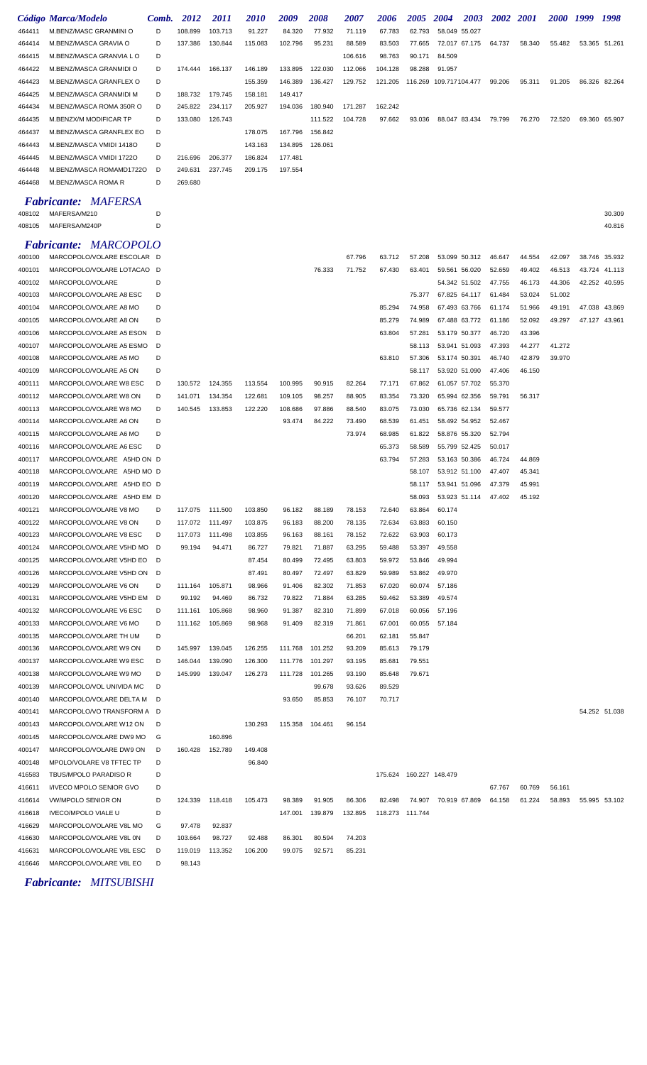| Código | Marca/Modelo | Comb. | 2012 | 2011 | 2010 | 2009 | 2008 | 2007 | 2006 | 2005 | 2004 | 2003 | 2002 | 2001 | 2000 | 1999 | 1998 |
|---|---|---|---|---|---|---|---|---|---|---|---|---|---|---|---|---|---|
| 464411 | M.BENZ/MASC GRANMINI O | D | 108.899 | 103.713 | 91.227 | 84.320 | 77.932 | 71.119 | 67.783 | 62.793 | 58.049 | 55.027 | | | | | |
| 464414 | M.BENZ/MASCA GRAVIA O | D | 137.386 | 130.844 | 115.083 | 102.796 | 95.231 | 88.589 | 83.503 | 77.665 | 72.017 | 67.175 | 64.737 | 58.340 | 55.482 | 53.365 | 51.261 |
| 464415 | M.BENZ/MASCA GRANVIA L O | D | | | | | | 106.616 | 98.763 | 90.171 | 84.509 | | | | | | |
| 464422 | M.BENZ/MASCA GRANMIDI O | D | 174.444 | 166.137 | 146.189 | 133.895 | 122.030 | 112.066 | 104.128 | 98.288 | 91.957 | | | | | | |
| 464423 | M.BENZ/MASCA GRANFLEX O | D | | | 155.359 | 146.389 | 136.427 | 129.752 | 121.205 | 116.269 | 109.717 | 104.477 | 99.206 | 95.311 | 91.205 | 86.326 | 82.264 |
| 464425 | M.BENZ/MASCA GRANMIDI M | D | 188.732 | 179.745 | 158.181 | 149.417 | | | | | | | | | | | |
| 464434 | M.BENZ/MASCA ROMA 350R O | D | 245.822 | 234.117 | 205.927 | 194.036 | 180.940 | 171.287 | 162.242 | | | | | | | | |
| 464435 | M.BENZX/M MODIFICAR TP | D | 133.080 | 126.743 | | | 111.522 | 104.728 | 97.662 | 93.036 | 88.047 | 83.434 | 79.799 | 76.270 | 72.520 | 69.360 | 65.907 |
| 464437 | M.BENZ/MASCA GRANFLEX EO | D | | | 178.075 | 167.796 | 156.842 | | | | | | | | | | |
| 464443 | M.BENZ/MASCA VMIDI 1418O | D | | | 143.163 | 134.895 | 126.061 | | | | | | | | | | |
| 464445 | M.BENZ/MASCA VMIDI 1722O | D | 216.696 | 206.377 | 186.824 | 177.481 | | | | | | | | | | | |
| 464448 | M.BENZ/MASCA ROMAMD1722O | D | 249.631 | 237.745 | 209.175 | 197.554 | | | | | | | | | | | |
| 464468 | M.BENZ/MASCA ROMA R | D | 269.680 | | | | | | | | | | | | | | |

## *Fabricante: MAFERSA*

| Código | Marca/Modelo | Comb. | 2012 | 2011 | 2010 | 2009 | 2008 | 2007 | 2006 | 2005 | 2004 | 2003 | 2002 | 2001 | 2000 | 1999 | 1998 |
|---|---|---|---|---|---|---|---|---|---|---|---|---|---|---|---|---|---|
| 408102 | MAFERSA/M210 | D | | | | | | | | | | | | | | | 30.309 |
| 408105 | MAFERSA/M240P | D | | | | | | | | | | | | | | | 40.816 |

## *Fabricante: MARCOPOLO*

| Código | Marca/Modelo | Comb. | 2012 | 2011 | 2010 | 2009 | 2008 | 2007 | 2006 | 2005 | 2004 | 2003 | 2002 | 2001 | 2000 | 1999 | 1998 |
|---|---|---|---|---|---|---|---|---|---|---|---|---|---|---|---|---|---|
| 400100 | MARCOPOLO/VOLARE ESCOLAR | D | | | | | | 67.796 | 63.712 | 57.208 | 53.099 | 50.312 | 46.647 | 44.554 | 42.097 | 38.746 | 35.932 |
| 400101 | MARCOPOLO/VOLARE LOTACAO | D | | | | | 76.333 | 71.752 | 67.430 | 63.401 | 59.561 | 56.020 | 52.659 | 49.402 | 46.513 | 43.724 | 41.113 |
| 400102 | MARCOPOLO/VOLARE | D | | | | | | | | | 54.342 | 51.502 | 47.755 | 46.173 | 44.306 | 42.252 | 40.595 |
| 400103 | MARCOPOLO/VOLARE A8 ESC | D | | | | | | | | 75.377 | 67.825 | 64.117 | 61.484 | 53.024 | 51.002 | | |
| 400104 | MARCOPOLO/VOLARE A8 MO | D | | | | | | | 85.294 | 74.958 | 67.493 | 63.766 | 61.174 | 51.966 | 49.191 | 47.038 | 43.869 |
| 400105 | MARCOPOLO/VOLARE A8 ON | D | | | | | | | 85.279 | 74.989 | 67.488 | 63.772 | 61.186 | 52.092 | 49.297 | 47.127 | 43.961 |
| 400106 | MARCOPOLO/VOLARE A5 ESON | D | | | | | | | 63.804 | 57.281 | 53.179 | 50.377 | 46.720 | 43.396 | | | |
| 400107 | MARCOPOLO/VOLARE A5 ESMO | D | | | | | | | | 58.113 | 53.941 | 51.093 | 47.393 | 44.277 | 41.272 | | |
| 400108 | MARCOPOLO/VOLARE A5 MO | D | | | | | | | 63.810 | 57.306 | 53.174 | 50.391 | 46.740 | 42.879 | 39.970 | | |
| 400109 | MARCOPOLO/VOLARE A5 ON | D | | | | | | | | 58.117 | 53.920 | 51.090 | 47.406 | 46.150 | | | |
| 400111 | MARCOPOLO/VOLARE W8 ESC | D | 130.572 | 124.355 | 113.554 | 100.995 | 90.915 | 82.264 | 77.171 | 67.862 | 61.057 | 57.702 | 55.370 | | | | |
| 400112 | MARCOPOLO/VOLARE W8 ON | D | 141.071 | 134.354 | 122.681 | 109.105 | 98.257 | 88.905 | 83.354 | 73.320 | 65.994 | 62.356 | 59.791 | 56.317 | | | |
| 400113 | MARCOPOLO/VOLARE W8 MO | D | 140.545 | 133.853 | 122.220 | 108.686 | 97.886 | 88.540 | 83.075 | 73.030 | 65.736 | 62.134 | 59.577 | | | | |
| 400114 | MARCOPOLO/VOLARE A6 ON | D | | | | 93.474 | 84.222 | 73.490 | 68.539 | 61.451 | 58.492 | 54.952 | 52.467 | | | | |
| 400115 | MARCOPOLO/VOLARE A6 MO | D | | | | | | 73.974 | 68.985 | 61.822 | 58.876 | 55.320 | 52.794 | | | | |
| 400116 | MARCOPOLO/VOLARE A6 ESC | D | | | | | | | 65.373 | 58.589 | 55.799 | 52.425 | 50.017 | | | | |
| 400117 | MARCOPOLO/VOLARE A5HD ON | D | | | | | | | 63.794 | 57.283 | 53.163 | 50.386 | 46.724 | 44.869 | | | |
| 400118 | MARCOPOLO/VOLARE A5HD MO | D | | | | | | | | 58.107 | 53.912 | 51.100 | 47.407 | 45.341 | | | |
| 400119 | MARCOPOLO/VOLARE A5HD EO | D | | | | | | | | 58.117 | 53.941 | 51.096 | 47.379 | 45.991 | | | |
| 400120 | MARCOPOLO/VOLARE A5HD EM | D | | | | | | | | 58.093 | 53.923 | 51.114 | 47.402 | 45.192 | | | |
| 400121 | MARCOPOLO/VOLARE V8 MO | D | 117.075 | 111.500 | 103.850 | 96.182 | 88.189 | 78.153 | 72.640 | 63.864 | 60.174 | | | | | | |
| 400122 | MARCOPOLO/VOLARE V8 ON | D | 117.072 | 111.497 | 103.875 | 96.183 | 88.200 | 78.135 | 72.634 | 63.883 | 60.150 | | | | | | |
| 400123 | MARCOPOLO/VOLARE V8 ESC | D | 117.073 | 111.498 | 103.855 | 96.163 | 88.161 | 78.152 | 72.622 | 63.903 | 60.173 | | | | | | |
| 400124 | MARCOPOLO/VOLARE V5HD MO | D | 99.194 | 94.471 | 86.727 | 79.821 | 71.887 | 63.295 | 59.488 | 53.397 | 49.558 | | | | | | |
| 400125 | MARCOPOLO/VOLARE V5HD EO | D | | | 87.454 | 80.499 | 72.495 | 63.803 | 59.972 | 53.846 | 49.994 | | | | | | |
| 400126 | MARCOPOLO/VOLARE V5HD ON | D | | | 87.491 | 80.497 | 72.497 | 63.829 | 59.989 | 53.862 | 49.970 | | | | | | |
| 400129 | MARCOPOLO/VOLARE V6 ON | D | 111.164 | 105.871 | 98.966 | 91.406 | 82.302 | 71.853 | 67.020 | 60.074 | 57.186 | | | | | | |
| 400131 | MARCOPOLO/VOLARE V5HD EM | D | 99.192 | 94.469 | 86.732 | 79.822 | 71.884 | 63.285 | 59.462 | 53.389 | 49.574 | | | | | | |
| 400132 | MARCOPOLO/VOLARE V6 ESC | D | 111.161 | 105.868 | 98.960 | 91.387 | 82.310 | 71.899 | 67.018 | 60.056 | 57.196 | | | | | | |
| 400133 | MARCOPOLO/VOLARE V6 MO | D | 111.162 | 105.869 | 98.968 | 91.409 | 82.319 | 71.861 | 67.001 | 60.055 | 57.184 | | | | | | |
| 400135 | MARCOPOLO/VOLARE TH UM | D | | | | | | 66.201 | 62.181 | 55.847 | | | | | | | |
| 400136 | MARCOPOLO/VOLARE W9 ON | D | 145.997 | 139.045 | 126.255 | 111.768 | 101.252 | 93.209 | 85.613 | 79.179 | | | | | | | |
| 400137 | MARCOPOLO/VOLARE W9 ESC | D | 146.044 | 139.090 | 126.300 | 111.776 | 101.297 | 93.195 | 85.681 | 79.551 | | | | | | | |
| 400138 | MARCOPOLO/VOLARE W9 MO | D | 145.999 | 139.047 | 126.273 | 111.728 | 101.265 | 93.190 | 85.648 | 79.671 | | | | | | | |
| 400139 | MARCOPOLO/VOL UNIVIDA MC | D | | | | | 99.678 | 93.626 | 89.529 | | | | | | | | |
| 400140 | MARCOPOLO/VOLARE DELTA M | D | | | | 93.650 | 85.853 | 76.107 | 70.717 | | | | | | | | |
| 400141 | MARCOPOLO/VO TRANSFORM A | D | | | | | | | | | | | | | | 54.252 | 51.038 |
| 400143 | MARCOPOLO/VOLARE W12 ON | D | | | 130.293 | 115.358 | 104.461 | 96.154 | | | | | | | | | |
| 400145 | MARCOPOLO/VOLARE DW9 MO | G | | 160.896 | | | | | | | | | | | | | |
| 400147 | MARCOPOLO/VOLARE DW9 ON | D | 160.428 | 152.789 | 149.408 | | | | | | | | | | | | |
| 400148 | MPOLO/VOLARE V8 TFTEC TP | D | | | 96.840 | | | | | | | | | | | | |
| 416583 | TBUS/MPOLO PARADISO R | D | | | | | | | 175.624 | 160.227 | 148.479 | | | | | | |
| 416611 | I/IVECO MPOLO SENIOR GVO | D | | | | | | | | | | | 67.767 | 60.769 | 56.161 | | |
| 416614 | VW/MPOLO SENIOR ON | D | 124.339 | 118.418 | 105.473 | 98.389 | 91.905 | 86.306 | 82.498 | 74.907 | 70.919 | 67.869 | 64.158 | 61.224 | 58.893 | 55.995 | 53.102 |
| 416618 | IVECO/MPOLO VIALE U | D | | | | 147.001 | 139.879 | 132.895 | 118.273 | 111.744 | | | | | | | |
| 416629 | MARCOPOLO/VOLARE V8L MO | G | 97.478 | 92.837 | | | | | | | | | | | | | |
| 416630 | MARCOPOLO/VOLARE V8L 0N | D | 103.664 | 98.727 | 92.488 | 86.301 | 80.594 | 74.203 | | | | | | | | | |
| 416631 | MARCOPOLO/VOLARE V8L ESC | D | 119.019 | 113.352 | 106.200 | 99.075 | 92.571 | 85.231 | | | | | | | | | |
| 416646 | MARCOPOLO/VOLARE V8L EO | D | 98.143 | | | | | | | | | | | | | | |

## *Fabricante: MITSUBISHI*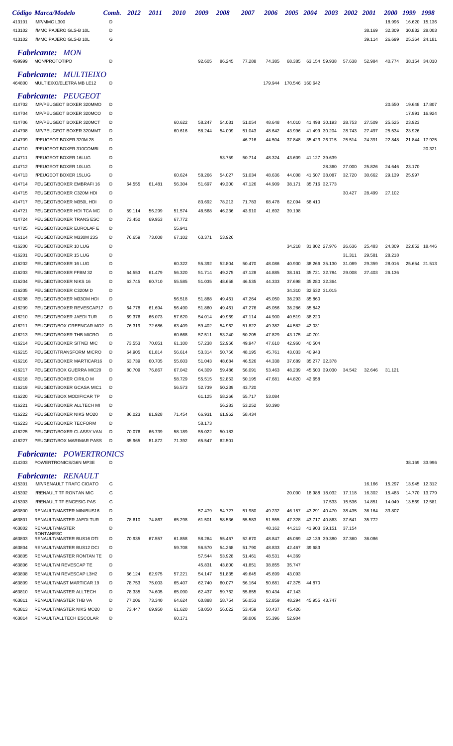| Código | Marca/Modelo | Comb. | 2012 | 2011 | 2010 | 2009 | 2008 | 2007 | 2006 | 2005 | 2004 | 2003 | 2002 | 2001 | 2000 | 1999 | 1998 |
|---|---|---|---|---|---|---|---|---|---|---|---|---|---|---|---|---|---|
| 413101 | IMP/MMC L300 | D | | | | | | | | | | | | | 18.996 | 16.620 | 15.136 |
| 413102 | I/MMC PAJERO GLS-B 10L | D | | | | | | | | | | | | 38.169 | 32.309 | 30.832 | 28.003 |
| 413102 | I/MMC PAJERO GLS-B 10L | G | | | | | | | | | | | | 39.114 | 26.699 | 25.364 | 24.181 |

***Fabricante: MON***

| Código | Marca/Modelo | Comb. | 2012 | 2011 | 2010 | 2009 | 2008 | 2007 | 2006 | 2005 | 2004 | 2003 | 2002 | 2001 | 2000 | 1999 | 1998 |
|---|---|---|---|---|---|---|---|---|---|---|---|---|---|---|---|---|---|
| 499999 | MON/PROTOTIPO | D | | | | 92.605 | 86.245 | 77.288 | 74.385 | 68.385 | 63.154 | 59.938 | 57.638 | 52.984 | 40.774 | 38.154 | 34.010 |

***Fabricante: MULTIEIXO***

| Código | Marca/Modelo | Comb. | 2012 | 2011 | 2010 | 2009 | 2008 | 2007 | 2006 | 2005 | 2004 | 2003 | 2002 | 2001 | 2000 | 1999 | 1998 |
|---|---|---|---|---|---|---|---|---|---|---|---|---|---|---|---|---|---|
| 464800 | MULTIEIXO/ELETRA MB LE12 | D | | | | | | | 179.944 | 170.546 | 160.642 | | | | | | |

***Fabricante: PEUGEOT***

| Código | Marca/Modelo | Comb. | 2012 | 2011 | 2010 | 2009 | 2008 | 2007 | 2006 | 2005 | 2004 | 2003 | 2002 | 2001 | 2000 | 1999 | 1998 |
|---|---|---|---|---|---|---|---|---|---|---|---|---|---|---|---|---|---|
| 414702 | IMP/PEUGEOT BOXER 320MMO | D | | | | | | | | | | | | | 20.550 | 19.648 | 17.807 |
| 414704 | IMP/PEUGEOT BOXER 320MCO | D | | | | | | | | | | | | | | 17.991 | 16.924 |
| 414706 | IMP/PEUGEOT BOXER 320MCT | D | | | 60.622 | 58.247 | 54.031 | 51.054 | 48.648 | 44.010 | 41.498 | 30.193 | 28.753 | 27.509 | 25.525 | 23.923 | |
| 414708 | IMP/PEUGEOT BOXER 320MMT | D | | | 60.616 | 58.244 | 54.009 | 51.043 | 48.642 | 43.996 | 41.499 | 30.204 | 28.743 | 27.497 | 25.534 | 23.926 | |
| 414709 | I/PEUGEOT BOXER 320M 28 | D | | | | | | 46.716 | 44.504 | 37.848 | 35.423 | 26.715 | 25.514 | 24.391 | 22.848 | 21.844 | 17.925 |
| 414710 | I/PEUGEOT BOXER 310COMBI | D | | | | | | | | | | | | | | | 20.321 |
| 414711 | I/PEUGEOT BOXER 16LUG | D | | | | | 53.759 | 50.714 | 48.324 | 43.609 | 41.127 | 39.639 | | | | | |
| 414712 | I/PEUGEOT BOXER 10LUG | D | | | | | | | | | | 28.360 | 27.000 | 25.826 | 24.646 | 23.170 | |
| 414713 | I/PEUGEOT BOXER 15LUG | D | | | 60.624 | 58.266 | 54.027 | 51.034 | 48.636 | 44.008 | 41.507 | 38.087 | 32.720 | 30.662 | 29.139 | 25.997 | |
| 414714 | PEUGEOT/BOXER EMBRAFI 16 | D | 64.555 | 61.481 | 56.304 | 51.697 | 49.300 | 47.126 | 44.909 | 38.171 | 35.716 | 32.773 | | | | | |
| 414715 | PEUGEOT/BOXER C320M HDI | D | | | | | | | | | | | 30.427 | 28.499 | 27.102 | | |
| 414717 | PEUGEOT/BOXER M350L HDI | D | | | | 83.692 | 78.213 | 71.783 | 68.478 | 62.094 | 58.410 | | | | | | |
| 414721 | PEUGEOT/BOXER HDI TCA MC | D | 59.114 | 56.299 | 51.574 | 48.568 | 46.236 | 43.910 | 41.692 | 39.198 | | | | | | | |
| 414724 | PEUGEOT/BOXER TRANS ESC | D | 73.450 | 69.953 | 67.772 | | | | | | | | | | | | |
| 414725 | PEUGEOT/BOXER EUROLAF E | D | | | 55.941 | | | | | | | | | | | | |
| 416114 | PEUGEOT/BOXER M330M 23S | D | 76.659 | 73.008 | 67.102 | 63.371 | 53.926 | | | | | | | | | | |
| 416200 | PEUGEOT/BOXER 10 LUG | D | | | | | | | | 34.218 | 31.802 | 27.976 | 26.636 | 25.483 | 24.309 | 22.852 | 18.446 |
| 416201 | PEUGEOT/BOXER 15 LUG | D | | | | | | | | | | | 31.311 | 29.581 | 28.218 | | |
| 416202 | PEUGEOT/BOXER 16 LUG | D | | | 60.322 | 55.392 | 52.804 | 50.470 | 48.086 | 40.900 | 38.266 | 35.130 | 31.089 | 29.359 | 28.016 | 25.654 | 21.513 |
| 416203 | PEUGEOT/BOXER FFBM 32 | D | 64.553 | 61.479 | 56.320 | 51.714 | 49.275 | 47.128 | 44.885 | 38.161 | 35.721 | 32.784 | 29.008 | 27.403 | 26.136 | | |
| 416204 | PEUGEOT/BOXER NIKS 16 | D | 63.745 | 60.710 | 55.585 | 51.035 | 48.658 | 46.535 | 44.333 | 37.698 | 35.280 | 32.364 | | | | | |
| 416205 | PEUGEOT/BOXER C320M D | D | | | | | | | | 34.310 | 32.532 | 31.015 | | | | | |
| 416208 | PEUGEOT/BOXER M33OM HDI | D | | | 56.518 | 51.888 | 49.461 | 47.264 | 45.050 | 38.293 | 35.860 | | | | | | |
| 416209 | PEUGEOT/BOXER REVESCAP17 | D | 64.778 | 61.694 | 56.490 | 51.860 | 49.461 | 47.276 | 45.056 | 38.286 | 35.842 | | | | | | |
| 416210 | PEUGEOT/BOXER JAEDI TUR | D | 69.376 | 66.073 | 57.620 | 54.014 | 49.969 | 47.114 | 44.900 | 40.519 | 38.220 | | | | | | |
| 416211 | PEUGEOT/BOX GREENCAR MO2 | D | 76.319 | 72.686 | 63.409 | 59.402 | 54.962 | 51.822 | 49.382 | 44.582 | 42.031 | | | | | | |
| 416213 | PEUGEOT/BOXER THB MICRO | D | | | 60.668 | 57.511 | 53.240 | 50.205 | 47.829 | 43.175 | 40.701 | | | | | | |
| 416214 | PEUGEOT/BOXER SITNEI MIC | D | 73.553 | 70.051 | 61.100 | 57.238 | 52.966 | 49.947 | 47.610 | 42.960 | 40.504 | | | | | | |
| 416215 | PEUGEOT/TRANSFORM MICRO | D | 64.905 | 61.814 | 56.614 | 53.314 | 50.756 | 48.195 | 45.761 | 43.033 | 40.943 | | | | | | |
| 416216 | PEUGEOT/BOXER MARTICAR16 | D | 63.739 | 60.705 | 55.603 | 51.043 | 48.684 | 46.526 | 44.338 | 37.689 | 35.277 | 32.378 | | | | | |
| 416217 | PEUGEOT/BOX GUERRA MIC20 | D | 80.709 | 76.867 | 67.042 | 64.309 | 59.486 | 56.091 | 53.463 | 48.239 | 45.500 | 39.030 | 34.542 | 32.646 | 31.121 | | |
| 416218 | PEUGEOT/BOXER CIRILO M | D | | | 58.729 | 55.515 | 52.853 | 50.195 | 47.681 | 44.820 | 42.658 | | | | | | |
| 416219 | PEUGEOT/BOXER GCASA MIC1 | D | | | 56.573 | 52.739 | 50.239 | 43.720 | | | | | | | | | |
| 416220 | PEUGEOT/BOX MODIFICAR TP | D | | | | 61.125 | 58.266 | 55.717 | 53.084 | | | | | | | | |
| 416221 | PEUGEOT/BOXER ALLTECH MI | D | | | | | 56.283 | 53.252 | 50.390 | | | | | | | | |
| 416222 | PEUGEOT/BOXER NIKS MO20 | D | 86.023 | 81.928 | 71.454 | 66.931 | 61.962 | 58.434 | | | | | | | | | |
| 416223 | PEUGEOT/BOXER TECFORM | D | | | | 58.173 | | | | | | | | | | | |
| 416225 | PEUGEOT/BOXER CLASSY VAN | D | 70.076 | 66.739 | 58.189 | 55.022 | 50.183 | | | | | | | | | | |
| 416227 | PEUGEOT/BOX MARIMAR PASS | D | 85.965 | 81.872 | 71.392 | 65.547 | 62.501 | | | | | | | | | | |

***Fabricante: POWERTRONICS***

| Código | Marca/Modelo | Comb. | 2012 | 2011 | 2010 | 2009 | 2008 | 2007 | 2006 | 2005 | 2004 | 2003 | 2002 | 2001 | 2000 | 1999 | 1998 |
|---|---|---|---|---|---|---|---|---|---|---|---|---|---|---|---|---|---|
| 414303 | POWERTRONICS/G6N MP3E | D | | | | | | | | | | | | | | 38.169 | 33.996 |

***Fabricante: RENAULT***

| Código | Marca/Modelo | Comb. | 2012 | 2011 | 2010 | 2009 | 2008 | 2007 | 2006 | 2005 | 2004 | 2003 | 2002 | 2001 | 2000 | 1999 | 1998 |
|---|---|---|---|---|---|---|---|---|---|---|---|---|---|---|---|---|---|
| 415301 | IMP/RENAULT TRAFC CIOATO | G | | | | | | | | | | | | 16.166 | 15.297 | 13.945 | 12.312 |
| 415302 | I/RENAULT TF RONTAN MIC | G | | | | | | | | 20.000 | 18.988 | 18.032 | 17.118 | 16.302 | 15.483 | 14.770 | 13.779 |
| 415303 | I/RENAULT TF ENGESIG PAS | G | | | | | | | | | | 17.533 | 15.536 | 14.851 | 14.049 | 13.569 | 12.581 |
| 463800 | RENAULT/MASTER MINIBUS16 | D | | | | 57.479 | 54.727 | 51.980 | 49.232 | 46.157 | 43.291 | 40.470 | 38.435 | 36.164 | 33.807 | | |
| 463801 | RENAULT/MASTER JAEDI TUR | D | 78.610 | 74.867 | 65.298 | 61.501 | 58.536 | 55.583 | 51.555 | 47.328 | 43.717 | 40.863 | 37.641 | 35.772 | | | |
| 463802 | RENAULT/MASTER RONTANESC | D | | | | | | | 48.162 | 44.213 | 41.903 | 39.151 | 37.154 | | | | |
| 463803 | RENAULT/MASTER BUS16 DTI | D | 70.935 | 67.557 | 61.858 | 58.264 | 55.467 | 52.670 | 48.847 | 45.069 | 42.139 | 39.380 | 37.360 | 36.086 | | | |
| 463804 | RENAULT/MASTER BUS12 DCI | D | | | 59.708 | 56.570 | 54.268 | 51.790 | 48.833 | 42.467 | 39.683 | | | | | | |
| 463805 | RENAULT/MASTER RONTAN TE | D | | | | 57.544 | 53.928 | 51.461 | 48.531 | 44.369 | | | | | | | |
| 463806 | RENAULT/M REVESCAP TE | D | | | | 45.831 | 43.800 | 41.851 | 38.855 | 35.747 | | | | | | | |
| 463808 | RENAULT/M REVESCAP L3H2 | D | 66.124 | 62.975 | 57.221 | 54.147 | 51.835 | 49.645 | 45.699 | 43.093 | | | | | | | |
| 463809 | RENAULT/MAST MARTICAR 19 | D | 78.753 | 75.003 | 65.407 | 62.740 | 60.077 | 56.164 | 50.681 | 47.375 | 44.870 | | | | | | |
| 463810 | RENAULT/MASTER ALLTECH | D | 78.335 | 74.605 | 65.090 | 62.437 | 59.762 | 55.855 | 50.434 | 47.143 | | | | | | | |
| 463811 | RENAULT/MASTER THB VA | D | 77.006 | 73.340 | 64.624 | 60.888 | 58.754 | 56.053 | 52.859 | 48.294 | 45.955 | 43.747 | | | | | |
| 463813 | RENAULT/MASTER NIKS MO20 | D | 73.447 | 69.950 | 61.620 | 58.050 | 56.022 | 53.459 | 50.437 | 45.426 | | | | | | | |
| 463814 | RENAULT/ALLTECH ESCOLAR | D | | | 60.171 | | | 58.006 | 55.396 | 52.904 | | | | | | | |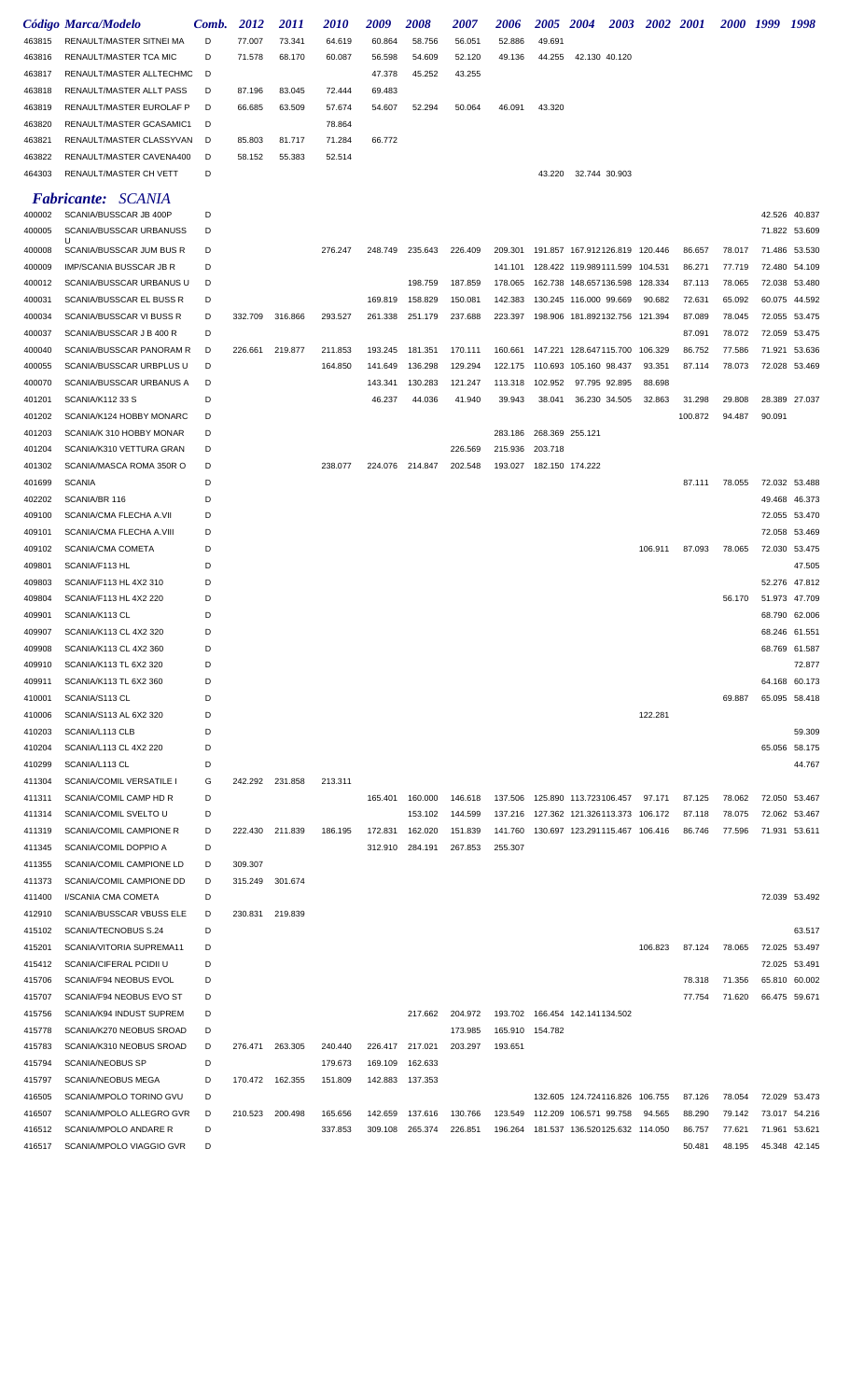| Código | Marca/Modelo | Comb. | 2012 | 2011 | 2010 | 2009 | 2008 | 2007 | 2006 | 2005 | 2004 | 2003 | 2002 | 2001 | 2000 | 1999 | 1998 |
|---|---|---|---|---|---|---|---|---|---|---|---|---|---|---|---|---|---|
| 463815 | RENAULT/MASTER SITNEI MA | D | 77.007 | 73.341 | 64.619 | 60.864 | 58.756 | 56.051 | 52.886 | 49.691 | | | | | | | |
| 463816 | RENAULT/MASTER TCA MIC | D | 71.578 | 68.170 | 60.087 | 56.598 | 54.609 | 52.120 | 49.136 | 44.255 | 42.130 | 40.120 | | | | | |
| 463817 | RENAULT/MASTER ALLTECHMC | D | | | | 47.378 | 45.252 | 43.255 | | | | | | | | | |
| 463818 | RENAULT/MASTER ALLT PASS | D | 87.196 | 83.045 | 72.444 | 69.483 | | | | | | | | | | | |
| 463819 | RENAULT/MASTER EUROLAF P | D | 66.685 | 63.509 | 57.674 | 54.607 | 52.294 | 50.064 | 46.091 | 43.320 | | | | | | | |
| 463820 | RENAULT/MASTER GCASAMIC1 | D | | | 78.864 | | | | | | | | | | | | |
| 463821 | RENAULT/MASTER CLASSYVAN | D | 85.803 | 81.717 | 71.284 | 66.772 | | | | | | | | | | | |
| 463822 | RENAULT/MASTER CAVENA400 | D | 58.152 | 55.383 | 52.514 | | | | | | | | | | | | |
| 464303 | RENAULT/MASTER CH VETT | D | | | | | | | | 43.220 | 32.744 | 30.903 | | | | | |

## *Fabricante: SCANIA*

| Código | Marca/Modelo | Comb. | 2012 | 2011 | 2010 | 2009 | 2008 | 2007 | 2006 | 2005 | 2004 | 2003 | 2002 | 2001 | 2000 | 1999 | 1998 |
|---|---|---|---|---|---|---|---|---|---|---|---|---|---|---|---|---|---|
| 400002 | SCANIA/BUSSCAR JB 400P | D | | | | | | | | | | | | | | 42.526 | 40.837 |
| 400005 | SCANIA/BUSSCAR URBANUSS U | D | | | | | | | | | | | | | | 71.822 | 53.609 |
| 400008 | SCANIA/BUSSCAR JUM BUS R | D | | | 276.247 | 248.749 | 235.643 | 226.409 | 209.301 | 191.857 | 167.912 | 126.819 | 120.446 | 86.657 | 78.017 | 71.486 | 53.530 |
| 400009 | IMP/SCANIA BUSSCAR JB R | D | | | | | | | 141.101 | 128.422 | 119.989 | 111.599 | 104.531 | 86.271 | 77.719 | 72.480 | 54.109 |
| 400012 | SCANIA/BUSSCAR URBANUS U | D | | | | | 198.759 | 187.859 | 178.065 | 162.738 | 148.657 | 136.598 | 128.334 | 87.113 | 78.065 | 72.038 | 53.480 |
| 400031 | SCANIA/BUSSCAR EL BUSS R | D | | | | 169.819 | 158.829 | 150.081 | 142.383 | 130.245 | 116.000 | 99.669 | 90.682 | 72.631 | 65.092 | 60.075 | 44.592 |
| 400034 | SCANIA/BUSSCAR VI BUSS R | D | 332.709 | 316.866 | 293.527 | 261.338 | 251.179 | 237.688 | 223.397 | 198.906 | 181.892 | 132.756 | 121.394 | 87.089 | 78.045 | 72.055 | 53.475 |
| 400037 | SCANIA/BUSSCAR J B 400 R | D | | | | | | | | | | | | 87.091 | 78.072 | 72.059 | 53.475 |
| 400040 | SCANIA/BUSSCAR PANORAM R | D | 226.661 | 219.877 | 211.853 | 193.245 | 181.351 | 170.111 | 160.661 | 147.221 | 128.647 | 115.700 | 106.329 | 86.752 | 77.586 | 71.921 | 53.636 |
| 400055 | SCANIA/BUSSCAR URBPLUS U | D | | | 164.850 | 141.649 | 136.298 | 129.294 | 122.175 | 110.693 | 105.160 | 98.437 | 93.351 | 87.114 | 78.073 | 72.028 | 53.469 |
| 400070 | SCANIA/BUSSCAR URBANUS A | D | | | | 143.341 | 130.283 | 121.247 | 113.318 | 102.952 | 97.795 | 92.895 | 88.698 | | | | |
| 401201 | SCANIA/K112 33 S | D | | | | 46.237 | 44.036 | 41.940 | 39.943 | 38.041 | 36.230 | 34.505 | 32.863 | 31.298 | 29.808 | 28.389 | 27.037 |
| 401202 | SCANIA/K124 HOBBY MONARC | D | | | | | | | | | | | | 100.872 | 94.487 | 90.091 | |
| 401203 | SCANIA/K 310 HOBBY MONAR | D | | | | | | | 283.186 | 268.369 | 255.121 | | | | | | |
| 401204 | SCANIA/K310 VETTURA GRAN | D | | | | | | 226.569 | 215.936 | 203.718 | | | | | | | |
| 401302 | SCANIA/MASCA ROMA 350R O | D | | | 238.077 | 224.076 | 214.847 | 202.548 | 193.027 | 182.150 | 174.222 | | | | | | |
| 401699 | SCANIA | D | | | | | | | | | | | | 87.111 | 78.055 | 72.032 | 53.488 |
| 402202 | SCANIA/BR 116 | D | | | | | | | | | | | | | | 49.468 | 46.373 |
| 409100 | SCANIA/CMA FLECHA A.VII | D | | | | | | | | | | | | | | 72.055 | 53.470 |
| 409101 | SCANIA/CMA FLECHA A.VIII | D | | | | | | | | | | | | | | 72.058 | 53.469 |
| 409102 | SCANIA/CMA COMETA | D | | | | | | | | | | | 106.911 | 87.093 | 78.065 | 72.030 | 53.475 |
| 409801 | SCANIA/F113 HL | D | | | | | | | | | | | | | | | 47.505 |
| 409803 | SCANIA/F113 HL 4X2 310 | D | | | | | | | | | | | | | | 52.276 | 47.812 |
| 409804 | SCANIA/F113 HL 4X2 220 | D | | | | | | | | | | | | | 56.170 | 51.973 | 47.709 |
| 409901 | SCANIA/K113 CL | D | | | | | | | | | | | | | | 68.790 | 62.006 |
| 409907 | SCANIA/K113 CL 4X2 320 | D | | | | | | | | | | | | | | 68.246 | 61.551 |
| 409908 | SCANIA/K113 CL 4X2 360 | D | | | | | | | | | | | | | | 68.769 | 61.587 |
| 409910 | SCANIA/K113 TL 6X2 320 | D | | | | | | | | | | | | | | | 72.877 |
| 409911 | SCANIA/K113 TL 6X2 360 | D | | | | | | | | | | | | | | 64.168 | 60.173 |
| 410001 | SCANIA/S113 CL | D | | | | | | | | | | | | | 69.887 | 65.095 | 58.418 |
| 410006 | SCANIA/S113 AL 6X2 320 | D | | | | | | | | | | | 122.281 | | | | |
| 410203 | SCANIA/L113 CLB | D | | | | | | | | | | | | | | | 59.309 |
| 410204 | SCANIA/L113 CL 4X2 220 | D | | | | | | | | | | | | | | 65.056 | 58.175 |
| 410299 | SCANIA/L113 CL | D | | | | | | | | | | | | | | | 44.767 |
| 411304 | SCANIA/COMIL VERSATILE I | G | 242.292 | 231.858 | 213.311 | | | | | | | | | | | | |
| 411311 | SCANIA/COMIL CAMP HD R | D | | | | 165.401 | 160.000 | 146.618 | 137.506 | 125.890 | 113.723 | 106.457 | 97.171 | 87.125 | 78.062 | 72.050 | 53.467 |
| 411314 | SCANIA/COMIL SVELTO U | D | | | | | 153.102 | 144.599 | 137.216 | 127.362 | 121.326 | 113.373 | 106.172 | 87.118 | 78.075 | 72.062 | 53.467 |
| 411319 | SCANIA/COMIL CAMPIONE R | D | 222.430 | 211.839 | 186.195 | 172.831 | 162.020 | 151.839 | 141.760 | 130.697 | 123.291 | 115.467 | 106.416 | 86.746 | 77.596 | 71.931 | 53.611 |
| 411345 | SCANIA/COMIL DOPPIO A | D | | | | 312.910 | 284.191 | 267.853 | 255.307 | | | | | | | | |
| 411355 | SCANIA/COMIL CAMPIONE LD | D | 309.307 | | | | | | | | | | | | | | |
| 411373 | SCANIA/COMIL CAMPIONE DD | D | 315.249 | 301.674 | | | | | | | | | | | | | |
| 411400 | I/SCANIA CMA COMETA | D | | | | | | | | | | | | | | 72.039 | 53.492 |
| 412910 | SCANIA/BUSSCAR VBUSS ELE | D | 230.831 | 219.839 | | | | | | | | | | | | | |
| 415102 | SCANIA/TECNOBUS S.24 | D | | | | | | | | | | | | | | | 63.517 |
| 415201 | SCANIA/VITORIA SUPREMA11 | D | | | | | | | | | | | 106.823 | 87.124 | 78.065 | 72.025 | 53.497 |
| 415412 | SCANIA/CIFERAL PCIDII U | D | | | | | | | | | | | | | | 72.025 | 53.491 |
| 415706 | SCANIA/F94 NEOBUS EVOL | D | | | | | | | | | | | | 78.318 | 71.356 | 65.810 | 60.002 |
| 415707 | SCANIA/F94 NEOBUS EVO ST | D | | | | | | | | | | | | 77.754 | 71.620 | 66.475 | 59.671 |
| 415756 | SCANIA/K94 INDUST SUPREM | D | | | | | 217.662 | 204.972 | 193.702 | 166.454 | 142.141 | 134.502 | | | | | |
| 415778 | SCANIA/K270 NEOBUS SROAD | D | | | | | | 173.985 | 165.910 | 154.782 | | | | | | | |
| 415783 | SCANIA/K310 NEOBUS SROAD | D | 276.471 | 263.305 | 240.440 | 226.417 | 217.021 | 203.297 | 193.651 | | | | | | | | |
| 415794 | SCANIA/NEOBUS SP | D | | | 179.673 | 169.109 | 162.633 | | | | | | | | | | |
| 415797 | SCANIA/NEOBUS MEGA | D | 170.472 | 162.355 | 151.809 | 142.883 | 137.353 | | | | | | | | | | |
| 416505 | SCANIA/MPOLO TORINO GVU | D | | | | | | | | 132.605 | 124.724 | 116.826 | 106.755 | 87.126 | 78.054 | 72.029 | 53.473 |
| 416507 | SCANIA/MPOLO ALLEGRO GVR | D | 210.523 | 200.498 | 165.656 | 142.659 | 137.616 | 130.766 | 123.549 | 112.209 | 106.571 | 99.758 | 94.565 | 88.290 | 79.142 | 73.017 | 54.216 |
| 416512 | SCANIA/MPOLO ANDARE R | D | | | 337.853 | 309.108 | 265.374 | 226.851 | 196.264 | 181.537 | 136.520 | 125.632 | 114.050 | 86.757 | 77.621 | 71.961 | 53.621 |
| 416517 | SCANIA/MPOLO VIAGGIO GVR | D | | | | | | | | | | | | 50.481 | 48.195 | 45.348 | 42.145 |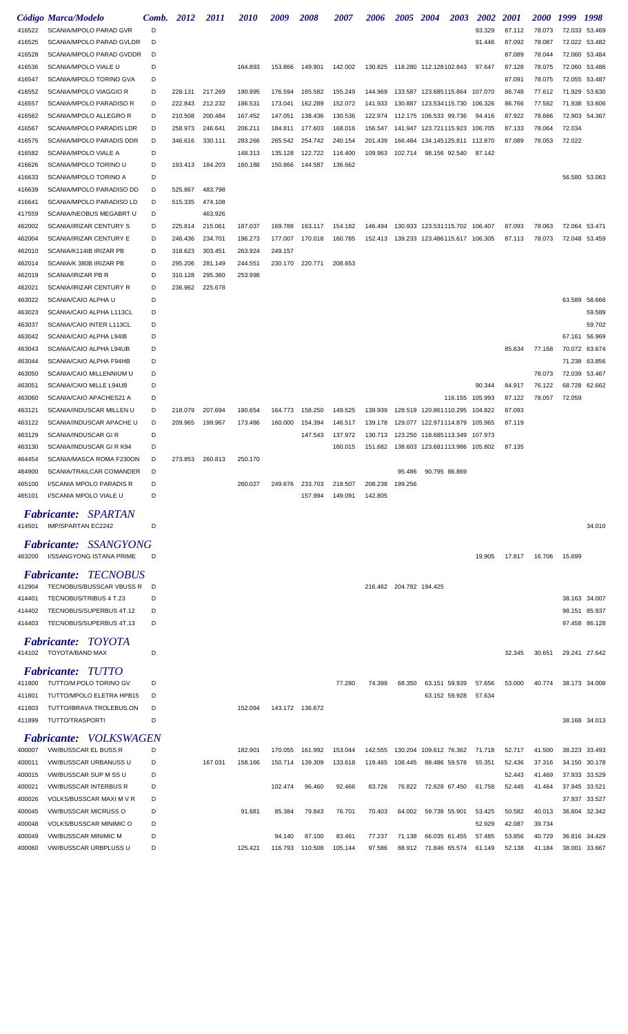| Código | Marca/Modelo | Comb. | 2012 | 2011 | 2010 | 2009 | 2008 | 2007 | 2006 | 2005 | 2004 | 2003 | 2002 | 2001 | 2000 | 1999 | 1998 |
|---|---|---|---|---|---|---|---|---|---|---|---|---|---|---|---|---|---|
| 416522 | SCANIA/MPOLO PARAD GVR | D | | | | | | | | | | | 93.329 | 87.112 | 78.073 | 72.033 | 53.469 |
| 416525 | SCANIA/MPOLO PARAD GVLDR | D | | | | | | | | | | | 91.446 | 87.092 | 78.087 | 72.022 | 53.482 |
| 416528 | SCANIA/MPOLO PARAD GVDDR | D | | | | | | | | | | | | 87.089 | 78.044 | 72.060 | 53.484 |
| 416536 | SCANIA/MPOLO VIALE U | D | | | 164.893 | 153.866 | 149.901 | 142.002 | 130.825 | 118.280 | 112.128 | 102.843 | 97.647 | 87.128 | 78.075 | 72.060 | 53.486 |
| 416547 | SCANIA/MPOLO TORINO GVA | D | | | | | | | | | | | | 87.091 | 78.075 | 72.055 | 53.487 |
| 416552 | SCANIA/MPOLO VIAGGIO R | D | 228.131 | 217.269 | 190.995 | 176.594 | 165.582 | 155.249 | 144.969 | 133.587 | 123.685 | 115.864 | 107.070 | 86.748 | 77.612 | 71.929 | 53.630 |
| 416557 | SCANIA/MPOLO PARADISO R | D | 222.843 | 212.232 | 186.531 | 173.041 | 162.289 | 152.072 | 141.933 | 130.887 | 123.534 | 115.730 | 106.326 | 86.766 | 77.582 | 71.938 | 53.606 |
| 416562 | SCANIA/MPOLO ALLEGRO R | D | 210.508 | 200.484 | 167.452 | 147.051 | 138.436 | 130.536 | 122.974 | 112.175 | 106.533 | 99.736 | 94.416 | 87.922 | 78.666 | 72.903 | 54.367 |
| 416567 | SCANIA/MPOLO PARADIS LDR | D | 258.973 | 246.641 | 206.211 | 184.811 | 177.603 | 168.016 | 156.547 | 141.947 | 123.721 | 115.923 | 106.705 | 87.133 | 78.064 | 72.034 | |
| 416575 | SCANIA/MPOLO PARADIS DDR | D | 346.616 | 330.111 | 283.266 | 265.542 | 254.742 | 240.154 | 201.439 | 166.484 | 134.145 | 125.811 | 112.870 | 87.089 | 78.053 | 72.022 | |
| 416582 | SCANIA/MPOLO VIALE A | D | | | 148.313 | 135.128 | 122.722 | 116.400 | 109.963 | 102.714 | 98.156 | 92.540 | 87.142 | | | | |
| 416626 | SCANIA/MPOLO TORINO U | D | 193.413 | 184.203 | 160.188 | 150.866 | 144.587 | 136.662 | | | | | | | | | |
| 416633 | SCANIA/MPOLO TORINO A | D | | | | | | | | | | | | | | 56.580 | 53.063 |
| 416639 | SCANIA/MPOLO PARADISO DD | D | 525.867 | 483.798 | | | | | | | | | | | | | |
| 416641 | SCANIA/MPOLO PARADISO LD | D | 515.335 | 474.108 | | | | | | | | | | | | | |
| 417559 | SCANIA/NEOBUS MEGABRT U | D | | 463.926 | | | | | | | | | | | | | |
| 462002 | SCANIA/IRIZAR CENTURY S | D | 225.814 | 215.061 | 187.037 | 169.788 | 163.117 | 154.182 | 146.494 | 130.933 | 123.531 | 115.702 | 106.407 | 87.093 | 78.063 | 72.064 | 53.471 |
| 462004 | SCANIA/IRIZAR CENTURY E | D | 246.436 | 234.701 | 196.273 | 177.007 | 170.018 | 160.785 | 152.413 | 139.233 | 123.486 | 115.617 | 106.305 | 87.113 | 78.073 | 72.048 | 53.459 |
| 462010 | SCANIA/K114IB IRIZAR PB | D | 318.623 | 303.451 | 263.924 | 249.157 | | | | | | | | | | | |
| 462014 | SCANIA/K 380B IRIZAR PB | D | 295.206 | 281.149 | 244.551 | 230.170 | 220.771 | 208.653 | | | | | | | | | |
| 462019 | SCANIA/IRIZAR PB R | D | 310.128 | 295.360 | 253.998 | | | | | | | | | | | | |
| 462021 | SCANIA/IRIZAR CENTURY R | D | 236.962 | 225.678 | | | | | | | | | | | | | |
| 463022 | SCANIA/CAIO ALPHA U | D | | | | | | | | | | | | | | 63.589 | 58.666 |
| 463023 | SCANIA/CAIO ALPHA L113CL | D | | | | | | | | | | | | | | | 59.589 |
| 463037 | SCANIA/CAIO INTER L113CL | D | | | | | | | | | | | | | | | 59.702 |
| 463042 | SCANIA/CAIO ALPHA L94IB | D | | | | | | | | | | | | | | 67.161 | 56.969 |
| 463043 | SCANIA/CAIO ALPHA L94UB | D | | | | | | | | | | | | 85.634 | 77.168 | 70.072 | 63.674 |
| 463044 | SCANIA/CAIO ALPHA F94HB | D | | | | | | | | | | | | | | 71.238 | 63.856 |
| 463050 | SCANIA/CAIO MILLENNIUM U | D | | | | | | | | | | | | | 78.073 | 72.039 | 53.467 |
| 463051 | SCANIA/CAIO MILLE L94UB | D | | | | | | | | | | | 90.344 | 84.917 | 76.122 | 68.728 | 62.662 |
| 463060 | SCANIA/CAIO APACHES21 A | D | | | | | | | | | | 116.155 | 105.993 | 87.122 | 78.057 | 72.059 | |
| 463121 | SCANIA/INDUSCAR MILLEN U | D | 218.079 | 207.694 | 180.654 | 164.773 | 158.250 | 149.525 | 139.939 | 128.519 | 120.861 | 110.295 | 104.822 | 87.093 | | | |
| 463122 | SCANIA/INDUSCAR APACHE U | D | 209.965 | 199.967 | 173.486 | 160.000 | 154.394 | 146.517 | 139.178 | 129.077 | 122.971 | 114.879 | 105.965 | 87.119 | | | |
| 463129 | SCANIA/INDUSCAR GI R | D | | | | | 147.543 | 137.972 | 130.713 | 123.250 | 118.685 | 113.349 | 107.973 | | | | |
| 463130 | SCANIA/INDUSCAR GI R K94 | D | | | | | | 160.015 | 151.682 | 138.603 | 123.681 | 113.986 | 105.802 | 87.135 | | | |
| 464454 | SCANIA/MASCA ROMA F230ON | D | 273.853 | 260.813 | 250.170 | | | | | | | | | | | | |
| 464900 | SCANIA/TRAILCAR COMANDER | D | | | | | | | | 95.486 | 90.795 | 86.869 | | | | | |
| 465100 | I/SCANIA MPOLO PARADIS R | D | | | 260.027 | 249.676 | 233.703 | 218.507 | 208.238 | 199.256 | | | | | | | |
| 465101 | I/SCANIA MPOLO VIALE U | D | | | | | 157.994 | 149.091 | 142.805 | | | | | | | | |

## *Fabricante: SPARTAN*

| Código | Marca/Modelo | Comb. | 2012 | 2011 | 2010 | 2009 | 2008 | 2007 | 2006 | 2005 | 2004 | 2003 | 2002 | 2001 | 2000 | 1999 | 1998 |
|---|---|---|---|---|---|---|---|---|---|---|---|---|---|---|---|---|---|
| 414501 | IMP/SPARTAN EC2242 | D | | | | | | | | | | | | | | | 34.010 |

## *Fabricante: SSANGYONG*

| Código | Marca/Modelo | Comb. | 2012 | 2011 | 2010 | 2009 | 2008 | 2007 | 2006 | 2005 | 2004 | 2003 | 2002 | 2001 | 2000 | 1999 | 1998 |
|---|---|---|---|---|---|---|---|---|---|---|---|---|---|---|---|---|---|
| 463200 | I/SSANGYONG ISTANA PRIME | D | | | | | | | | | | | 19.905 | 17.817 | 16.706 | 15.699 | |

## *Fabricante: TECNOBUS*

| Código | Marca/Modelo | Comb. | 2012 | 2011 | 2010 | 2009 | 2008 | 2007 | 2006 | 2005 | 2004 | 2003 | 2002 | 2001 | 2000 | 1999 | 1998 |
|---|---|---|---|---|---|---|---|---|---|---|---|---|---|---|---|---|---|
| 412904 | TECNOBUS/BUSSCAR VBUSS R | D | | | | | | | 216.462 | 204.782 | 194.425 | | | | | | |
| 414401 | TECNOBUS/TRIBUS 4 T.23 | D | | | | | | | | | | | | | | 38.163 | 34.007 |
| 414402 | TECNOBUS/SUPERBUS 4T.12 | D | | | | | | | | | | | | | | 98.151 | 85.937 |
| 414403 | TECNOBUS/SUPERBUS 4T.13 | D | | | | | | | | | | | | | | 97.458 | 86.128 |

## *Fabricante: TOYOTA*

| Código | Marca/Modelo | Comb. | 2012 | 2011 | 2010 | 2009 | 2008 | 2007 | 2006 | 2005 | 2004 | 2003 | 2002 | 2001 | 2000 | 1999 | 1998 |
|---|---|---|---|---|---|---|---|---|---|---|---|---|---|---|---|---|---|
| 414102 | TOYOTA/BAND MAX | D | | | | | | | | | | | | 32.345 | 30.651 | 29.241 | 27.642 |

## *Fabricante: TUTTO*

| Código | Marca/Modelo | Comb. | 2012 | 2011 | 2010 | 2009 | 2008 | 2007 | 2006 | 2005 | 2004 | 2003 | 2002 | 2001 | 2000 | 1999 | 1998 |
|---|---|---|---|---|---|---|---|---|---|---|---|---|---|---|---|---|---|
| 411800 | TUTTO/M.POLO TORINO GV | D | | | | | | 77.280 | 74.399 | 68.350 | 63.151 | 59.939 | 57.656 | 53.000 | 40.774 | 38.173 | 34.008 |
| 411801 | TUTTO/MPOLO ELETRA HPB15 | D | | | | | | | | | 63.152 | 59.928 | 57.634 | | | | |
| 411803 | TUTTO/IBRAVA TROLEBUS.ON | D | | | 152.094 | 143.172 | 136.672 | | | | | | | | | | |
| 411899 | TUTTO/TRASPORTI | D | | | | | | | | | | | | | | 38.168 | 34.013 |

## *Fabricante: VOLKSWAGEN*

| Código | Marca/Modelo | Comb. | 2012 | 2011 | 2010 | 2009 | 2008 | 2007 | 2006 | 2005 | 2004 | 2003 | 2002 | 2001 | 2000 | 1999 | 1998 |
|---|---|---|---|---|---|---|---|---|---|---|---|---|---|---|---|---|---|
| 400007 | VW/BUSSCAR EL BUSS R | D | | | 182.901 | 170.055 | 161.992 | 153.044 | 142.555 | 130.204 | 109.612 | 76.362 | 71.718 | 52.717 | 41.500 | 38.223 | 33.493 |
| 400011 | VW/BUSSCAR URBANUSS U | D | | 167.031 | 158.166 | 150.714 | 139.309 | 133.618 | 119.465 | 108.445 | 88.486 | 59.578 | 55.351 | 52.436 | 37.316 | 34.150 | 30.178 |
| 400015 | VW/BUSSCAR SUP M SS U | D | | | | | | | | | | | | 52.443 | 41.469 | 37.933 | 33.529 |
| 400021 | VW/BUSSCAR INTERBUS R | D | | | | 102.474 | 96.460 | 92.466 | 83.726 | 76.822 | 72.628 | 67.450 | 61.758 | 52.445 | 41.464 | 37.945 | 33.521 |
| 400026 | VOLKS/BUSSCAR MAXI M V R | D | | | | | | | | | | | | | | 37.937 | 33.527 |
| 400045 | VW/BUSSCAR MICRUSS O | D | | | 91.681 | 85.384 | 79.843 | 76.701 | 70.403 | 64.002 | 59.738 | 55.901 | 53.425 | 50.582 | 40.013 | 36.604 | 32.342 |
| 400048 | VOLKS/BUSSCAR MINIMIC O | D | | | | | | | | | | | 52.929 | 42.087 | 39.734 | | |
| 400049 | VW/BUSSCAR MINIMIC M | D | | | | 94.140 | 87.100 | 83.461 | 77.237 | 71.138 | 66.035 | 61.455 | 57.485 | 53.856 | 40.729 | 36.816 | 34.429 |
| 400060 | VW/BUSSCAR URBPLUSS U | D | | | 125.421 | 116.793 | 110.508 | 105.144 | 97.586 | 88.912 | 71.846 | 65.574 | 61.149 | 52.138 | 41.184 | 38.001 | 33.667 |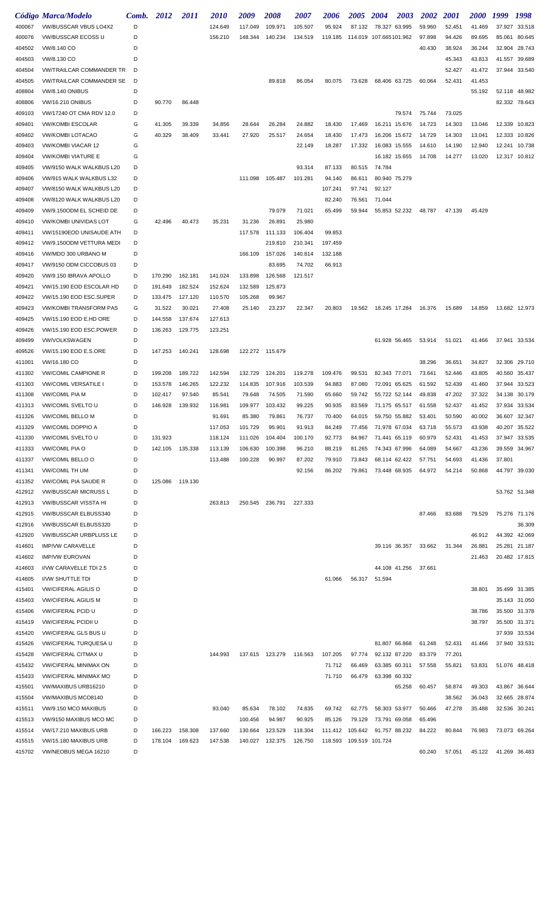| Código | Marca/Modelo | Comb. | 2012 | 2011 | 2010 | 2009 | 2008 | 2007 | 2006 | 2005 | 2004 | 2003 | 2002 | 2001 | 2000 | 1999 | 1998 |
|---|---|---|---|---|---|---|---|---|---|---|---|---|---|---|---|---|---|
| 400067 | VW/BUSSCAR VBUS LO4X2 | D | | | 124.649 | 117.049 | 109.971 | 105.507 | 95.924 | 87.132 | 78.327 | 63.995 | 59.960 | 52.451 | 41.469 | 37.927 | 33.518 |
| 400076 | VW/BUSSCAR ECOSS U | D | | | 156.210 | 148.344 | 140.234 | 134.519 | 119.185 | 114.019 | 107.665 | 101.962 | 97.898 | 94.426 | 89.695 | 85.061 | 80.645 |
| 404502 | VW/8.140 CO | D | | | | | | | | | | | 40.430 | 38.924 | 36.244 | 32.904 | 28.743 |
| 404503 | VW/8.130 CO | D | | | | | | | | | | | | 45.343 | 43.813 | 41.557 | 39.689 |
| 404504 | VW/TRAILCAR COMMANDER TR | D | | | | | | | | | | | | 52.427 | 41.472 | 37.944 | 33.540 |
| 404505 | VW/TRAILCAR COMMANDER SE | D | | | | | 89.818 | 86.054 | 80.075 | 73.628 | 68.406 | 63.725 | 60.064 | 52.431 | 41.453 | | |
| 408804 | VW/8.140 ONIBUS | D | | | | | | | | | | | | | 55.192 | 52.118 | 48.982 |
| 408806 | VW/16.210 ONIBUS | D | 90.770 | 86.448 | | | | | | | | | | | | 82.332 | 78.643 |
| 409103 | VW/17240 OT CMA RDV 12.0 | D | | | | | | | | | | 79.574 | 75.744 | 73.025 | | | |
| 409401 | VW/KOMBI ESCOLAR | G | 41.305 | 39.339 | 34.856 | 28.644 | 26.284 | 24.882 | 18.430 | 17.469 | 16.211 | 15.676 | 14.723 | 14.303 | 13.046 | 12.339 | 10.823 |
| 409402 | VW/KOMBI LOTACAO | G | 40.329 | 38.409 | 33.441 | 27.920 | 25.517 | 24.654 | 18.430 | 17.473 | 16.206 | 15.672 | 14.729 | 14.303 | 13.041 | 12.333 | 10.826 |
| 409403 | VW/KOMBI VIACAR 12 | G | | | | | | 22.149 | 18.287 | 17.332 | 16.083 | 15.555 | 14.610 | 14.190 | 12.940 | 12.241 | 10.738 |
| 409404 | VW/KOMBI VIATURE E | G | | | | | | | | | 16.182 | 15.655 | 14.708 | 14.277 | 13.020 | 12.317 | 10.812 |
| 409405 | VW/9150 WALK WALKBUS L20 | D | | | | | | 93.314 | 87.133 | 80.515 | 74.784 | | | | | | |
| 409406 | VW/915 WALK WALKBUS L32 | D | | | | 111.098 | 105.487 | 101.281 | 94.140 | 86.611 | 80.940 | 75.279 | | | | | |
| 409407 | VW/8150 WALK WALKBUS L20 | D | | | | | | | 107.241 | 97.741 | 92.127 | | | | | | |
| 409408 | VW/8120 WALK WALKBUS L20 | D | | | | | | | 82.240 | 76.561 | 71.044 | | | | | | |
| 409409 | VW/9.150ODM EL SCHEID DE | D | | | | | 79.079 | 71.021 | 65.499 | 59.944 | 55.853 | 52.232 | 48.787 | 47.139 | 45.429 | | |
| 409410 | VW/KOMBI UNIVIDAS LOT | G | 42.496 | 40.473 | 35.231 | 31.236 | 26.891 | 25.980 | | | | | | | | | |
| 409411 | VW/15190EOD UNISAUDE ATH | D | | | | 117.578 | 111.133 | 106.404 | 99.853 | | | | | | | | |
| 409412 | VW/9.150ODM VETTURA MEDI | D | | | | | 219.810 | 210.341 | 197.459 | | | | | | | | |
| 409416 | VW/MDO 300 URBANO M | D | | | | 166.109 | 157.026 | 140.814 | 132.188 | | | | | | | | |
| 409417 | VW/9150 ODM CICCOBUS 03 | D | | | | | 83.695 | 74.702 | 66.913 | | | | | | | | |
| 409420 | VW/9.150 IBRAVA APOLLO | D | 170.290 | 162.181 | 141.024 | 133.898 | 126.568 | 121.517 | | | | | | | | | |
| 409421 | VW/15.190 EOD ESCOLAR HD | D | 191.649 | 182.524 | 152.624 | 132.589 | 125.873 | | | | | | | | | | |
| 409422 | VW/15.190 EOD ESC.SUPER | D | 133.475 | 127.120 | 110.570 | 105.268 | 99.967 | | | | | | | | | | |
| 409423 | VW/KOMBI TRANSFORM PAS | G | 31.522 | 30.021 | 27.408 | 25.140 | 23.237 | 22.347 | 20.803 | 19.562 | 18.245 | 17.284 | 16.376 | 15.689 | 14.859 | 13.682 | 12.973 |
| 409425 | VW/15.190 EOD E.HD ORE | D | 144.558 | 137.674 | 127.613 | | | | | | | | | | | | |
| 409426 | VW/15.190 EOD ESC.POWER | D | 136.263 | 129.775 | 123.251 | | | | | | | | | | | | |
| 409499 | VW/VOLKSWAGEN | D | | | | | | | | | 61.928 | 56.465 | 53.914 | 51.021 | 41.466 | 37.941 | 33.534 |
| 409526 | VW/15.190 EOD E.S.ORE | D | 147.253 | 140.241 | 128.698 | 122.272 | 115.679 | | | | | | | | | | |
| 411001 | VW/16.180 CO | D | | | | | | | | | | | 38.296 | 36.651 | 34.827 | 32.306 | 29.710 |
| 411302 | VW/COMIL CAMPIONE R | D | 199.208 | 189.722 | 142.594 | 132.729 | 124.201 | 119.278 | 109.476 | 99.531 | 82.343 | 77.071 | 73.641 | 52.446 | 43.805 | 40.560 | 35.437 |
| 411303 | VW/COMIL VERSATILE I | D | 153.578 | 146.265 | 122.232 | 114.835 | 107.916 | 103.539 | 94.883 | 87.080 | 72.091 | 65.625 | 61.592 | 52.439 | 41.460 | 37.944 | 33.523 |
| 411308 | VW/COMIL PIA M | D | 102.417 | 97.540 | 85.541 | 79.648 | 74.505 | 71.590 | 65.660 | 59.742 | 55.722 | 52.144 | 49.838 | 47.202 | 37.322 | 34.138 | 30.179 |
| 411313 | VW/COMIL SVELTO U | D | 146.928 | 139.932 | 116.981 | 109.977 | 103.432 | 99.225 | 90.935 | 83.569 | 71.175 | 65.517 | 61.558 | 52.437 | 41.452 | 37.934 | 33.534 |
| 411326 | VW/COMIL BELLO M | D | | | 91.691 | 85.380 | 79.861 | 76.737 | 70.400 | 64.015 | 59.750 | 55.882 | 53.401 | 50.590 | 40.002 | 36.607 | 32.347 |
| 411329 | VW/COMIL DOPPIO A | D | | | 117.053 | 101.729 | 95.901 | 91.913 | 84.249 | 77.456 | 71.978 | 67.034 | 63.718 | 55.573 | 43.938 | 40.207 | 35.522 |
| 411330 | VW/COMIL SVELTO U | D | 131.923 | | 118.124 | 111.026 | 104.404 | 100.170 | 92.773 | 84.967 | 71.441 | 65.119 | 60.979 | 52.431 | 41.453 | 37.947 | 33.535 |
| 411333 | VW/COMIL PIA O | D | 142.105 | 135.338 | 113.139 | 106.630 | 100.398 | 96.210 | 88.219 | 81.265 | 74.343 | 67.996 | 64.089 | 54.667 | 43.236 | 39.559 | 34.967 |
| 411337 | VW/COMIL BELLO O | D | | | 113.488 | 100.228 | 90.997 | 87.202 | 79.910 | 73.843 | 68.114 | 62.422 | 57.751 | 54.693 | 41.436 | 37.801 | |
| 411341 | VW/COMIL TH UM | D | | | | | | 92.156 | 86.202 | 79.861 | 73.448 | 68.935 | 64.972 | 54.214 | 50.868 | 44.797 | 39.030 |
| 411352 | VW/COMIL PIA SAUDE R | D | 125.086 | 119.130 | | | | | | | | | | | | | |
| 412912 | VW/BUSSCAR MICRUSS L | D | | | | | | | | | | | | | | 53.762 | 51.348 |
| 412913 | VW/BUSSCAR VISSTA HI | D | | | 263.813 | 250.545 | 236.791 | 227.333 | | | | | | | | | |
| 412915 | VW/BUSSCAR ELBUSS340 | D | | | | | | | | | | | 87.466 | 83.688 | 79.529 | 75.276 | 71.176 |
| 412916 | VW/BUSSCAR ELBUSS320 | D | | | | | | | | | | | | | | | 36.309 |
| 412920 | VW/BUSSCAR URBPLUSS LE | D | | | | | | | | | | | | | 46.912 | 44.392 | 42.069 |
| 414601 | IMP/VW CARAVELLE | D | | | | | | | | | 39.116 | 36.357 | 33.662 | 31.344 | 26.881 | 25.281 | 21.187 |
| 414602 | IMP/VW EUROVAN | D | | | | | | | | | | | | | 21.463 | 20.482 | 17.815 |
| 414603 | I/VW CARAVELLE TDI 2.5 | D | | | | | | | | | 44.108 | 41.256 | 37.661 | | | | |
| 414605 | I/VW SHUTTLE TDI | D | | | | | | | 61.066 | 56.317 | 51.594 | | | | | | |
| 415401 | VW/CIFERAL AGILIS O | D | | | | | | | | | | | | | 38.801 | 35.499 | 31.385 |
| 415403 | VW/CIFERAL AGILIS M | D | | | | | | | | | | | | | | 35.143 | 31.050 |
| 415406 | VW/CIFERAL PCID U | D | | | | | | | | | | | | | 38.786 | 35.500 | 31.378 |
| 415419 | VW/CIFERAL PCIDII U | D | | | | | | | | | | | | | 38.797 | 35.500 | 31.371 |
| 415420 | VW/CIFERAL GLS BUS U | D | | | | | | | | | | | | | | 37.939 | 33.534 |
| 415426 | VW/CIFERAL TURQUESA U | D | | | | | | | | | 81.807 | 66.868 | 61.248 | 52.431 | 41.466 | 37.940 | 33.531 |
| 415428 | VW/CIFERAL CITMAX U | D | | | 144.993 | 137.615 | 123.279 | 116.563 | 107.205 | 97.774 | 92.132 | 87.220 | 83.379 | 77.201 | | | |
| 415432 | VW/CIFERAL MINIMAX ON | D | | | | | | | 71.712 | 66.469 | 63.385 | 60.311 | 57.558 | 55.821 | 53.831 | 51.076 | 48.418 |
| 415433 | VW/CIFERAL MINIMAX MO | D | | | | | | | 71.710 | 66.479 | 63.398 | 60.332 | | | | | |
| 415501 | VW/MAXIBUS URB16210 | D | | | | | | | | | | 65.258 | 60.457 | 58.874 | 49.303 | 43.867 | 36.644 |
| 415504 | VW/MAXIBUS MCO8140 | D | | | | | | | | | | | | 38.562 | 36.043 | 32.665 | 28.874 |
| 415511 | VW/9.150 MCO MAXIBUS | D | | | 93.040 | 85.634 | 78.102 | 74.835 | 69.742 | 62.775 | 58.303 | 53.977 | 50.466 | 47.278 | 35.488 | 32.536 | 30.241 |
| 415513 | VW/9150 MAXIBUS MCO MC | D | | | | 100.456 | 94.987 | 90.925 | 85.126 | 79.129 | 73.791 | 69.058 | 65.496 | | | | |
| 415514 | VW/17.210 MAXIBUS URB | D | 166.223 | 158.308 | 137.660 | 130.664 | 123.529 | 118.304 | 111.412 | 105.642 | 91.757 | 88.232 | 84.222 | 80.844 | 76.983 | 73.073 | 69.264 |
| 415515 | VW/15.180 MAXIBUS URB | D | 178.104 | 169.623 | 147.538 | 140.027 | 132.375 | 126.750 | 118.593 | 109.519 | 101.724 | | | | | | |
| 415702 | VW/NEOBUS MEGA 16210 | D | | | | | | | | | | | 60.240 | 57.051 | 45.122 | 41.269 | 36.483 |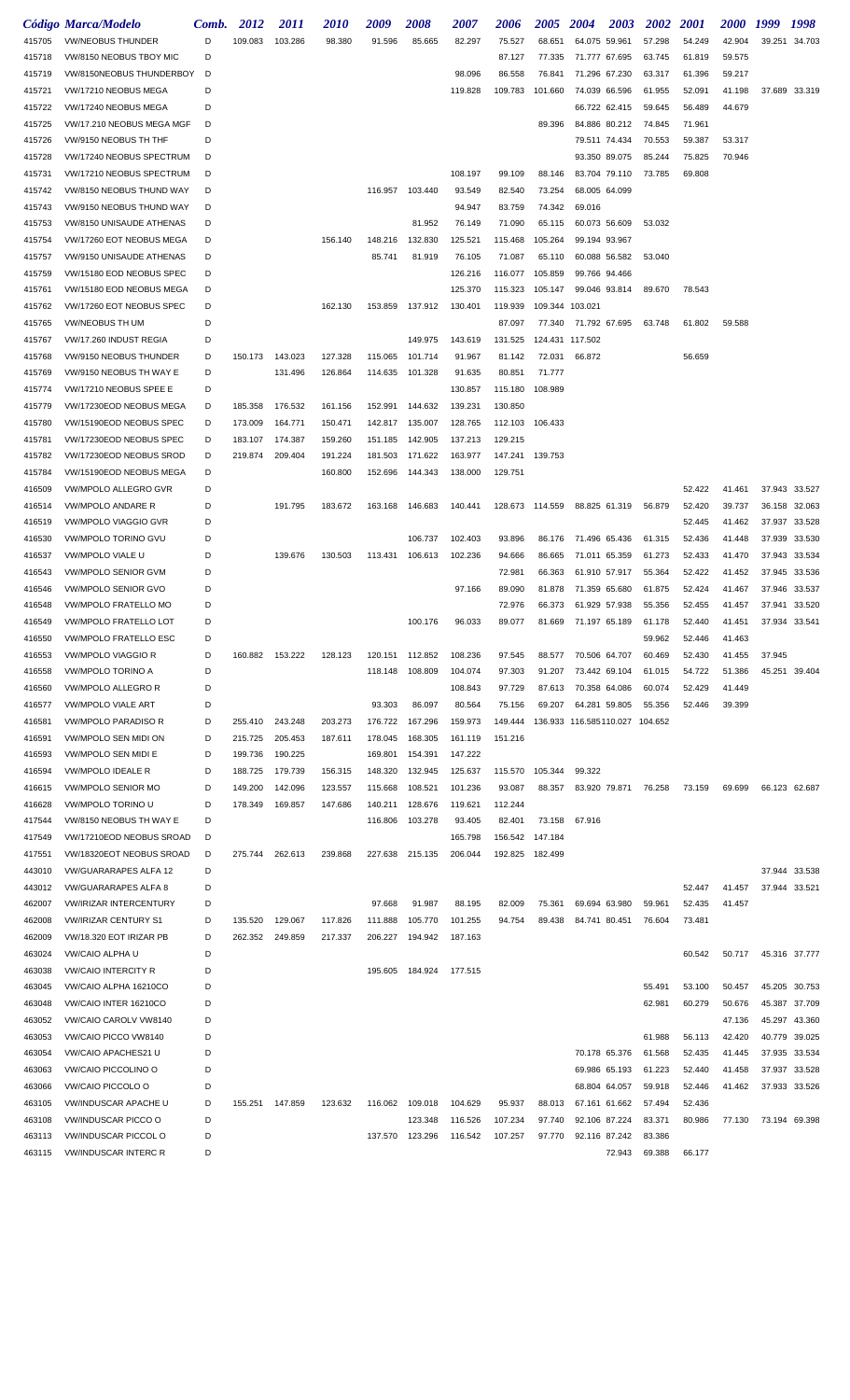| Código | Marca/Modelo | Comb. | 2012 | 2011 | 2010 | 2009 | 2008 | 2007 | 2006 | 2005 | 2004 | 2003 | 2002 | 2001 | 2000 | 1999 | 1998 |
|---|---|---|---|---|---|---|---|---|---|---|---|---|---|---|---|---|---|
| 415705 | VW/NEOBUS THUNDER | D | 109.083 | 103.286 | 98.380 | 91.596 | 85.665 | 82.297 | 75.527 | 68.651 | 64.075 | 59.961 | 57.298 | 54.249 | 42.904 | 39.251 | 34.703 |
| 415718 | VW/8150 NEOBUS TBOY MIC | D | | | | | | | 87.127 | 77.335 | 71.777 | 67.695 | 63.745 | 61.819 | 59.575 | | |
| 415719 | VW/8150NEOBUS THUNDERBOY | D | | | | | | 98.096 | 86.558 | 76.841 | 71.296 | 67.230 | 63.317 | 61.396 | 59.217 | | |
| 415721 | VW/17210 NEOBUS MEGA | D | | | | | | 119.828 | 109.783 | 101.660 | 74.039 | 66.596 | 61.955 | 52.091 | 41.198 | 37.689 | 33.319 |
| 415722 | VW/17240 NEOBUS MEGA | D | | | | | | | | | 66.722 | 62.415 | 59.645 | 56.489 | 44.679 | | |
| 415725 | VW/17.210 NEOBUS MEGA MGF | D | | | | | | | | 89.396 | 84.886 | 80.212 | 74.845 | 71.961 | | | |
| 415726 | VW/9150 NEOBUS TH THF | D | | | | | | | | | 79.511 | 74.434 | 70.553 | 59.387 | 53.317 | | |
| 415728 | VW/17240 NEOBUS SPECTRUM | D | | | | | | | | | 93.350 | 89.075 | 85.244 | 75.825 | 70.946 | | |
| 415731 | VW/17210 NEOBUS SPECTRUM | D | | | | | | 108.197 | 99.109 | 88.146 | 83.704 | 79.110 | 73.785 | 69.808 | | | |
| 415742 | VW/8150 NEOBUS THUND WAY | D | | | | 116.957 | 103.440 | 93.549 | 82.540 | 73.254 | 68.005 | 64.099 | | | | | |
| 415743 | VW/9150 NEOBUS THUND WAY | D | | | | | | 94.947 | 83.759 | 74.342 | 69.016 | | | | | | |
| 415753 | VW/8150 UNISAUDE ATHENAS | D | | | | | 81.952 | 76.149 | 71.090 | 65.115 | 60.073 | 56.609 | 53.032 | | | | |
| 415754 | VW/17260 EOT NEOBUS MEGA | D | | | 156.140 | 148.216 | 132.830 | 125.521 | 115.468 | 105.264 | 99.194 | 93.967 | | | | | |
| 415757 | VW/9150 UNISAUDE ATHENAS | D | | | | 85.741 | 81.919 | 76.105 | 71.087 | 65.110 | 60.088 | 56.582 | 53.040 | | | | |
| 415759 | VW/15180 EOD NEOBUS SPEC | D | | | | | | 126.216 | 116.077 | 105.859 | 99.766 | 94.466 | | | | | |
| 415761 | VW/15180 EOD NEOBUS MEGA | D | | | | | | 125.370 | 115.323 | 105.147 | 99.046 | 93.814 | 89.670 | 78.543 | | | |
| 415762 | VW/17260 EOT NEOBUS SPEC | D | | | 162.130 | 153.859 | 137.912 | 130.401 | 119.939 | 109.344 | 103.021 | | | | | | |
| 415765 | VW/NEOBUS TH UM | D | | | | | | 87.097 | 77.340 | 71.792 | 67.695 | 63.748 | 61.802 | 59.588 | | | |
| 415767 | VW/17.260 INDUST REGIA | D | | | | | 149.975 | 143.619 | 131.525 | 124.431 | 117.502 | | | | | | |
| 415768 | VW/9150 NEOBUS THUNDER | D | 150.173 | 143.023 | 127.328 | 115.065 | 101.714 | 91.967 | 81.142 | 72.031 | 66.872 | | | 56.659 | | | |
| 415769 | VW/9150 NEOBUS TH WAY E | D | | 131.496 | 126.864 | 114.635 | 101.328 | 91.635 | 80.851 | 71.777 | | | | | | | |
| 415774 | VW/17210 NEOBUS SPEE E | D | | | | | | 130.857 | 115.180 | 108.989 | | | | | | | |
| 415779 | VW/17230EOD NEOBUS MEGA | D | 185.358 | 176.532 | 161.156 | 152.991 | 144.632 | 139.231 | 130.850 | | | | | | | | |
| 415780 | VW/15190EOD NEOBUS SPEC | D | 173.009 | 164.771 | 150.471 | 142.817 | 135.007 | 128.765 | 112.103 | 106.433 | | | | | | | |
| 415781 | VW/17230EOD NEOBUS SPEC | D | 183.107 | 174.387 | 159.260 | 151.185 | 142.905 | 137.213 | 129.215 | | | | | | | | |
| 415782 | VW/17230EOD NEOBUS SROD | D | 219.874 | 209.404 | 191.224 | 181.503 | 171.622 | 163.977 | 147.241 | 139.753 | | | | | | | |
| 415784 | VW/15190EOD NEOBUS MEGA | D | | | 160.800 | 152.696 | 144.343 | 138.000 | 129.751 | | | | | | | | |
| 416509 | VW/MPOLO ALLEGRO GVR | D | | | | | | | | | | | | 52.422 | 41.461 | 37.943 | 33.527 |
| 416514 | VW/MPOLO ANDARE R | D | | 191.795 | 183.672 | 163.168 | 146.683 | 140.441 | 128.673 | 114.559 | 88.825 | 61.319 | 56.879 | 52.420 | 39.737 | 36.158 | 32.063 |
| 416519 | VW/MPOLO VIAGGIO GVR | D | | | | | | | | | | | | 52.445 | 41.462 | 37.937 | 33.528 |
| 416530 | VW/MPOLO TORINO GVU | D | | | | | 106.737 | 102.403 | 93.896 | 86.176 | 71.496 | 65.436 | 61.315 | 52.436 | 41.448 | 37.939 | 33.530 |
| 416537 | VW/MPOLO VIALE U | D | | 139.676 | 130.503 | 113.431 | 106.613 | 102.236 | 94.666 | 86.665 | 71.011 | 65.359 | 61.273 | 52.433 | 41.470 | 37.943 | 33.534 |
| 416543 | VW/MPOLO SENIOR GVM | D | | | | | | | 72.981 | 66.363 | 61.910 | 57.917 | 55.364 | 52.422 | 41.452 | 37.945 | 33.536 |
| 416546 | VW/MPOLO SENIOR GVO | D | | | | | | 97.166 | 89.090 | 81.878 | 71.359 | 65.680 | 61.875 | 52.424 | 41.467 | 37.946 | 33.537 |
| 416548 | VW/MPOLO FRATELLO MO | D | | | | | | | 72.976 | 66.373 | 61.929 | 57.938 | 55.356 | 52.455 | 41.457 | 37.941 | 33.520 |
| 416549 | VW/MPOLO FRATELLO LOT | D | | | | | 100.176 | 96.033 | 89.077 | 81.669 | 71.197 | 65.189 | 61.178 | 52.440 | 41.451 | 37.934 | 33.541 |
| 416550 | VW/MPOLO FRATELLO ESC | D | | | | | | | | | | | 59.962 | 52.446 | 41.463 | | |
| 416553 | VW/MPOLO VIAGGIO R | D | 160.882 | 153.222 | 128.123 | 120.151 | 112.852 | 108.236 | 97.545 | 88.577 | 70.506 | 64.707 | 60.469 | 52.430 | 41.455 | 37.945 | |
| 416558 | VW/MPOLO TORINO A | D | | | | 118.148 | 108.809 | 104.074 | 97.303 | 91.207 | 73.442 | 69.104 | 61.015 | 54.722 | 51.386 | 45.251 | 39.404 |
| 416560 | VW/MPOLO ALLEGRO R | D | | | | | | 108.843 | 97.729 | 87.613 | 70.358 | 64.086 | 60.074 | 52.429 | 41.449 | | |
| 416577 | VW/MPOLO VIALE ART | D | | | | 93.303 | 86.097 | 80.564 | 75.156 | 69.207 | 64.281 | 59.805 | 55.356 | 52.446 | 39.399 | | |
| 416581 | VW/MPOLO PARADISO R | D | 255.410 | 243.248 | 203.273 | 176.722 | 167.296 | 159.973 | 149.444 | 136.933 | 116.585 | 110.027 | 104.652 | | | | |
| 416591 | VW/MPOLO SEN MIDI ON | D | 215.725 | 205.453 | 187.611 | 178.045 | 168.305 | 161.119 | 151.216 | | | | | | | | |
| 416593 | VW/MPOLO SEN MIDI E | D | 199.736 | 190.225 | | 169.801 | 154.391 | 147.222 | | | | | | | | | |
| 416594 | VW/MPOLO IDEALE R | D | 188.725 | 179.739 | 156.315 | 148.320 | 132.945 | 125.637 | 115.570 | 105.344 | 99.322 | | | | | | |
| 416615 | VW/MPOLO SENIOR MO | D | 149.200 | 142.096 | 123.557 | 115.668 | 108.521 | 101.236 | 93.087 | 88.357 | 83.920 | 79.871 | 76.258 | 73.159 | 69.699 | 66.123 | 62.687 |
| 416628 | VW/MPOLO TORINO U | D | 178.349 | 169.857 | 147.686 | 140.211 | 128.676 | 119.621 | 112.244 | | | | | | | | |
| 417544 | VW/8150 NEOBUS TH WAY E | D | | | | 116.806 | 103.278 | 93.405 | 82.401 | 73.158 | 67.916 | | | | | | |
| 417549 | VW/17210EOD NEOBUS SROAD | D | | | | | | 165.798 | 156.542 | 147.184 | | | | | | | |
| 417551 | VW/18320EOT NEOBUS SROAD | D | 275.744 | 262.613 | 239.868 | 227.638 | 215.135 | 206.044 | 192.825 | 182.499 | | | | | | | |
| 443010 | VW/GUARARAPES ALFA 12 | D | | | | | | | | | | | | | | 37.944 | 33.538 |
| 443012 | VW/GUARARAPES ALFA 8 | D | | | | | | | | | | | | 52.447 | 41.457 | 37.944 | 33.521 |
| 462007 | VW/IRIZAR INTERCENTURY | D | | | | 97.668 | 91.987 | 88.195 | 82.009 | 75.361 | 69.694 | 63.980 | 59.961 | 52.435 | 41.457 | | |
| 462008 | VW/IRIZAR CENTURY S1 | D | 135.520 | 129.067 | 117.826 | 111.888 | 105.770 | 101.255 | 94.754 | 89.438 | 84.741 | 80.451 | 76.604 | 73.481 | | | |
| 462009 | VW/18.320 EOT IRIZAR PB | D | 262.352 | 249.859 | 217.337 | 206.227 | 194.942 | 187.163 | | | | | | | | | |
| 463024 | VW/CAIO ALPHA U | D | | | | | | | | | | | | 60.542 | 50.717 | 45.316 | 37.777 |
| 463038 | VW/CAIO INTERCITY R | D | | | | 195.605 | 184.924 | 177.515 | | | | | | | | | |
| 463045 | VW/CAIO ALPHA 16210CO | D | | | | | | | | | | | 55.491 | 53.100 | 50.457 | 45.205 | 30.753 |
| 463048 | VW/CAIO INTER 16210CO | D | | | | | | | | | | | 62.981 | 60.279 | 50.676 | 45.387 | 37.709 |
| 463052 | VW/CAIO CAROLV VW8140 | D | | | | | | | | | | | | | 47.136 | 45.297 | 43.360 |
| 463053 | VW/CAIO PICCO VW8140 | D | | | | | | | | | | | 61.988 | 56.113 | 42.420 | 40.779 | 39.025 |
| 463054 | VW/CAIO APACHES21 U | D | | | | | | | | | 70.178 | 65.376 | 61.568 | 52.435 | 41.445 | 37.935 | 33.534 |
| 463063 | VW/CAIO PICCOLINO O | D | | | | | | | | | 69.986 | 65.193 | 61.223 | 52.440 | 41.458 | 37.937 | 33.528 |
| 463066 | VW/CAIO PICCOLO O | D | | | | | | | | | 68.804 | 64.057 | 59.918 | 52.446 | 41.462 | 37.933 | 33.526 |
| 463105 | VW/INDUSCAR APACHE U | D | 155.251 | 147.859 | 123.632 | 116.062 | 109.018 | 104.629 | 95.937 | 88.013 | 67.161 | 61.662 | 57.494 | 52.436 | | | |
| 463108 | VW/INDUSCAR PICCO O | D | | | | | 123.348 | 116.526 | 107.234 | 97.740 | 92.106 | 87.224 | 83.371 | 80.986 | 77.130 | 73.194 | 69.398 |
| 463113 | VW/INDUSCAR PICCOL O | D | | | | 137.570 | 123.296 | 116.542 | 107.257 | 97.770 | 92.116 | 87.242 | 83.386 | | | | |
| 463115 | VW/INDUSCAR INTERC R | D | | | | | | | | | | 72.943 | 69.388 | 66.177 | | | |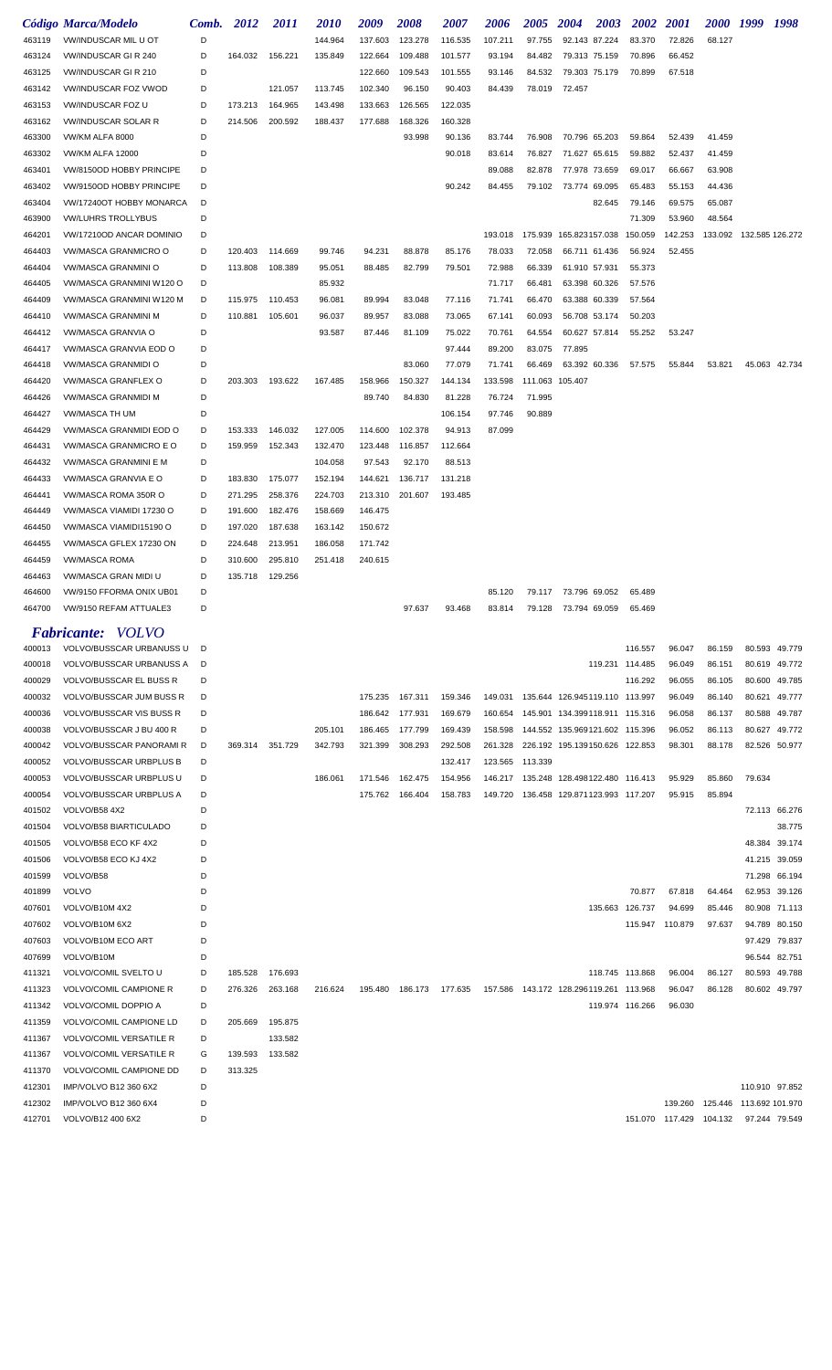| Código | Marca/Modelo | Comb. | 2012 | 2011 | 2010 | 2009 | 2008 | 2007 | 2006 | 2005 | 2004 | 2003 | 2002 | 2001 | 2000 | 1999 | 1998 |
|---|---|---|---|---|---|---|---|---|---|---|---|---|---|---|---|---|---|
| 463119 | VW/INDUSCAR MIL U OT | D | | | 144.964 | 137.603 | 123.278 | 116.535 | 107.211 | 97.755 | 92.143 | 87.224 | 83.370 | 72.826 | 68.127 | | |
| 463124 | VW/INDUSCAR GI R 240 | D | 164.032 | 156.221 | 135.849 | 122.664 | 109.488 | 101.577 | 93.194 | 84.482 | 79.313 | 75.159 | 70.896 | 66.452 | | | |
| 463125 | VW/INDUSCAR GI R 210 | D | | | | 122.660 | 109.543 | 101.555 | 93.146 | 84.532 | 79.303 | 75.179 | 70.899 | 67.518 | | | |
| 463142 | VW/INDUSCAR FOZ VWOD | D | | 121.057 | 113.745 | 102.340 | 96.150 | 90.403 | 84.439 | 78.019 | 72.457 | | | | | | |
| 463153 | VW/INDUSCAR FOZ U | D | 173.213 | 164.965 | 143.498 | 133.663 | 126.565 | 122.035 | | | | | | | | | |
| 463162 | VW/INDUSCAR SOLAR R | D | 214.506 | 200.592 | 188.437 | 177.688 | 168.326 | 160.328 | | | | | | | | | |
| 463300 | VW/KM ALFA 8000 | D | | | | | 93.998 | 90.136 | 83.744 | 76.908 | 70.796 | 65.203 | 59.864 | 52.439 | 41.459 | | |
| 463302 | VW/KM ALFA 12000 | D | | | | | | 90.018 | 83.614 | 76.827 | 71.627 | 65.615 | 59.882 | 52.437 | 41.459 | | |
| 463401 | VW/8150OD HOBBY PRINCIPE | D | | | | | | | 89.088 | 82.878 | 77.978 | 73.659 | 69.017 | 66.667 | 63.908 | | |
| 463402 | VW/9150OD HOBBY PRINCIPE | D | | | | | | 90.242 | 84.455 | 79.102 | 73.774 | 69.095 | 65.483 | 55.153 | 44.436 | | |
| 463404 | VW/17240OT HOBBY MONARCA | D | | | | | | | | | | 82.645 | 79.146 | 69.575 | 65.087 | | |
| 463900 | VW/LUHRS TROLLYBUS | D | | | | | | | | | | | 71.309 | 53.960 | 48.564 | | |
| 464201 | VW/17210OD ANCAR DOMINIO | D | | | | | | | 193.018 | 175.939 | 165.823 | 157.038 | 150.059 | 142.253 | 133.092 | 132.585 | 126.272 |
| 464403 | VW/MASCA GRANMICRO O | D | 120.403 | 114.669 | 99.746 | 94.231 | 88.878 | 85.176 | 78.033 | 72.058 | 66.711 | 61.436 | 56.924 | 52.455 | | | |
| 464404 | VW/MASCA GRANMINI O | D | 113.808 | 108.389 | 95.051 | 88.485 | 82.799 | 79.501 | 72.988 | 66.339 | 61.910 | 57.931 | 55.373 | | | | |
| 464405 | VW/MASCA GRANMINI W120 O | D | | | 85.932 | | | | 71.717 | 66.481 | 63.398 | 60.326 | 57.576 | | | | |
| 464409 | VW/MASCA GRANMINI W120 M | D | 115.975 | 110.453 | 96.081 | 89.994 | 83.048 | 77.116 | 71.741 | 66.470 | 63.388 | 60.339 | 57.564 | | | | |
| 464410 | VW/MASCA GRANMINI M | D | 110.881 | 105.601 | 96.037 | 89.957 | 83.088 | 73.065 | 67.141 | 60.093 | 56.708 | 53.174 | 50.203 | | | | |
| 464412 | VW/MASCA GRANVIA O | D | | | 93.587 | 87.446 | 81.109 | 75.022 | 70.761 | 64.554 | 60.627 | 57.814 | 55.252 | 53.247 | | | |
| 464417 | VW/MASCA GRANVIA EOD O | D | | | | | | 97.444 | 89.200 | 83.075 | 77.895 | | | | | | |
| 464418 | VW/MASCA GRANMIDI O | D | | | | | 83.060 | 77.079 | 71.741 | 66.469 | 63.392 | 60.336 | 57.575 | 55.844 | 53.821 | 45.063 | 42.734 |
| 464420 | VW/MASCA GRANFLEX O | D | 203.303 | 193.622 | 167.485 | 158.966 | 150.327 | 144.134 | 133.598 | 111.063 | 105.407 | | | | | | |
| 464426 | VW/MASCA GRANMIDI M | D | | | | 89.740 | 84.830 | 81.228 | 76.724 | 71.995 | | | | | | | |
| 464427 | VW/MASCA TH UM | D | | | | | | 106.154 | 97.746 | 90.889 | | | | | | | |
| 464429 | VW/MASCA GRANMIDI EOD O | D | 153.333 | 146.032 | 127.005 | 114.600 | 102.378 | 94.913 | 87.099 | | | | | | | | |
| 464431 | VW/MASCA GRANMICRO E O | D | 159.959 | 152.343 | 132.470 | 123.448 | 116.857 | 112.664 | | | | | | | | | |
| 464432 | VW/MASCA GRANMINI E M | D | | | 104.058 | 97.543 | 92.170 | 88.513 | | | | | | | | | |
| 464433 | VW/MASCA GRANVIA E O | D | 183.830 | 175.077 | 152.194 | 144.621 | 136.717 | 131.218 | | | | | | | | | |
| 464441 | VW/MASCA ROMA 350R O | D | 271.295 | 258.376 | 224.703 | 213.310 | 201.607 | 193.485 | | | | | | | | | |
| 464449 | VW/MASCA VIAMIDI 17230 O | D | 191.600 | 182.476 | 158.669 | 146.475 | | | | | | | | | | | |
| 464450 | VW/MASCA VIAMIDI15190 O | D | 197.020 | 187.638 | 163.142 | 150.672 | | | | | | | | | | | |
| 464455 | VW/MASCA GFLEX 17230 ON | D | 224.648 | 213.951 | 186.058 | 171.742 | | | | | | | | | | | |
| 464459 | VW/MASCA ROMA | D | 310.600 | 295.810 | 251.418 | 240.615 | | | | | | | | | | | |
| 464463 | VW/MASCA GRAN MIDI U | D | 135.718 | 129.256 | | | | | | | | | | | | | |
| 464600 | VW/9150 FFORMA ONIX UB01 | D | | | | | | | 85.120 | 79.117 | 73.796 | 69.052 | 65.489 | | | | |
| 464700 | VW/9150 REFAM ATTUALE3 | D | | | | | 97.637 | 93.468 | 83.814 | 79.128 | 73.794 | 69.059 | 65.469 | | | | |

## *Fabricante: VOLVO*

| Código | Marca/Modelo | Comb. | 2012 | 2011 | 2010 | 2009 | 2008 | 2007 | 2006 | 2005 | 2004 | 2003 | 2002 | 2001 | 2000 | 1999 | 1998 |
|---|---|---|---|---|---|---|---|---|---|---|---|---|---|---|---|---|---|
| 400013 | VOLVO/BUSSCAR URBANUSS U | D | | | | | | | | | | | 116.557 | 96.047 | 86.159 | 80.593 | 49.779 |
| 400018 | VOLVO/BUSSCAR URBANUSS A | D | | | | | | | | | | 119.231 | 114.485 | 96.049 | 86.151 | 80.619 | 49.772 |
| 400029 | VOLVO/BUSSCAR EL BUSS R | D | | | | | | | | | | | 116.292 | 96.055 | 86.105 | 80.600 | 49.785 |
| 400032 | VOLVO/BUSSCAR JUM BUSS R | D | | | | 175.235 | 167.311 | 159.346 | 149.031 | 135.644 | 126.945 | 119.110 | 113.997 | 96.049 | 86.140 | 80.621 | 49.777 |
| 400036 | VOLVO/BUSSCAR VIS BUSS R | D | | | | 186.642 | 177.931 | 169.679 | 160.654 | 145.901 | 134.399 | 118.911 | 115.316 | 96.058 | 86.137 | 80.588 | 49.787 |
| 400038 | VOLVO/BUSSCAR J BU 400 R | D | | | 205.101 | 186.465 | 177.799 | 169.439 | 158.598 | 144.552 | 135.969 | 121.602 | 115.396 | 96.052 | 86.113 | 80.627 | 49.772 |
| 400042 | VOLVO/BUSSCAR PANORAMI R | D | 369.314 | 351.729 | 342.793 | 321.399 | 308.293 | 292.508 | 261.328 | 226.192 | 195.139 | 150.626 | 122.853 | 98.301 | 88.178 | 82.526 | 50.977 |
| 400052 | VOLVO/BUSSCAR URBPLUS B | D | | | | | | 132.417 | 123.565 | 113.339 | | | | | | | |
| 400053 | VOLVO/BUSSCAR URBPLUS U | D | | | 186.061 | 171.546 | 162.475 | 154.956 | 146.217 | 135.248 | 128.498 | 122.480 | 116.413 | 95.929 | 85.860 | 79.634 | |
| 400054 | VOLVO/BUSSCAR URBPLUS A | D | | | | 175.762 | 166.404 | 158.783 | 149.720 | 136.458 | 129.871 | 123.993 | 117.207 | 95.915 | 85.894 | | |
| 401502 | VOLVO/B58 4X2 | D | | | | | | | | | | | | | | 72.113 | 66.276 |
| 401504 | VOLVO/B58 BIARTICULADO | D | | | | | | | | | | | | | | | 38.775 |
| 401505 | VOLVO/B58 ECO KF 4X2 | D | | | | | | | | | | | | | | 48.384 | 39.174 |
| 401506 | VOLVO/B58 ECO KJ 4X2 | D | | | | | | | | | | | | | | 41.215 | 39.059 |
| 401599 | VOLVO/B58 | D | | | | | | | | | | | | | | 71.298 | 66.194 |
| 401899 | VOLVO | D | | | | | | | | | | | 70.877 | 67.818 | 64.464 | 62.953 | 39.126 |
| 407601 | VOLVO/B10M 4X2 | D | | | | | | | | | | 135.663 | 126.737 | 94.699 | 85.446 | 80.908 | 71.113 |
| 407602 | VOLVO/B10M 6X2 | D | | | | | | | | | | | 115.947 | 110.879 | 97.637 | 94.789 | 80.150 |
| 407603 | VOLVO/B10M ECO ART | D | | | | | | | | | | | | | | 97.429 | 79.837 |
| 407699 | VOLVO/B10M | D | | | | | | | | | | | | | | 96.544 | 82.751 |
| 411321 | VOLVO/COMIL SVELTO U | D | 185.528 | 176.693 | | | | | | | | 118.745 | 113.868 | 96.004 | 86.127 | 80.593 | 49.788 |
| 411323 | VOLVO/COMIL CAMPIONE R | D | 276.326 | 263.168 | 216.624 | 195.480 | 186.173 | 177.635 | 157.586 | 143.172 | 128.296 | 119.261 | 113.968 | 96.047 | 86.128 | 80.602 | 49.797 |
| 411342 | VOLVO/COMIL DOPPIO A | D | | | | | | | | | | 119.974 | 116.266 | 96.030 | | | |
| 411359 | VOLVO/COMIL CAMPIONE LD | D | 205.669 | 195.875 | | | | | | | | | | | | | |
| 411367 | VOLVO/COMIL VERSATILE R | D | | 133.582 | | | | | | | | | | | | | |
| 411367 | VOLVO/COMIL VERSATILE R | G | 139.593 | 133.582 | | | | | | | | | | | | | |
| 411370 | VOLVO/COMIL CAMPIONE DD | D | 313.325 | | | | | | | | | | | | | | |
| 412301 | IMP/VOLVO B12 360 6X2 | D | | | | | | | | | | | | | | 110.910 | 97.852 |
| 412302 | IMP/VOLVO B12 360 6X4 | D | | | | | | | | | | | | 139.260 | 125.446 | 113.692 | 101.970 |
| 412701 | VOLVO/B12 400 6X2 | D | | | | | | | | | | | 151.070 | 117.429 | 104.132 | 97.244 | 79.549 |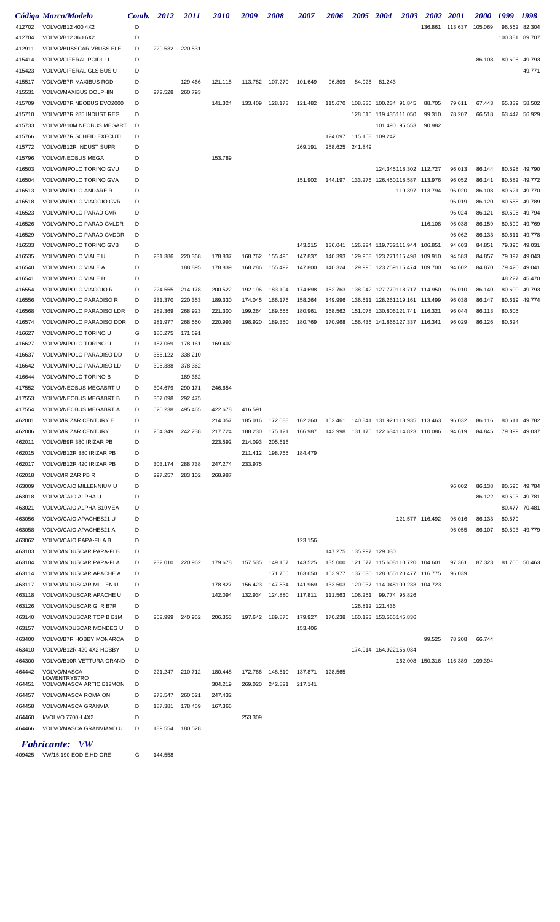| Código | Marca/Modelo | Comb. | 2012 | 2011 | 2010 | 2009 | 2008 | 2007 | 2006 | 2005 | 2004 | 2003 | 2002 | 2001 | 2000 | 1999 | 1998 |
|---|---|---|---|---|---|---|---|---|---|---|---|---|---|---|---|---|---|
| 412702 | VOLVO/B12 400 4X2 | D | | | | | | | | | | | 136.861 | 113.637 | 105.069 | 96.562 | 82.304 |
| 412704 | VOLVO/B12 360 6X2 | D | | | | | | | | | | | | | | 100.381 | 89.707 |
| 412911 | VOLVO/BUSSCAR VBUSS ELE | D | 229.532 | 220.531 | | | | | | | | | | | | | |
| 415414 | VOLVO/CIFERAL PCIDII U | D | | | | | | | | | | | | | 86.108 | 80.606 | 49.793 |
| 415423 | VOLVO/CIFERAL GLS BUS U | D | | | | | | | | | | | | | | | 49.771 |
| 415517 | VOLVO/B7R MAXIBUS ROD | D | | 129.466 | 121.115 | 113.782 | 107.270 | 101.649 | 96.809 | 84.925 | 81.243 | | | | | | |
| 415531 | VOLVO/MAXIBUS DOLPHIN | D | 272.528 | 260.793 | | | | | | | | | | | | | |
| 415709 | VOLVO/B7R NEOBUS EVO2000 | D | | | 141.324 | 133.409 | 128.173 | 121.482 | 115.670 | 108.336 | 100.234 | 91.845 | 88.705 | 79.611 | 67.443 | 65.339 | 58.502 |
| 415710 | VOLVO/B7R 285 INDUST REG | D | | | | | | | | 128.515 | 119.435 | 111.050 | 99.310 | 78.207 | 66.518 | 63.447 | 56.929 |
| 415733 | VOLVO/B10M NEOBUS MEGART | D | | | | | | | | | 101.490 | 95.553 | 90.982 | | | | |
| 415766 | VOLVO/B7R SCHEID EXECUTI | D | | | | | | | 124.097 | 115.168 | 109.242 | | | | | | |
| 415772 | VOLVO/B12R INDUST SUPR | D | | | | | | 269.191 | 258.625 | 241.849 | | | | | | | |
| 415796 | VOLVO/NEOBUS MEGA | D | | | 153.789 | | | | | | | | | | | | |
| 416503 | VOLVO/MPOLO TORINO GVU | D | | | | | | | | | 124.345 | 118.302 | 112.727 | 96.013 | 86.144 | 80.598 | 49.790 |
| 416504 | VOLVO/MPOLO TORINO GVA | D | | | | | | 151.902 | 144.197 | 133.276 | 126.450 | 118.587 | 113.976 | 96.052 | 86.141 | 80.582 | 49.772 |
| 416513 | VOLVO/MPOLO ANDARE R | D | | | | | | | | | | 119.397 | 113.794 | 96.020 | 86.108 | 80.621 | 49.770 |
| 416518 | VOLVO/MPOLO VIAGGIO GVR | D | | | | | | | | | | | | 96.019 | 86.120 | 80.588 | 49.789 |
| 416523 | VOLVO/MPOLO PARAD GVR | D | | | | | | | | | | | | 96.024 | 86.121 | 80.595 | 49.794 |
| 416526 | VOLVO/MPOLO PARAD GVLDR | D | | | | | | | | | | | 116.108 | 96.038 | 86.159 | 80.599 | 49.769 |
| 416529 | VOLVO/MPOLO PARAD GVDDR | D | | | | | | | | | | | | 96.062 | 86.133 | 80.611 | 49.778 |
| 416533 | VOLVO/MPOLO TORINO GVB | D | | | | | | 143.215 | 136.041 | 126.224 | 119.732 | 111.944 | 106.851 | 94.603 | 84.851 | 79.396 | 49.031 |
| 416535 | VOLVO/MPOLO VIALE U | D | 231.386 | 220.368 | 178.837 | 168.762 | 155.495 | 147.837 | 140.393 | 129.958 | 123.271 | 115.498 | 109.910 | 94.583 | 84.857 | 79.397 | 49.043 |
| 416540 | VOLVO/MPOLO VIALE A | D | | 188.895 | 178.839 | 168.286 | 155.492 | 147.800 | 140.324 | 129.996 | 123.259 | 115.474 | 109.700 | 94.602 | 84.870 | 79.420 | 49.041 |
| 416541 | VOLVO/MPOLO VIALE B | D | | | | | | | | | | | | | | 48.227 | 45.470 |
| 416554 | VOLVO/MPOLO VIAGGIO R | D | 224.555 | 214.178 | 200.522 | 192.196 | 183.104 | 174.698 | 152.763 | 138.942 | 127.779 | 118.717 | 114.950 | 96.010 | 86.140 | 80.600 | 49.793 |
| 416556 | VOLVO/MPOLO PARADISO R | D | 231.370 | 220.353 | 189.330 | 174.045 | 166.176 | 158.264 | 149.996 | 136.511 | 128.261 | 119.161 | 113.499 | 96.038 | 86.147 | 80.619 | 49.774 |
| 416568 | VOLVO/MPOLO PARADISO LDR | D | 282.369 | 268.923 | 221.300 | 199.264 | 189.655 | 180.961 | 168.562 | 151.078 | 130.806 | 121.741 | 116.321 | 96.044 | 86.113 | 80.605 | |
| 416574 | VOLVO/MPOLO PARADISO DDR | D | 281.977 | 268.550 | 220.993 | 198.920 | 189.350 | 180.769 | 170.968 | 156.436 | 141.865 | 127.337 | 116.341 | 96.029 | 86.126 | 80.624 | |
| 416627 | VOLVO/MPOLO TORINO U | G | 180.275 | 171.691 | | | | | | | | | | | | | |
| 416627 | VOLVO/MPOLO TORINO U | D | 187.069 | 178.161 | 169.402 | | | | | | | | | | | | |
| 416637 | VOLVO/MPOLO PARADISO DD | D | 355.122 | 338.210 | | | | | | | | | | | | | |
| 416642 | VOLVO/MPOLO PARADISO LD | D | 395.388 | 378.362 | | | | | | | | | | | | | |
| 416644 | VOLVO/MPOLO TORINO B | D | | 189.362 | | | | | | | | | | | | | |
| 417552 | VOLVO/NEOBUS MEGABRT U | D | 304.679 | 290.171 | 246.654 | | | | | | | | | | | | |
| 417553 | VOLVO/NEOBUS MEGABRT B | D | 307.098 | 292.475 | | | | | | | | | | | | | |
| 417554 | VOLVO/NEOBUS MEGABRT A | D | 520.238 | 495.465 | 422.678 | 416.591 | | | | | | | | | | | |
| 462001 | VOLVO/IRIZAR CENTURY E | D | | | 214.057 | 185.016 | 172.088 | 162.260 | 152.461 | 140.841 | 131.921 | 118.935 | 113.463 | 96.032 | 86.116 | 80.611 | 49.782 |
| 462006 | VOLVO/IRIZAR CENTURY | D | 254.349 | 242.238 | 217.724 | 188.230 | 175.121 | 166.987 | 143.998 | 131.175 | 122.634 | 114.823 | 110.086 | 94.619 | 84.845 | 79.399 | 49.037 |
| 462011 | VOLVO/B9R 380 IRIZAR PB | D | | | 223.592 | 214.093 | 205.616 | | | | | | | | | | |
| 462015 | VOLVO/B12R 380 IRIZAR PB | D | | | | 211.412 | 198.765 | 184.479 | | | | | | | | | |
| 462017 | VOLVO/B12R 420 IRIZAR PB | D | 303.174 | 288.738 | 247.274 | 233.975 | | | | | | | | | | | |
| 462018 | VOLVO/IRIZAR PB R | D | 297.257 | 283.102 | 268.987 | | | | | | | | | | | | |
| 463009 | VOLVO/CAIO MILLENNIUM U | D | | | | | | | | | | | | 96.002 | 86.138 | 80.596 | 49.784 |
| 463018 | VOLVO/CAIO ALPHA U | D | | | | | | | | | | | | | 86.122 | 80.593 | 49.781 |
| 463021 | VOLVO/CAIO ALPHA B10MEA | D | | | | | | | | | | | | | | 80.477 | 70.481 |
| 463056 | VOLVO/CAIO APACHES21 U | D | | | | | | | | | | 121.577 | 116.492 | 96.016 | 86.133 | 80.579 | |
| 463058 | VOLVO/CAIO APACHES21 A | D | | | | | | | | | | | | 96.055 | 86.107 | 80.593 | 49.779 |
| 463062 | VOLVO/CAIO PAPA-FILA B | D | | | | | | 123.156 | | | | | | | | | |
| 463103 | VOLVO/INDUSCAR PAPA-FI B | D | | | | | | | 147.275 | 135.997 | 129.030 | | | | | | |
| 463104 | VOLVO/INDUSCAR PAPA-FI A | D | 232.010 | 220.962 | 179.678 | 157.535 | 149.157 | 143.525 | 135.000 | 121.677 | 115.608 | 110.720 | 104.601 | 97.361 | 87.323 | 81.705 | 50.463 |
| 463114 | VOLVO/INDUSCAR APACHE A | D | | | | | 171.756 | 163.650 | 153.977 | 137.030 | 128.355 | 120.477 | 116.775 | 96.039 | | | |
| 463117 | VOLVO/INDUSCAR MILLEN U | D | | | 178.827 | 156.423 | 147.834 | 141.969 | 133.503 | 120.037 | 114.048 | 109.233 | 104.723 | | | | |
| 463118 | VOLVO/INDUSCAR APACHE U | D | | | 142.094 | 132.934 | 124.880 | 117.811 | 111.563 | 106.251 | 99.774 | 95.826 | | | | | |
| 463126 | VOLVO/INDUSCAR GI R B7R | D | | | | | | | | 126.812 | 121.436 | | | | | | |
| 463140 | VOLVO/INDUSCAR TOP B B1M | D | 252.999 | 240.952 | 206.353 | 197.642 | 189.876 | 179.927 | 170.238 | 160.123 | 153.565 | 145.836 | | | | | |
| 463157 | VOLVO/INDUSCAR MONDEG U | D | | | | | | 153.406 | | | | | | | | | |
| 463400 | VOLVO/B7R HOBBY MONARCA | D | | | | | | | | | | | 99.525 | 78.208 | 66.744 | | |
| 463410 | VOLVO/B12R 420 4X2 HOBBY | D | | | | | | | | 174.914 | 164.922 | 156.034 | | | | | |
| 464300 | VOLVO/B10R VETTURA GRAND | D | | | | | | | | | | 162.008 | 150.316 | 116.389 | 109.394 | | |
| 464442 | VOLVO/MASCA LOWENTRYB7RO | D | 221.247 | 210.712 | 180.448 | 172.766 | 148.510 | 137.871 | 128.565 | | | | | | | | |
| 464451 | VOLVO/MASCA ARTIC B12MON | D | | | 304.219 | 269.020 | 242.821 | 217.141 | | | | | | | | | |
| 464457 | VOLVO/MASCA ROMA ON | D | 273.547 | 260.521 | 247.432 | | | | | | | | | | | | |
| 464458 | VOLVO/MASCA GRANVIA | D | 187.381 | 178.459 | 167.366 | | | | | | | | | | | | |
| 464460 | I/VOLVO 7700H 4X2 | D | | | | 253.309 | | | | | | | | | | | |
| 464466 | VOLVO/MASCA GRANVIAMD U | D | 189.554 | 180.528 | | | | | | | | | | | | | |

***Fabricante: VW***

| Código | Marca/Modelo | Comb. | 2012 |
|---|---|---|---|
| 409425 | VW/15.190 EOD E.HD ORE | G | 144.558 |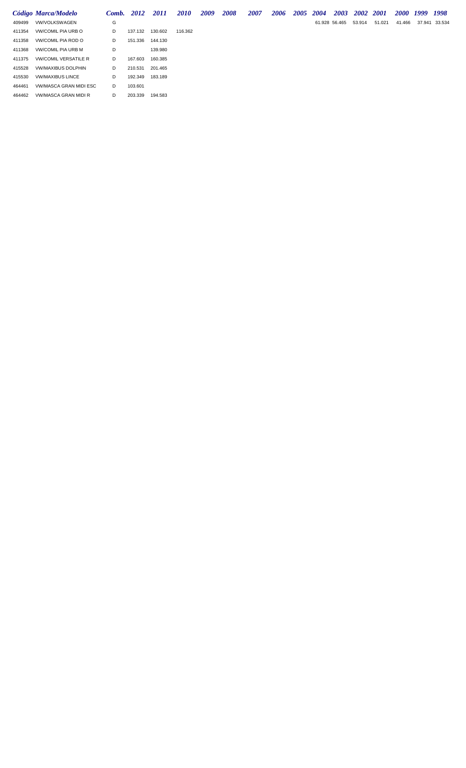| Código | Marca/Modelo | Comb. | 2012 | 2011 | 2010 | 2009 | 2008 | 2007 | 2006 | 2005 | 2004 | 2003 | 2002 | 2001 | 2000 | 1999 | 1998 |
|---|---|---|---|---|---|---|---|---|---|---|---|---|---|---|---|---|---|
| 409499 | VW/VOLKSWAGEN | G | | | | | | | | | 61.928 | 56.465 | 53.914 | 51.021 | 41.466 | 37.941 | 33.534 |
| 411354 | VW/COMIL PIA URB O | D | 137.132 | 130.602 | 116.362 | | | | | | | | | | | | |
| 411358 | VW/COMIL PIA ROD O | D | 151.336 | 144.130 | | | | | | | | | | | | | |
| 411368 | VW/COMIL PIA URB M | D | | 139.980 | | | | | | | | | | | | | |
| 411375 | VW/COMIL VERSATILE R | D | 167.603 | 160.385 | | | | | | | | | | | | | |
| 415528 | VW/MAXIBUS DOLPHIN | D | 210.531 | 201.465 | | | | | | | | | | | | | |
| 415530 | VW/MAXIBUS LINCE | D | 192.349 | 183.189 | | | | | | | | | | | | | |
| 464461 | VW/MASCA GRAN MIDI ESC | D | 103.601 | | | | | | | | | | | | | | |
| 464462 | VW/MASCA GRAN MIDI R | D | 203.339 | 194.583 | | | | | | | | | | | | | |